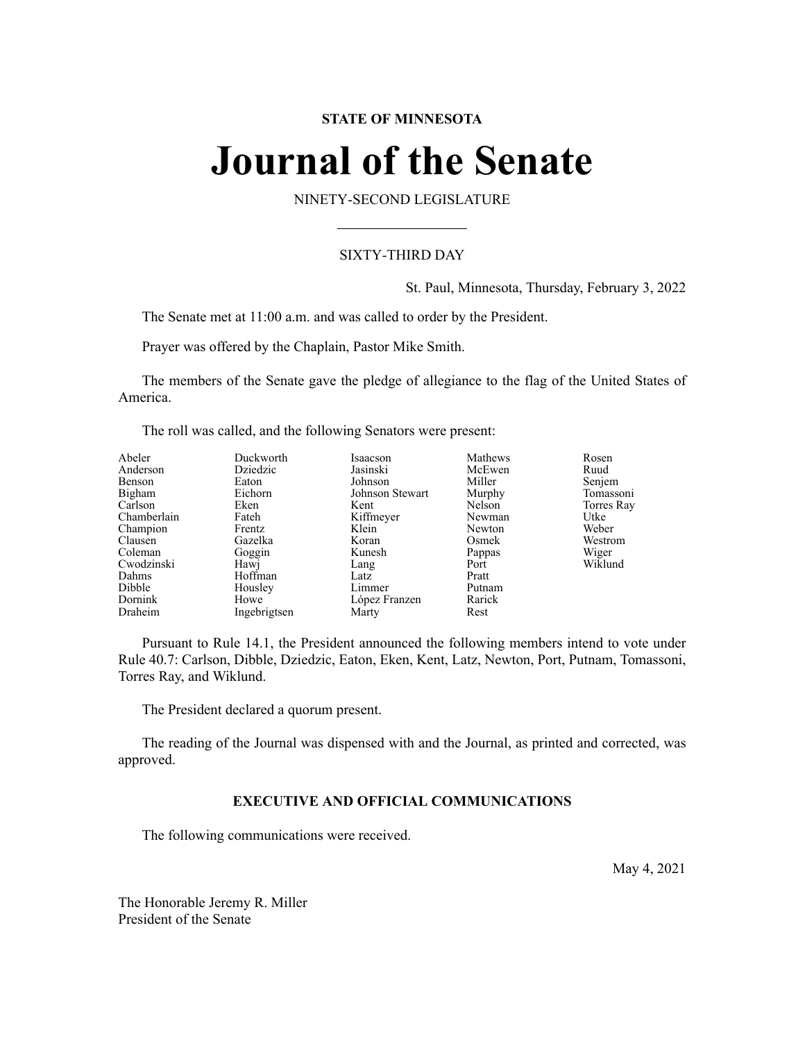**STATE OF MINNESOTA**

# Journal of the Senate

NINETY-SECOND LEGISLATURE

SIXTY-THIRD DAY

St. Paul, Minnesota, Thursday, February 3, 2022

The Senate met at 11:00 a.m. and was called to order by the President.

Prayer was offered by the Chaplain, Pastor Mike Smith.

The members of the Senate gave the pledge of allegiance to the flag of the United States of America.

The roll was called, and the following Senators were present:

| | | | | |
|---|---|---|---|---|
| Abeler | Duckworth | Isaacson | Mathews | Rosen |
| Anderson | Dziedzic | Jasinski | McEwen | Ruud |
| Benson | Eaton | Johnson | Miller | Senjem |
| Bigham | Eichorn | Johnson Stewart | Murphy | Tomassoni |
| Carlson | Eken | Kent | Nelson | Torres Ray |
| Chamberlain | Fateh | Kiffmeyer | Newman | Utke |
| Champion | Frentz | Klein | Newton | Weber |
| Clausen | Gazelka | Koran | Osmek | Westrom |
| Coleman | Goggin | Kunesh | Pappas | Wiger |
| Cwodzinski | Hawj | Lang | Port | Wiklund |
| Dahms | Hoffman | Latz | Pratt | |
| Dibble | Housley | Limmer | Putnam | |
| Dornink | Howe | López Franzen | Rarick | |
| Draheim | Ingebrigtsen | Marty | Rest | |

Pursuant to Rule 14.1, the President announced the following members intend to vote under Rule 40.7: Carlson, Dibble, Dziedzic, Eaton, Eken, Kent, Latz, Newton, Port, Putnam, Tomassoni, Torres Ray, and Wiklund.

The President declared a quorum present.

The reading of the Journal was dispensed with and the Journal, as printed and corrected, was approved.

## EXECUTIVE AND OFFICIAL COMMUNICATIONS

The following communications were received.

May 4, 2021

The Honorable Jeremy R. Miller
President of the Senate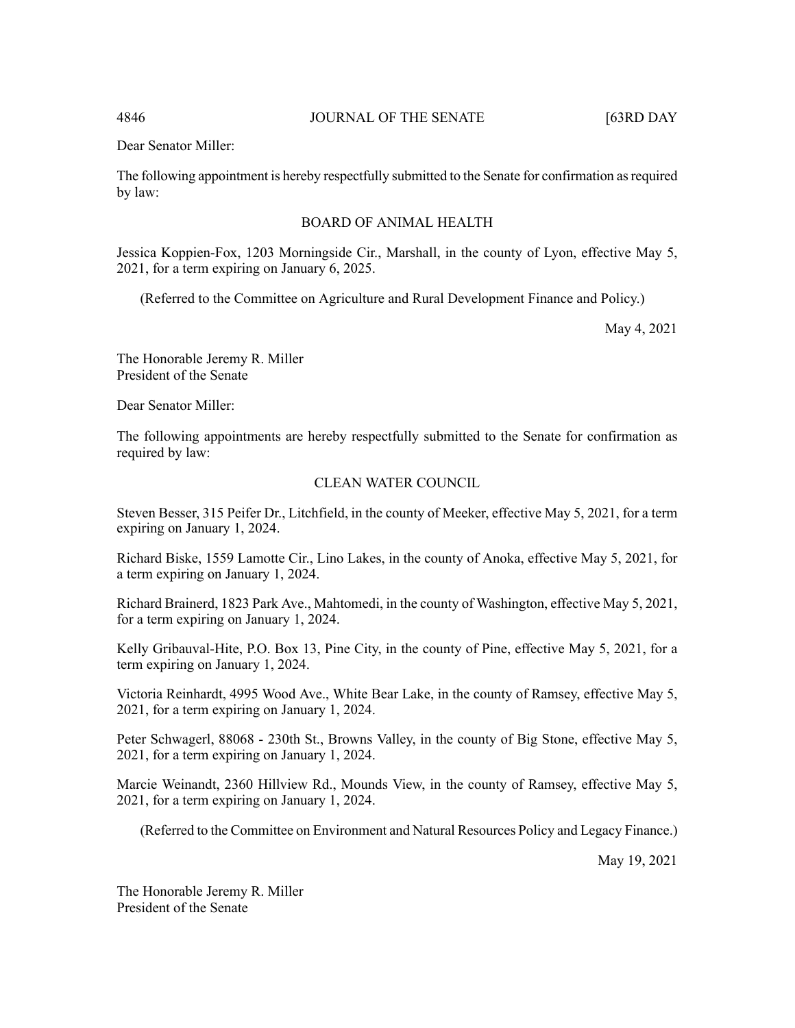Dear Senator Miller:

The following appointment is hereby respectfully submitted to the Senate for confirmation as required by law:

BOARD OF ANIMAL HEALTH

Jessica Koppien-Fox, 1203 Morningside Cir., Marshall, in the county of Lyon, effective May 5, 2021, for a term expiring on January 6, 2025.

(Referred to the Committee on Agriculture and Rural Development Finance and Policy.)

May 4, 2021

The Honorable Jeremy R. Miller
President of the Senate

Dear Senator Miller:

The following appointments are hereby respectfully submitted to the Senate for confirmation as required by law:

CLEAN WATER COUNCIL

Steven Besser, 315 Peifer Dr., Litchfield, in the county of Meeker, effective May 5, 2021, for a term expiring on January 1, 2024.

Richard Biske, 1559 Lamotte Cir., Lino Lakes, in the county of Anoka, effective May 5, 2021, for a term expiring on January 1, 2024.

Richard Brainerd, 1823 Park Ave., Mahtomedi, in the county of Washington, effective May 5, 2021, for a term expiring on January 1, 2024.

Kelly Gribauval-Hite, P.O. Box 13, Pine City, in the county of Pine, effective May 5, 2021, for a term expiring on January 1, 2024.

Victoria Reinhardt, 4995 Wood Ave., White Bear Lake, in the county of Ramsey, effective May 5, 2021, for a term expiring on January 1, 2024.

Peter Schwagerl, 88068 - 230th St., Browns Valley, in the county of Big Stone, effective May 5, 2021, for a term expiring on January 1, 2024.

Marcie Weinandt, 2360 Hillview Rd., Mounds View, in the county of Ramsey, effective May 5, 2021, for a term expiring on January 1, 2024.

(Referred to the Committee on Environment and Natural Resources Policy and Legacy Finance.)

May 19, 2021

The Honorable Jeremy R. Miller
President of the Senate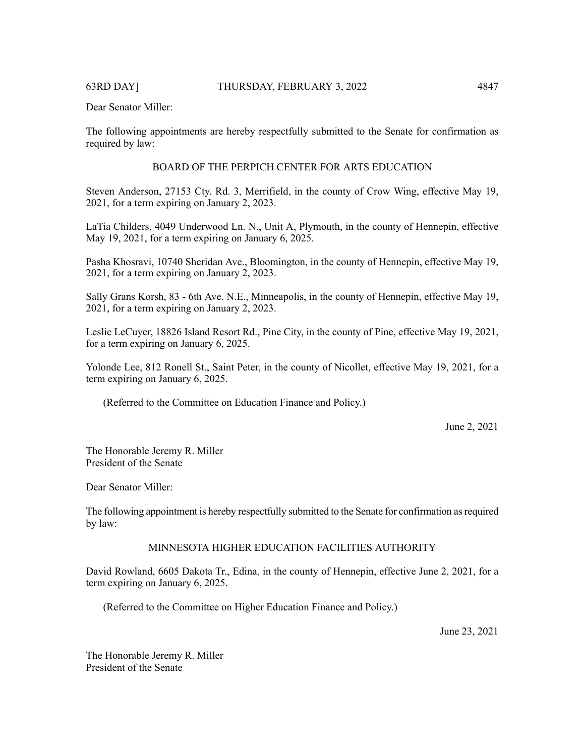Dear Senator Miller:

The following appointments are hereby respectfully submitted to the Senate for confirmation as required by law:

BOARD OF THE PERPICH CENTER FOR ARTS EDUCATION

Steven Anderson, 27153 Cty. Rd. 3, Merrifield, in the county of Crow Wing, effective May 19, 2021, for a term expiring on January 2, 2023.

LaTia Childers, 4049 Underwood Ln. N., Unit A, Plymouth, in the county of Hennepin, effective May 19, 2021, for a term expiring on January 6, 2025.

Pasha Khosravi, 10740 Sheridan Ave., Bloomington, in the county of Hennepin, effective May 19, 2021, for a term expiring on January 2, 2023.

Sally Grans Korsh, 83 - 6th Ave. N.E., Minneapolis, in the county of Hennepin, effective May 19, 2021, for a term expiring on January 2, 2023.

Leslie LeCuyer, 18826 Island Resort Rd., Pine City, in the county of Pine, effective May 19, 2021, for a term expiring on January 6, 2025.

Yolonde Lee, 812 Ronell St., Saint Peter, in the county of Nicollet, effective May 19, 2021, for a term expiring on January 6, 2025.

(Referred to the Committee on Education Finance and Policy.)

June 2, 2021

The Honorable Jeremy R. Miller
President of the Senate

Dear Senator Miller:

The following appointment is hereby respectfully submitted to the Senate for confirmation as required by law:

MINNESOTA HIGHER EDUCATION FACILITIES AUTHORITY

David Rowland, 6605 Dakota Tr., Edina, in the county of Hennepin, effective June 2, 2021, for a term expiring on January 6, 2025.

(Referred to the Committee on Higher Education Finance and Policy.)

June 23, 2021

The Honorable Jeremy R. Miller
President of the Senate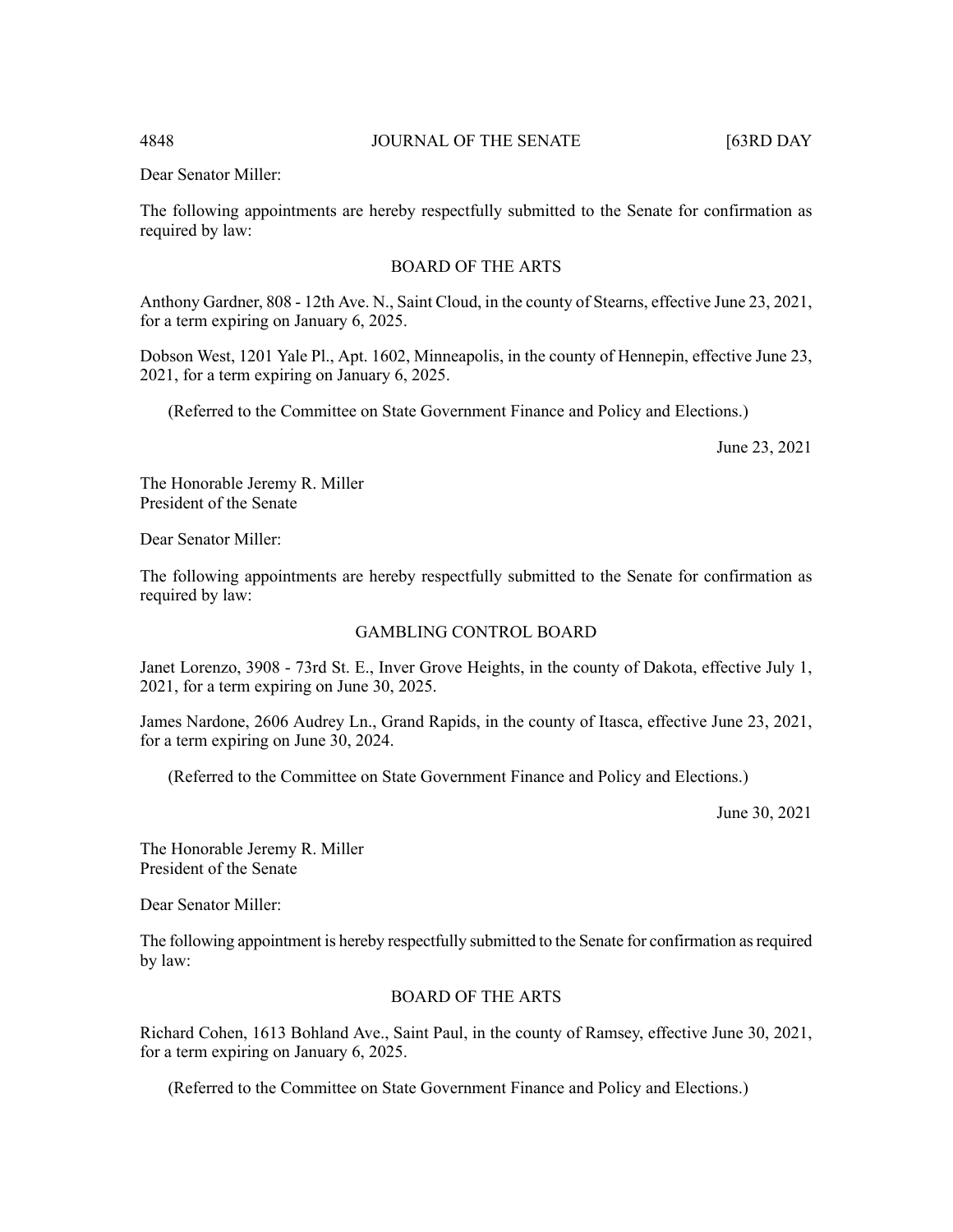Dear Senator Miller:

The following appointments are hereby respectfully submitted to the Senate for confirmation as required by law:

BOARD OF THE ARTS

Anthony Gardner, 808 - 12th Ave. N., Saint Cloud, in the county of Stearns, effective June 23, 2021, for a term expiring on January 6, 2025.

Dobson West, 1201 Yale Pl., Apt. 1602, Minneapolis, in the county of Hennepin, effective June 23, 2021, for a term expiring on January 6, 2025.

(Referred to the Committee on State Government Finance and Policy and Elections.)

June 23, 2021

The Honorable Jeremy R. Miller
President of the Senate

Dear Senator Miller:

The following appointments are hereby respectfully submitted to the Senate for confirmation as required by law:

GAMBLING CONTROL BOARD

Janet Lorenzo, 3908 - 73rd St. E., Inver Grove Heights, in the county of Dakota, effective July 1, 2021, for a term expiring on June 30, 2025.

James Nardone, 2606 Audrey Ln., Grand Rapids, in the county of Itasca, effective June 23, 2021, for a term expiring on June 30, 2024.

(Referred to the Committee on State Government Finance and Policy and Elections.)

June 30, 2021

The Honorable Jeremy R. Miller
President of the Senate

Dear Senator Miller:

The following appointment is hereby respectfully submitted to the Senate for confirmation as required by law:

BOARD OF THE ARTS

Richard Cohen, 1613 Bohland Ave., Saint Paul, in the county of Ramsey, effective June 30, 2021, for a term expiring on January 6, 2025.

(Referred to the Committee on State Government Finance and Policy and Elections.)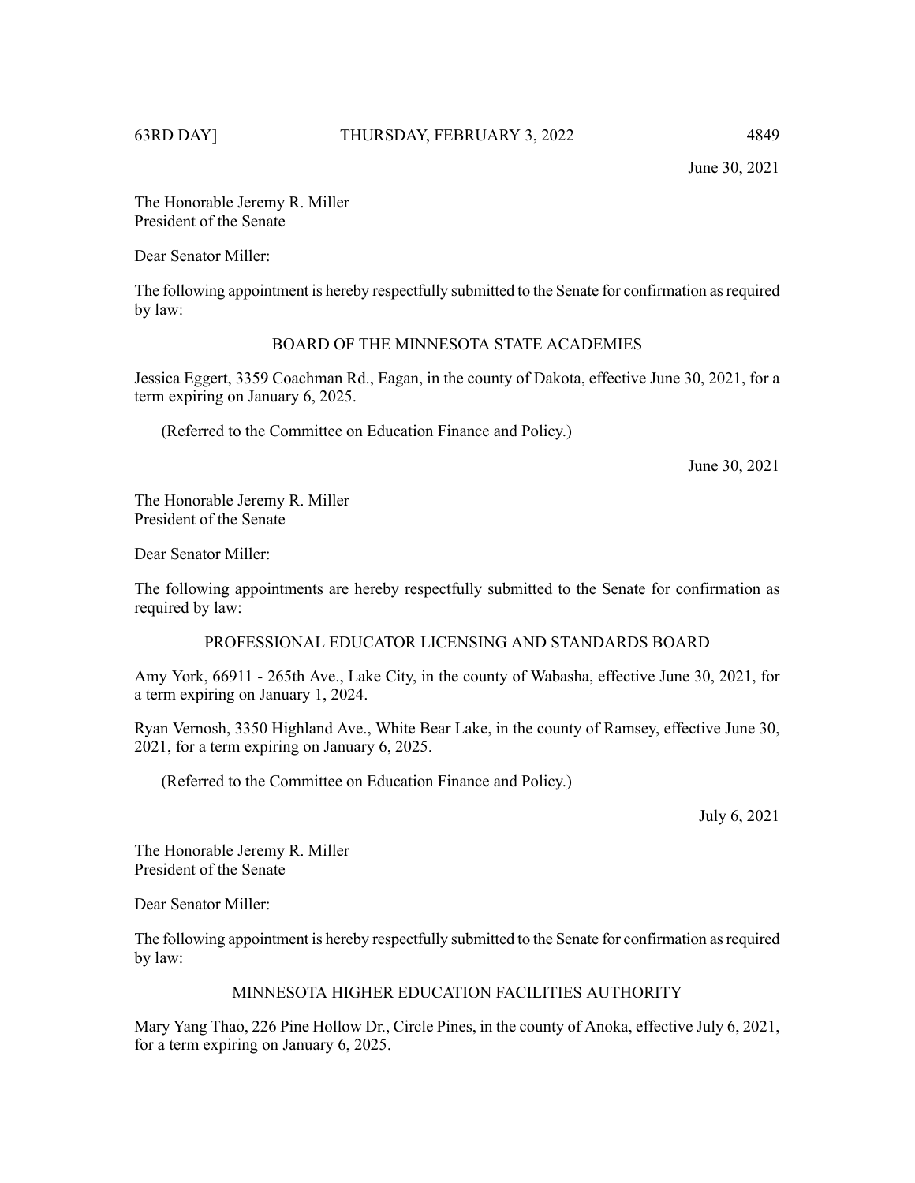June 30, 2021

The Honorable Jeremy R. Miller
President of the Senate

Dear Senator Miller:

The following appointment is hereby respectfully submitted to the Senate for confirmation as required by law:

BOARD OF THE MINNESOTA STATE ACADEMIES

Jessica Eggert, 3359 Coachman Rd., Eagan, in the county of Dakota, effective June 30, 2021, for a term expiring on January 6, 2025.

(Referred to the Committee on Education Finance and Policy.)

June 30, 2021

The Honorable Jeremy R. Miller
President of the Senate

Dear Senator Miller:

The following appointments are hereby respectfully submitted to the Senate for confirmation as required by law:

PROFESSIONAL EDUCATOR LICENSING AND STANDARDS BOARD

Amy York, 66911 - 265th Ave., Lake City, in the county of Wabasha, effective June 30, 2021, for a term expiring on January 1, 2024.

Ryan Vernosh, 3350 Highland Ave., White Bear Lake, in the county of Ramsey, effective June 30, 2021, for a term expiring on January 6, 2025.

(Referred to the Committee on Education Finance and Policy.)

July 6, 2021

The Honorable Jeremy R. Miller
President of the Senate

Dear Senator Miller:

The following appointment is hereby respectfully submitted to the Senate for confirmation as required by law:

MINNESOTA HIGHER EDUCATION FACILITIES AUTHORITY

Mary Yang Thao, 226 Pine Hollow Dr., Circle Pines, in the county of Anoka, effective July 6, 2021, for a term expiring on January 6, 2025.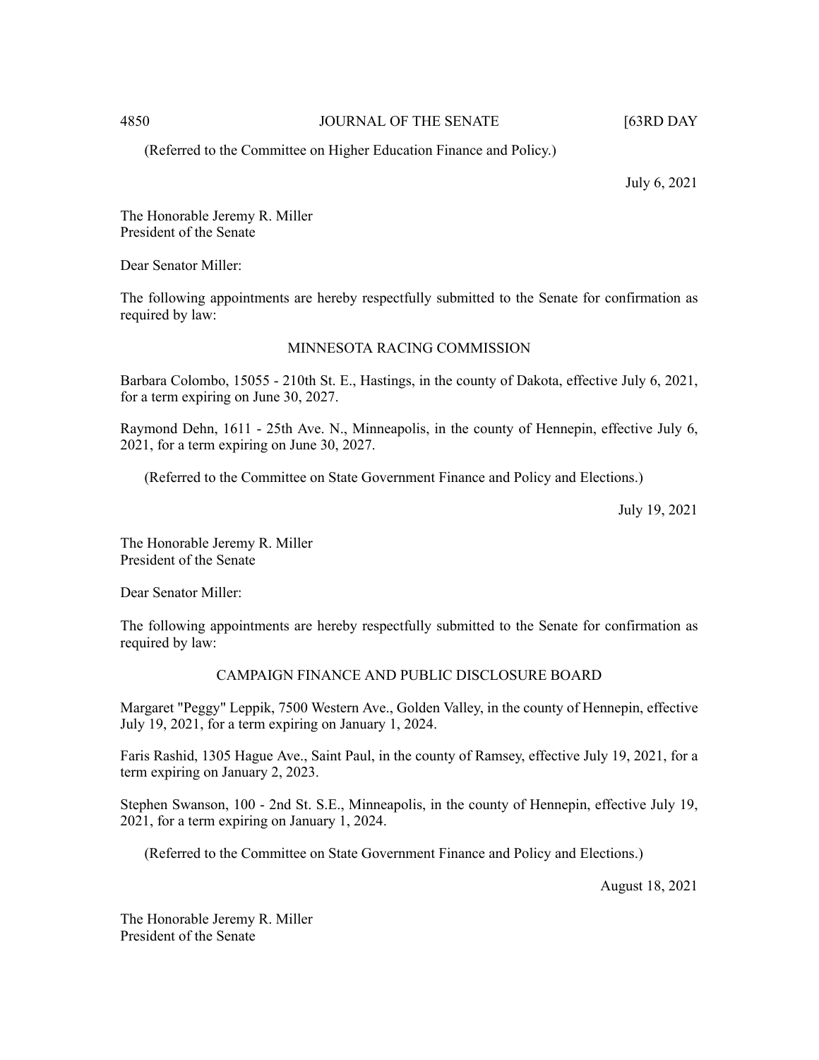(Referred to the Committee on Higher Education Finance and Policy.)

July 6, 2021

The Honorable Jeremy R. Miller
President of the Senate

Dear Senator Miller:

The following appointments are hereby respectfully submitted to the Senate for confirmation as required by law:

MINNESOTA RACING COMMISSION

Barbara Colombo, 15055 - 210th St. E., Hastings, in the county of Dakota, effective July 6, 2021, for a term expiring on June 30, 2027.

Raymond Dehn, 1611 - 25th Ave. N., Minneapolis, in the county of Hennepin, effective July 6, 2021, for a term expiring on June 30, 2027.

(Referred to the Committee on State Government Finance and Policy and Elections.)

July 19, 2021

The Honorable Jeremy R. Miller
President of the Senate

Dear Senator Miller:

The following appointments are hereby respectfully submitted to the Senate for confirmation as required by law:

CAMPAIGN FINANCE AND PUBLIC DISCLOSURE BOARD

Margaret "Peggy" Leppik, 7500 Western Ave., Golden Valley, in the county of Hennepin, effective July 19, 2021, for a term expiring on January 1, 2024.

Faris Rashid, 1305 Hague Ave., Saint Paul, in the county of Ramsey, effective July 19, 2021, for a term expiring on January 2, 2023.

Stephen Swanson, 100 - 2nd St. S.E., Minneapolis, in the county of Hennepin, effective July 19, 2021, for a term expiring on January 1, 2024.

(Referred to the Committee on State Government Finance and Policy and Elections.)

August 18, 2021

The Honorable Jeremy R. Miller
President of the Senate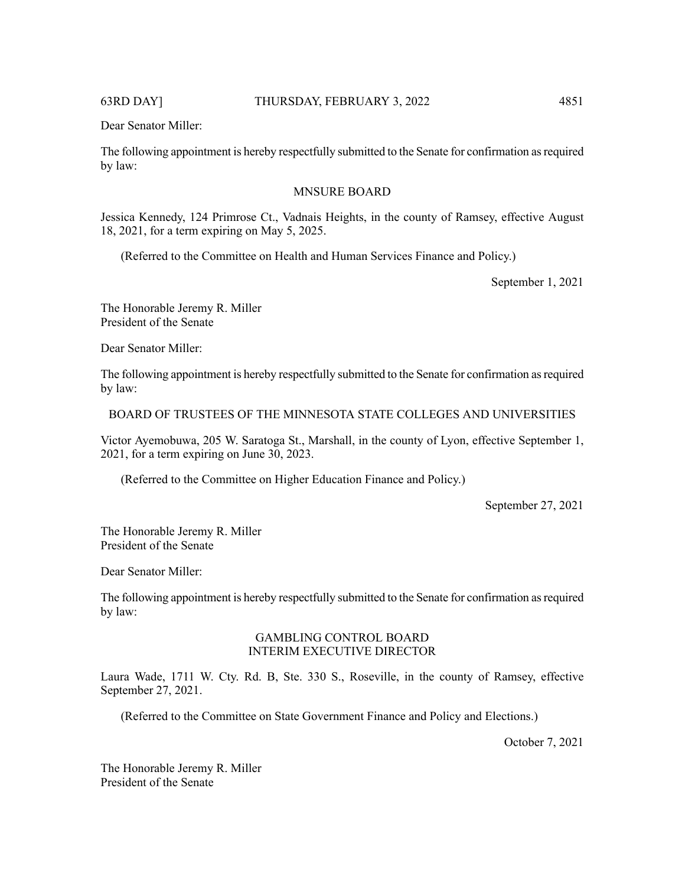Dear Senator Miller:

The following appointment is hereby respectfully submitted to the Senate for confirmation as required by law:

MNSURE BOARD

Jessica Kennedy, 124 Primrose Ct., Vadnais Heights, in the county of Ramsey, effective August 18, 2021, for a term expiring on May 5, 2025.

(Referred to the Committee on Health and Human Services Finance and Policy.)

September 1, 2021

The Honorable Jeremy R. Miller
President of the Senate

Dear Senator Miller:

The following appointment is hereby respectfully submitted to the Senate for confirmation as required by law:

BOARD OF TRUSTEES OF THE MINNESOTA STATE COLLEGES AND UNIVERSITIES

Victor Ayemobuwa, 205 W. Saratoga St., Marshall, in the county of Lyon, effective September 1, 2021, for a term expiring on June 30, 2023.

(Referred to the Committee on Higher Education Finance and Policy.)

September 27, 2021

The Honorable Jeremy R. Miller
President of the Senate

Dear Senator Miller:

The following appointment is hereby respectfully submitted to the Senate for confirmation as required by law:

GAMBLING CONTROL BOARD
INTERIM EXECUTIVE DIRECTOR

Laura Wade, 1711 W. Cty. Rd. B, Ste. 330 S., Roseville, in the county of Ramsey, effective September 27, 2021.

(Referred to the Committee on State Government Finance and Policy and Elections.)

October 7, 2021

The Honorable Jeremy R. Miller
President of the Senate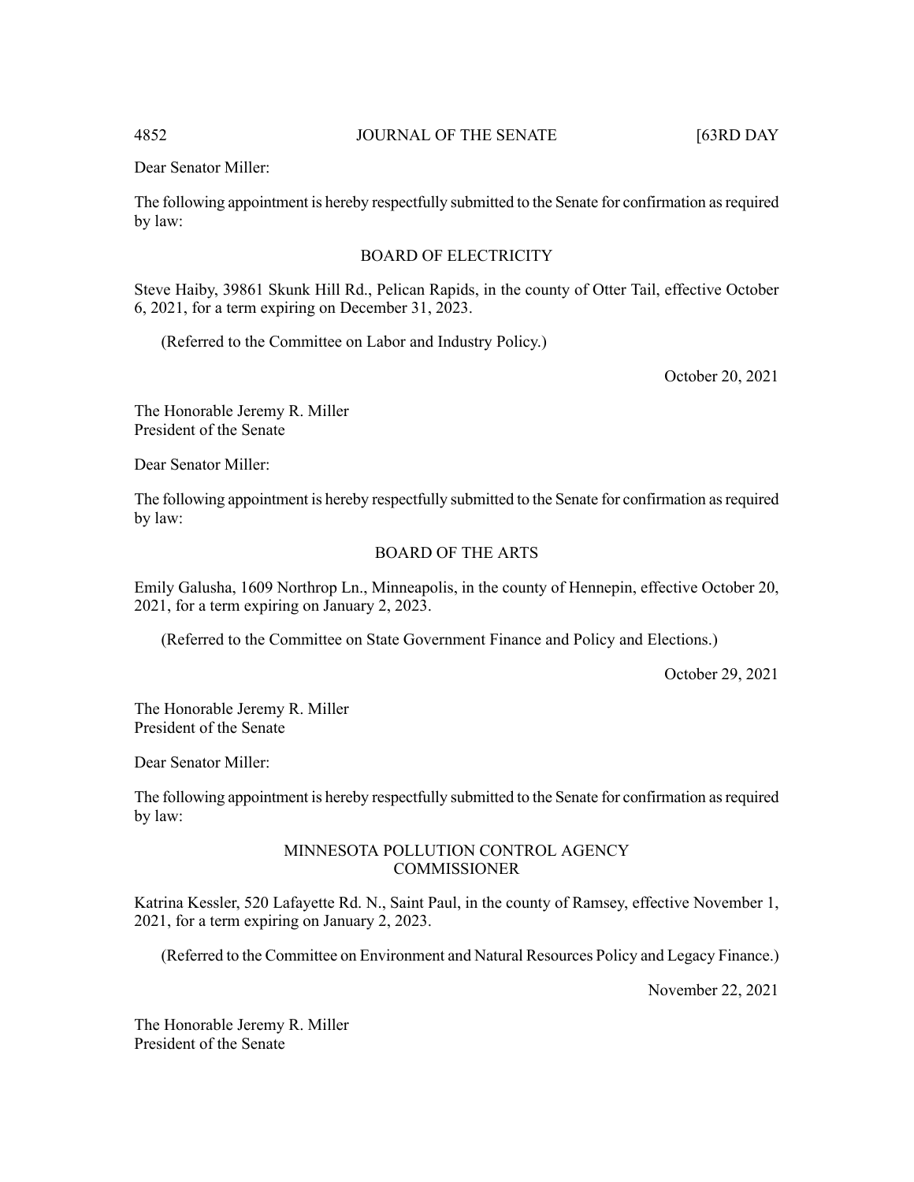Dear Senator Miller:

The following appointment is hereby respectfully submitted to the Senate for confirmation as required by law:

BOARD OF ELECTRICITY

Steve Haiby, 39861 Skunk Hill Rd., Pelican Rapids, in the county of Otter Tail, effective October 6, 2021, for a term expiring on December 31, 2023.

(Referred to the Committee on Labor and Industry Policy.)

October 20, 2021

The Honorable Jeremy R. Miller
President of the Senate

Dear Senator Miller:

The following appointment is hereby respectfully submitted to the Senate for confirmation as required by law:

BOARD OF THE ARTS

Emily Galusha, 1609 Northrop Ln., Minneapolis, in the county of Hennepin, effective October 20, 2021, for a term expiring on January 2, 2023.

(Referred to the Committee on State Government Finance and Policy and Elections.)

October 29, 2021

The Honorable Jeremy R. Miller
President of the Senate

Dear Senator Miller:

The following appointment is hereby respectfully submitted to the Senate for confirmation as required by law:

MINNESOTA POLLUTION CONTROL AGENCY
COMMISSIONER

Katrina Kessler, 520 Lafayette Rd. N., Saint Paul, in the county of Ramsey, effective November 1, 2021, for a term expiring on January 2, 2023.

(Referred to the Committee on Environment and Natural Resources Policy and Legacy Finance.)

November 22, 2021

The Honorable Jeremy R. Miller
President of the Senate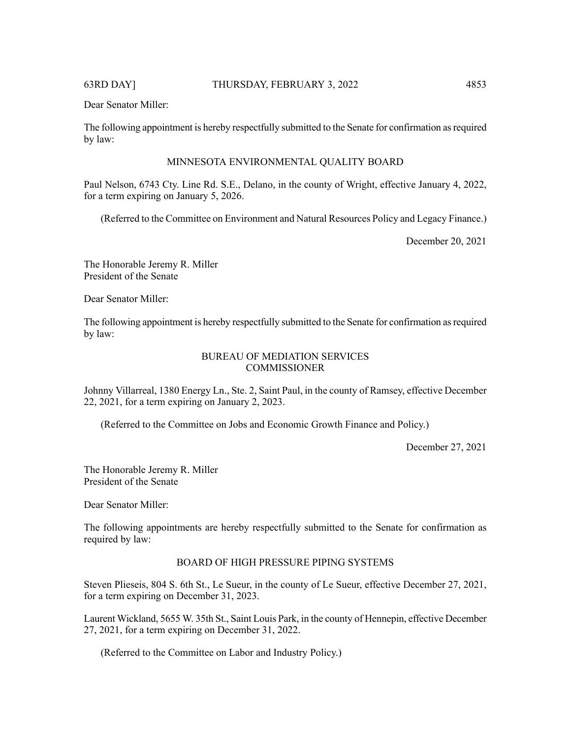Dear Senator Miller:

The following appointment is hereby respectfully submitted to the Senate for confirmation as required by law:

MINNESOTA ENVIRONMENTAL QUALITY BOARD

Paul Nelson, 6743 Cty. Line Rd. S.E., Delano, in the county of Wright, effective January 4, 2022, for a term expiring on January 5, 2026.

(Referred to the Committee on Environment and Natural Resources Policy and Legacy Finance.)

December 20, 2021

The Honorable Jeremy R. Miller
President of the Senate

Dear Senator Miller:

The following appointment is hereby respectfully submitted to the Senate for confirmation as required by law:

BUREAU OF MEDIATION SERVICES
COMMISSIONER

Johnny Villarreal, 1380 Energy Ln., Ste. 2, Saint Paul, in the county of Ramsey, effective December 22, 2021, for a term expiring on January 2, 2023.

(Referred to the Committee on Jobs and Economic Growth Finance and Policy.)

December 27, 2021

The Honorable Jeremy R. Miller
President of the Senate

Dear Senator Miller:

The following appointments are hereby respectfully submitted to the Senate for confirmation as required by law:

BOARD OF HIGH PRESSURE PIPING SYSTEMS

Steven Plieseis, 804 S. 6th St., Le Sueur, in the county of Le Sueur, effective December 27, 2021, for a term expiring on December 31, 2023.

Laurent Wickland, 5655 W. 35th St., Saint Louis Park, in the county of Hennepin, effective December 27, 2021, for a term expiring on December 31, 2022.

(Referred to the Committee on Labor and Industry Policy.)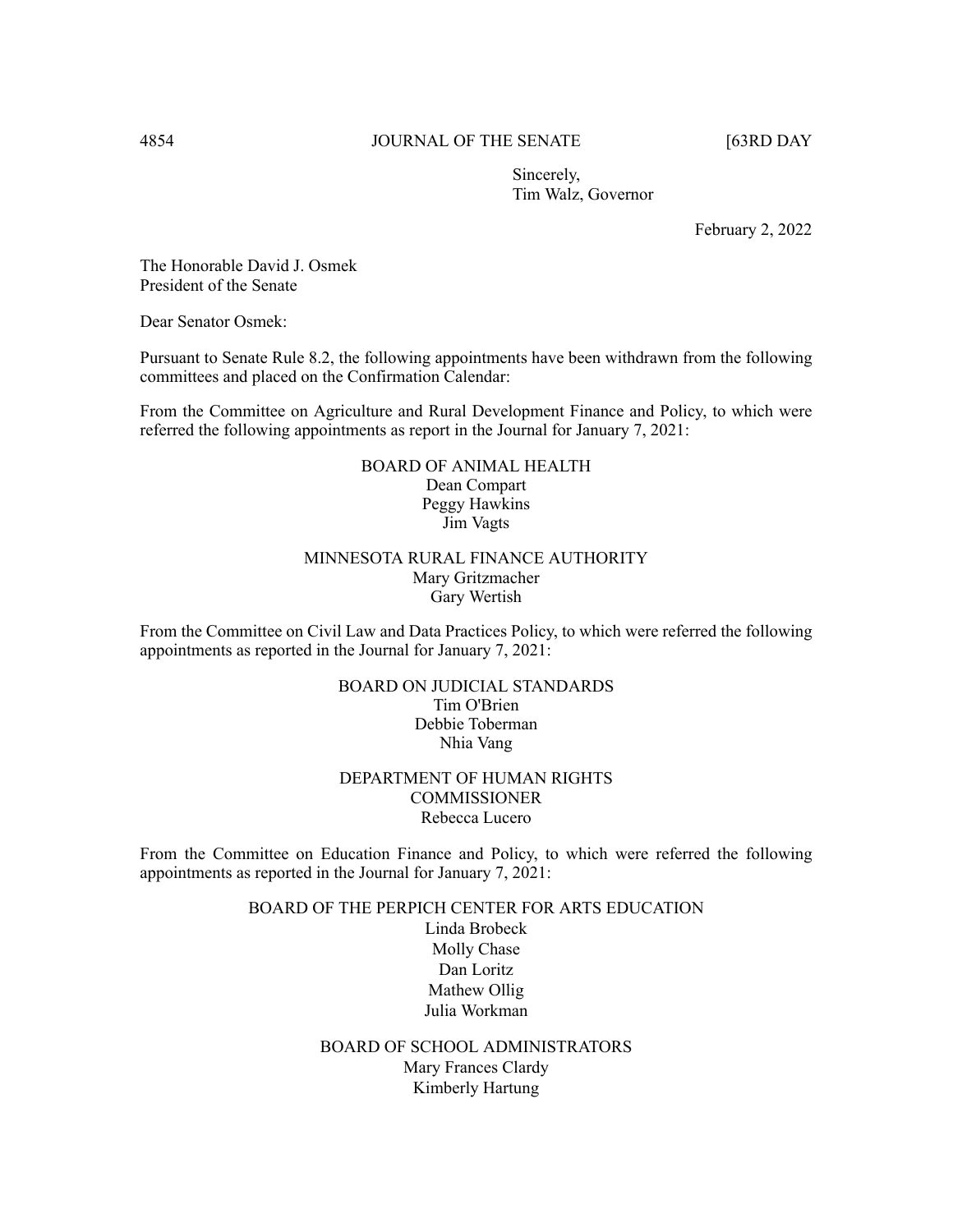Sincerely,
Tim Walz, Governor

February 2, 2022

The Honorable David J. Osmek
President of the Senate

Dear Senator Osmek:

Pursuant to Senate Rule 8.2, the following appointments have been withdrawn from the following committees and placed on the Confirmation Calendar:

From the Committee on Agriculture and Rural Development Finance and Policy, to which were referred the following appointments as report in the Journal for January 7, 2021:

BOARD OF ANIMAL HEALTH
Dean Compart
Peggy Hawkins
Jim Vagts

MINNESOTA RURAL FINANCE AUTHORITY
Mary Gritzmacher
Gary Wertish

From the Committee on Civil Law and Data Practices Policy, to which were referred the following appointments as reported in the Journal for January 7, 2021:

BOARD ON JUDICIAL STANDARDS
Tim O'Brien
Debbie Toberman
Nhia Vang

DEPARTMENT OF HUMAN RIGHTS
COMMISSIONER
Rebecca Lucero

From the Committee on Education Finance and Policy, to which were referred the following appointments as reported in the Journal for January 7, 2021:

BOARD OF THE PERPICH CENTER FOR ARTS EDUCATION
Linda Brobeck
Molly Chase
Dan Loritz
Mathew Ollig
Julia Workman

BOARD OF SCHOOL ADMINISTRATORS
Mary Frances Clardy
Kimberly Hartung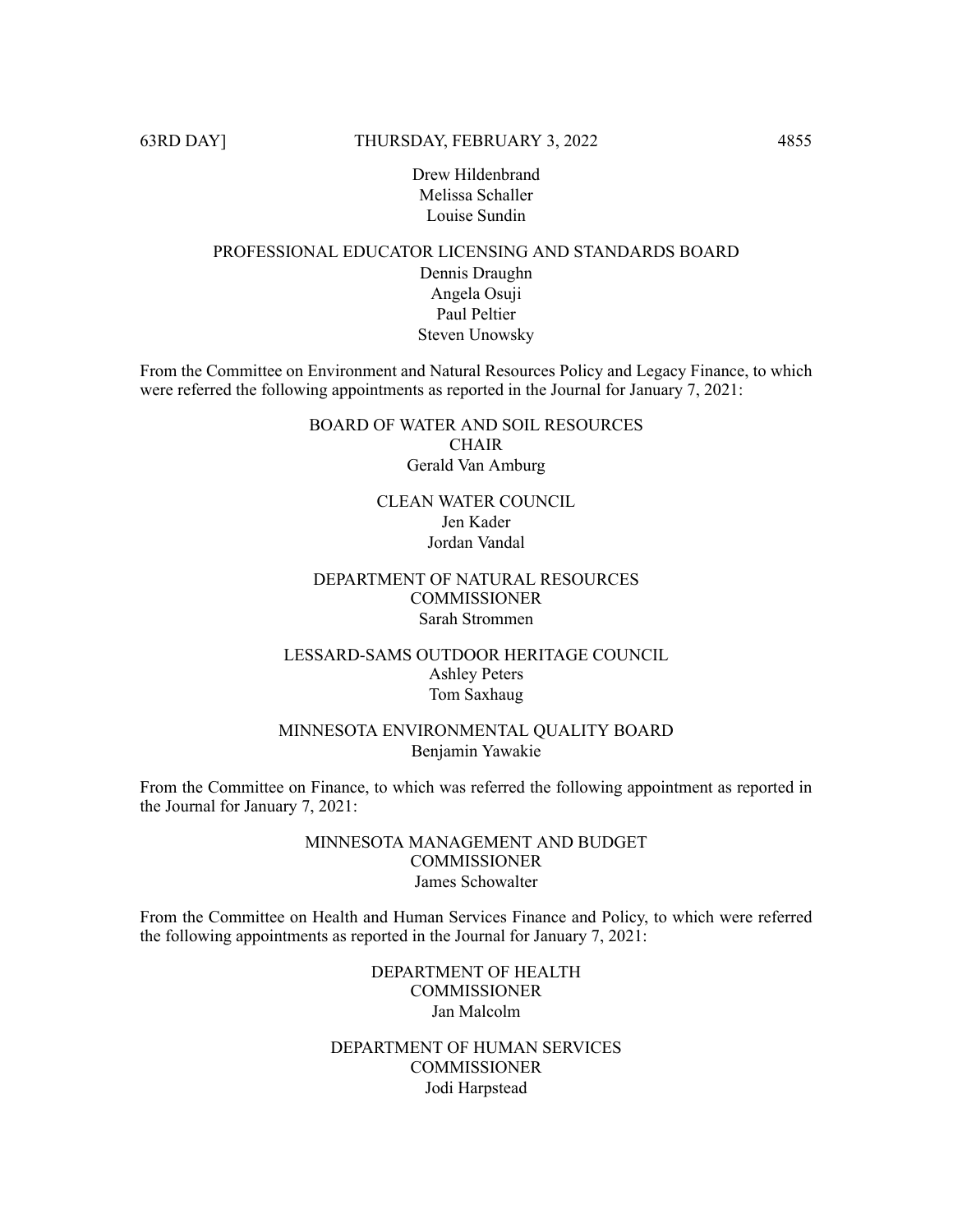Drew Hildenbrand
Melissa Schaller
Louise Sundin

PROFESSIONAL EDUCATOR LICENSING AND STANDARDS BOARD
Dennis Draughn
Angela Osuji
Paul Peltier
Steven Unowsky

From the Committee on Environment and Natural Resources Policy and Legacy Finance, to which were referred the following appointments as reported in the Journal for January 7, 2021:

BOARD OF WATER AND SOIL RESOURCES
CHAIR
Gerald Van Amburg

CLEAN WATER COUNCIL
Jen Kader
Jordan Vandal

DEPARTMENT OF NATURAL RESOURCES
COMMISSIONER
Sarah Strommen

LESSARD-SAMS OUTDOOR HERITAGE COUNCIL
Ashley Peters
Tom Saxhaug

MINNESOTA ENVIRONMENTAL QUALITY BOARD
Benjamin Yawakie

From the Committee on Finance, to which was referred the following appointment as reported in the Journal for January 7, 2021:

MINNESOTA MANAGEMENT AND BUDGET
COMMISSIONER
James Schowalter

From the Committee on Health and Human Services Finance and Policy, to which were referred the following appointments as reported in the Journal for January 7, 2021:

DEPARTMENT OF HEALTH
COMMISSIONER
Jan Malcolm

DEPARTMENT OF HUMAN SERVICES
COMMISSIONER
Jodi Harpstead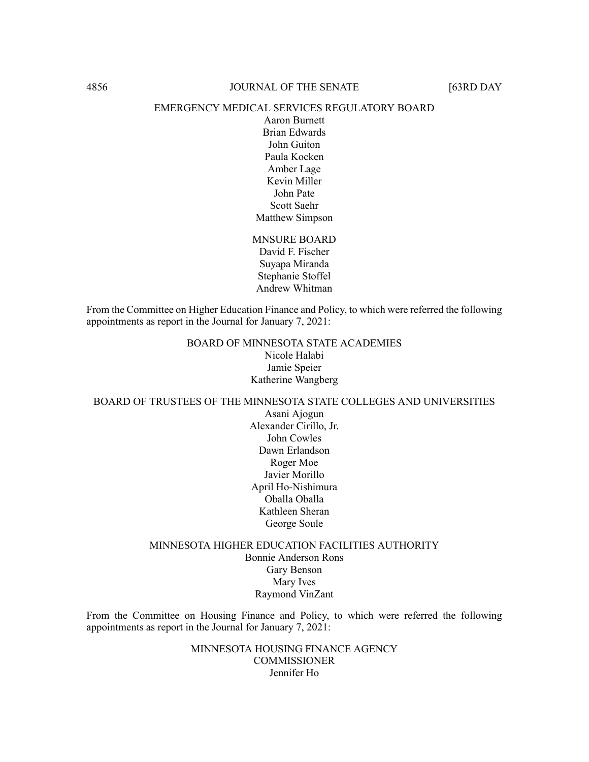EMERGENCY MEDICAL SERVICES REGULATORY BOARD

Aaron Burnett
Brian Edwards
John Guiton
Paula Kocken
Amber Lage
Kevin Miller
John Pate
Scott Saehr
Matthew Simpson

MNSURE BOARD

David F. Fischer
Suyapa Miranda
Stephanie Stoffel
Andrew Whitman

From the Committee on Higher Education Finance and Policy, to which were referred the following appointments as report in the Journal for January 7, 2021:

BOARD OF MINNESOTA STATE ACADEMIES

Nicole Halabi
Jamie Speier
Katherine Wangberg

BOARD OF TRUSTEES OF THE MINNESOTA STATE COLLEGES AND UNIVERSITIES

Asani Ajogun
Alexander Cirillo, Jr.
John Cowles
Dawn Erlandson
Roger Moe
Javier Morillo
April Ho-Nishimura
Oballa Oballa
Kathleen Sheran
George Soule

MINNESOTA HIGHER EDUCATION FACILITIES AUTHORITY

Bonnie Anderson Rons
Gary Benson
Mary Ives
Raymond VinZant

From the Committee on Housing Finance and Policy, to which were referred the following appointments as report in the Journal for January 7, 2021:

MINNESOTA HOUSING FINANCE AGENCY
COMMISSIONER

Jennifer Ho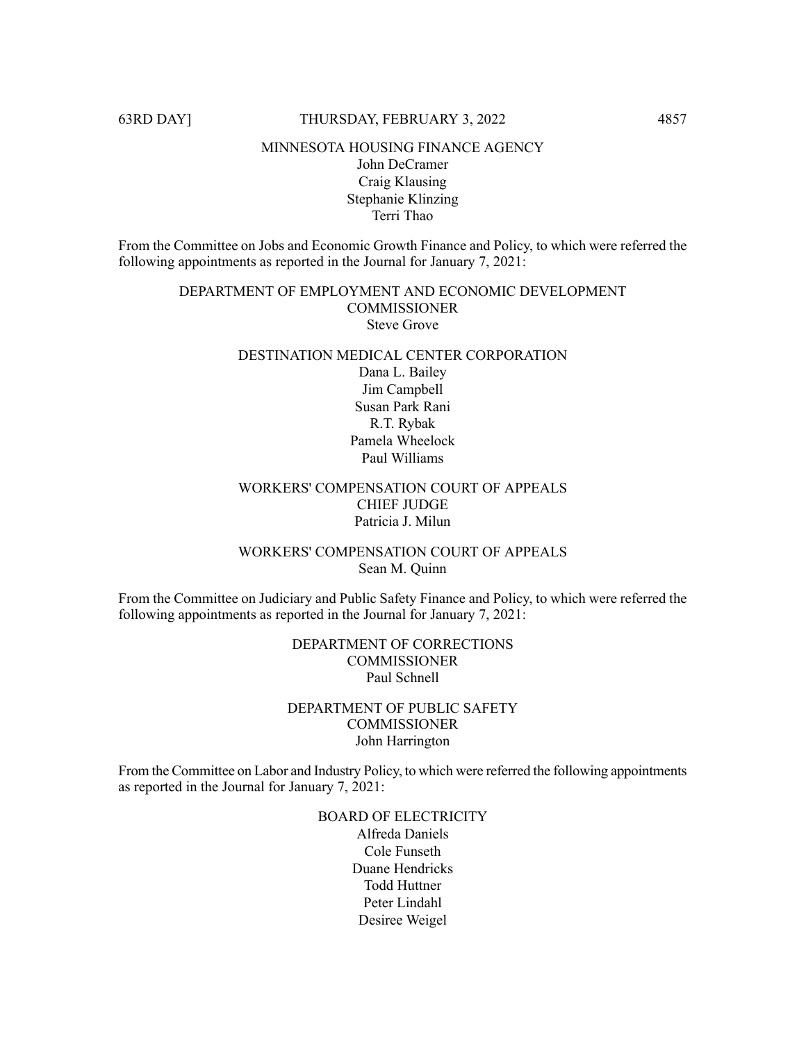MINNESOTA HOUSING FINANCE AGENCY
John DeCramer
Craig Klausing
Stephanie Klinzing
Terri Thao

From the Committee on Jobs and Economic Growth Finance and Policy, to which were referred the following appointments as reported in the Journal for January 7, 2021:

DEPARTMENT OF EMPLOYMENT AND ECONOMIC DEVELOPMENT
COMMISSIONER
Steve Grove

DESTINATION MEDICAL CENTER CORPORATION
Dana L. Bailey
Jim Campbell
Susan Park Rani
R.T. Rybak
Pamela Wheelock
Paul Williams

WORKERS' COMPENSATION COURT OF APPEALS
CHIEF JUDGE
Patricia J. Milun

WORKERS' COMPENSATION COURT OF APPEALS
Sean M. Quinn

From the Committee on Judiciary and Public Safety Finance and Policy, to which were referred the following appointments as reported in the Journal for January 7, 2021:

DEPARTMENT OF CORRECTIONS
COMMISSIONER
Paul Schnell

DEPARTMENT OF PUBLIC SAFETY
COMMISSIONER
John Harrington

From the Committee on Labor and Industry Policy, to which were referred the following appointments as reported in the Journal for January 7, 2021:

BOARD OF ELECTRICITY
Alfreda Daniels
Cole Funseth
Duane Hendricks
Todd Huttner
Peter Lindahl
Desiree Weigel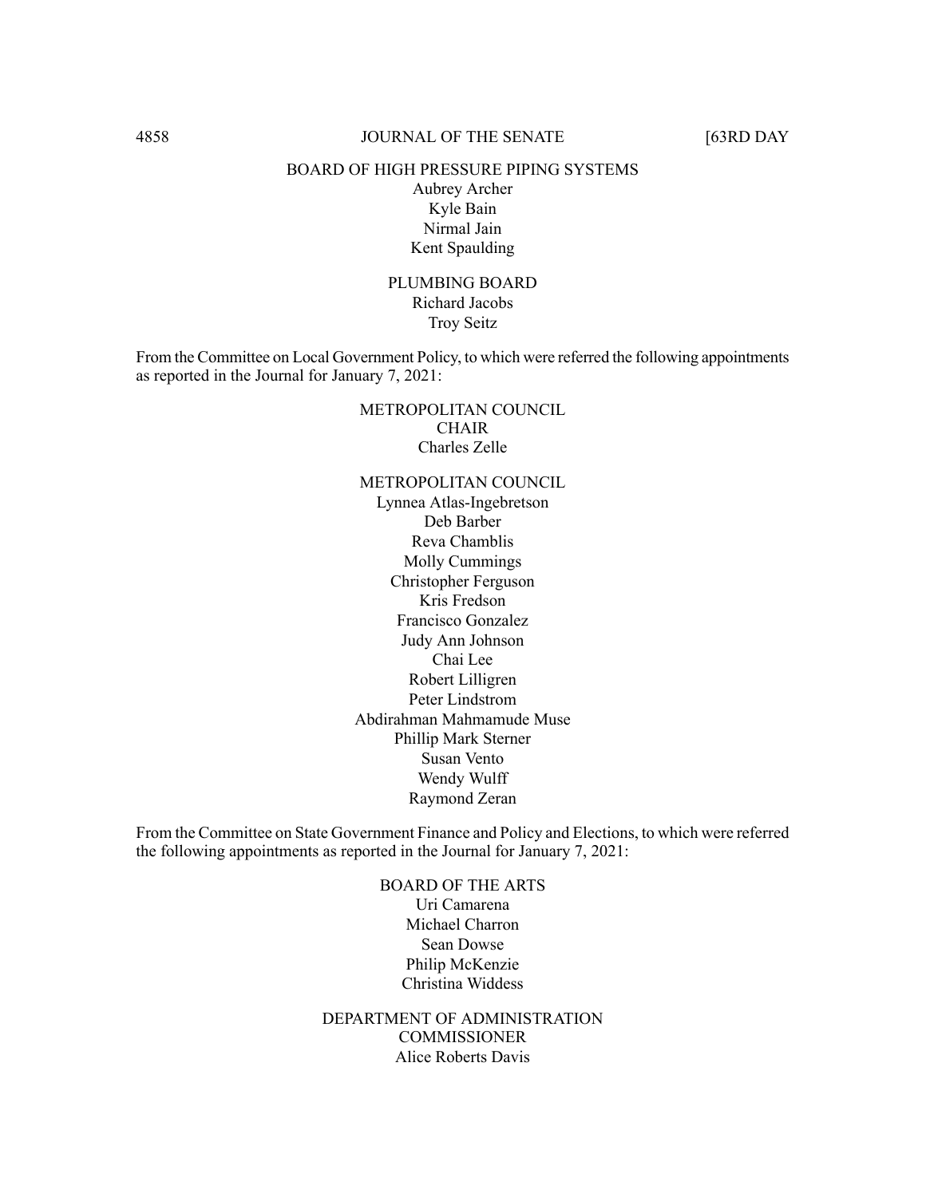BOARD OF HIGH PRESSURE PIPING SYSTEMS
Aubrey Archer
Kyle Bain
Nirmal Jain
Kent Spaulding

PLUMBING BOARD
Richard Jacobs
Troy Seitz

From the Committee on Local Government Policy, to which were referred the following appointments as reported in the Journal for January 7, 2021:

METROPOLITAN COUNCIL
CHAIR
Charles Zelle

METROPOLITAN COUNCIL
Lynnea Atlas-Ingebretson
Deb Barber
Reva Chamblis
Molly Cummings
Christopher Ferguson
Kris Fredson
Francisco Gonzalez
Judy Ann Johnson
Chai Lee
Robert Lilligren
Peter Lindstrom
Abdirahman Mahmamude Muse
Phillip Mark Sterner
Susan Vento
Wendy Wulff
Raymond Zeran

From the Committee on State Government Finance and Policy and Elections, to which were referred the following appointments as reported in the Journal for January 7, 2021:

BOARD OF THE ARTS
Uri Camarena
Michael Charron
Sean Dowse
Philip McKenzie
Christina Widdess

DEPARTMENT OF ADMINISTRATION
COMMISSIONER
Alice Roberts Davis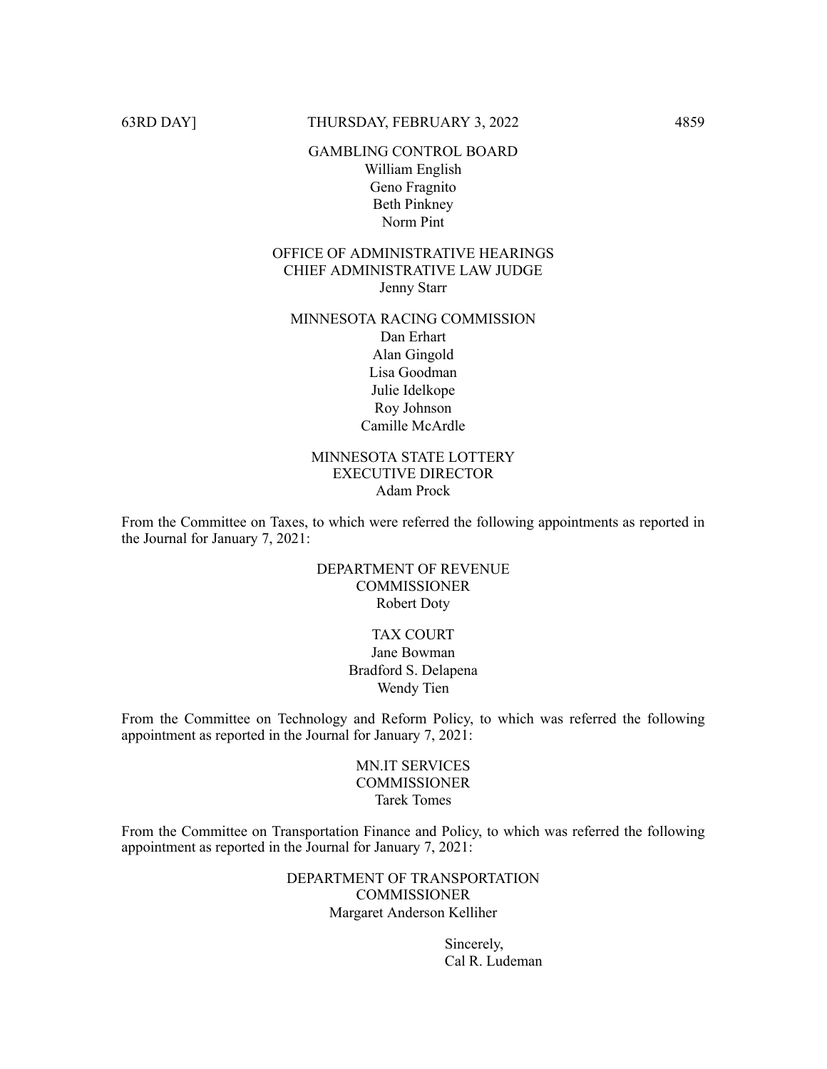GAMBLING CONTROL BOARD
William English
Geno Fragnito
Beth Pinkney
Norm Pint

OFFICE OF ADMINISTRATIVE HEARINGS
CHIEF ADMINISTRATIVE LAW JUDGE
Jenny Starr

MINNESOTA RACING COMMISSION
Dan Erhart
Alan Gingold
Lisa Goodman
Julie Idelkope
Roy Johnson
Camille McArdle

MINNESOTA STATE LOTTERY
EXECUTIVE DIRECTOR
Adam Prock

From the Committee on Taxes, to which were referred the following appointments as reported in the Journal for January 7, 2021:

DEPARTMENT OF REVENUE
COMMISSIONER
Robert Doty

TAX COURT
Jane Bowman
Bradford S. Delapena
Wendy Tien

From the Committee on Technology and Reform Policy, to which was referred the following appointment as reported in the Journal for January 7, 2021:

MN.IT SERVICES
COMMISSIONER
Tarek Tomes

From the Committee on Transportation Finance and Policy, to which was referred the following appointment as reported in the Journal for January 7, 2021:

DEPARTMENT OF TRANSPORTATION
COMMISSIONER
Margaret Anderson Kelliher

Sincerely,
Cal R. Ludeman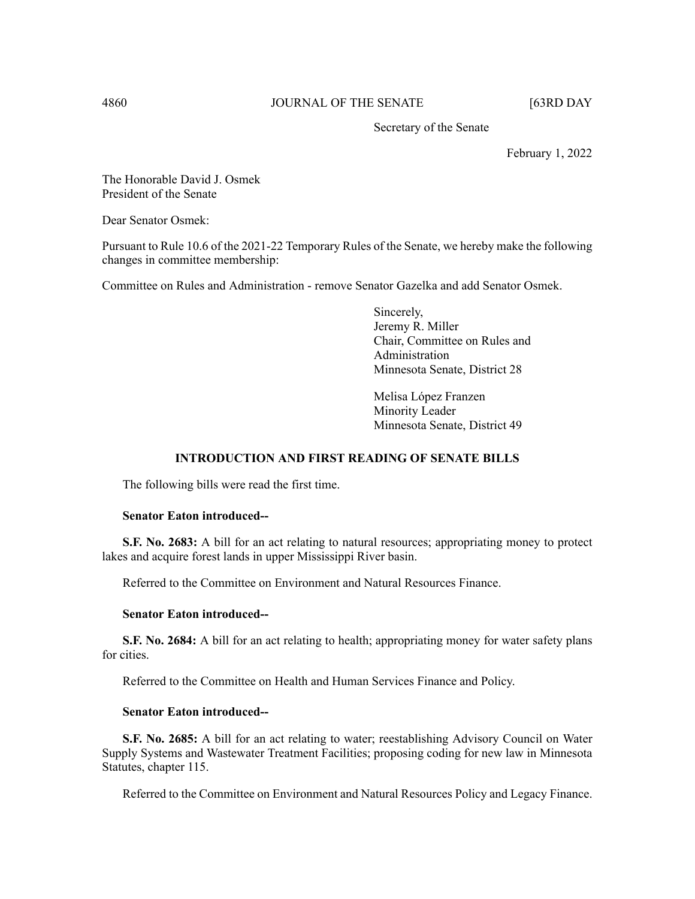Secretary of the Senate

February 1, 2022

The Honorable David J. Osmek
President of the Senate

Dear Senator Osmek:

Pursuant to Rule 10.6 of the 2021-22 Temporary Rules of the Senate, we hereby make the following changes in committee membership:

Committee on Rules and Administration - remove Senator Gazelka and add Senator Osmek.

Sincerely,
Jeremy R. Miller
Chair, Committee on Rules and Administration
Minnesota Senate, District 28

Melisa López Franzen
Minority Leader
Minnesota Senate, District 49

## INTRODUCTION AND FIRST READING OF SENATE BILLS

The following bills were read the first time.

**Senator Eaton introduced--**

**S.F. No. 2683:** A bill for an act relating to natural resources; appropriating money to protect lakes and acquire forest lands in upper Mississippi River basin.

Referred to the Committee on Environment and Natural Resources Finance.

**Senator Eaton introduced--**

**S.F. No. 2684:** A bill for an act relating to health; appropriating money for water safety plans for cities.

Referred to the Committee on Health and Human Services Finance and Policy.

**Senator Eaton introduced--**

**S.F. No. 2685:** A bill for an act relating to water; reestablishing Advisory Council on Water Supply Systems and Wastewater Treatment Facilities; proposing coding for new law in Minnesota Statutes, chapter 115.

Referred to the Committee on Environment and Natural Resources Policy and Legacy Finance.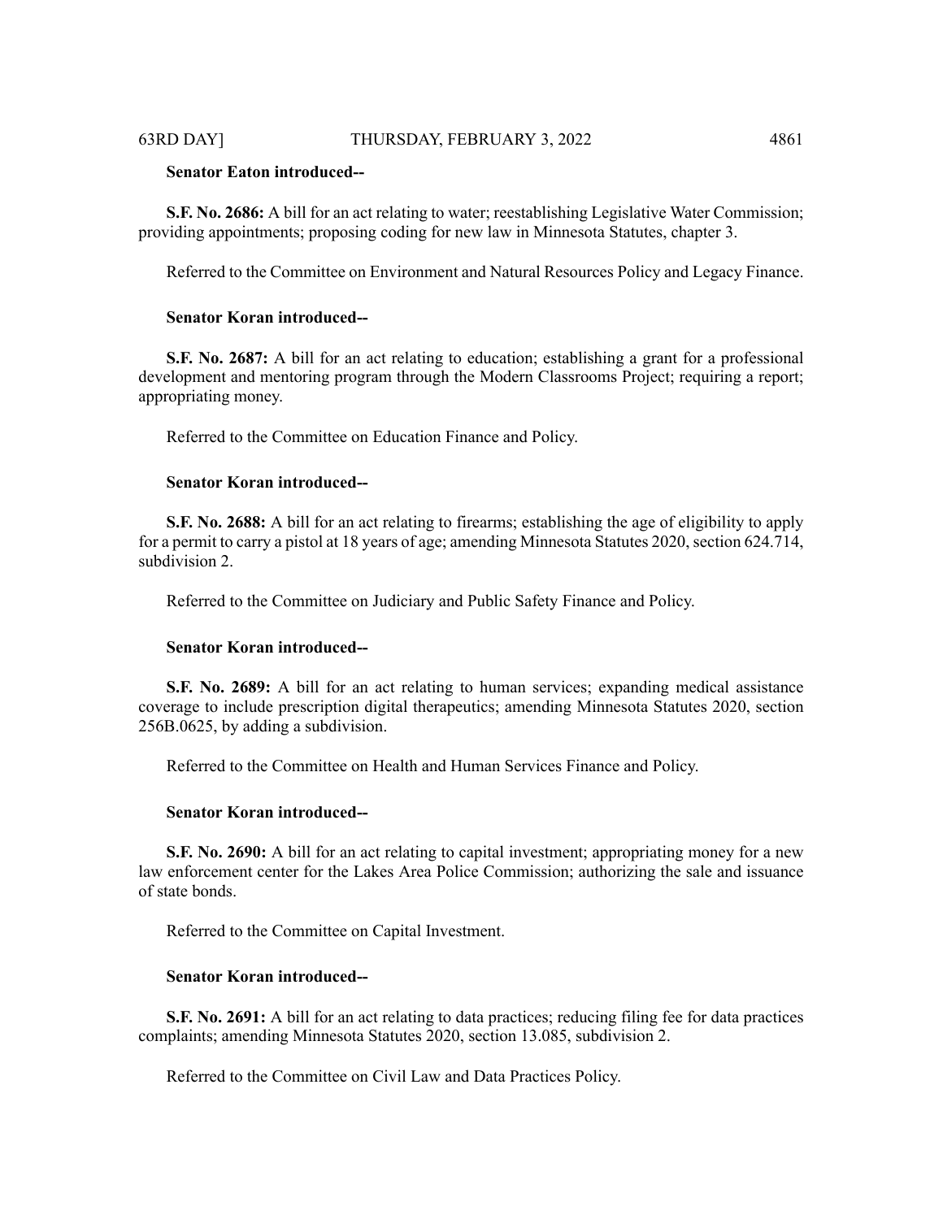**Senator Eaton introduced--**

**S.F. No. 2686:** A bill for an act relating to water; reestablishing Legislative Water Commission; providing appointments; proposing coding for new law in Minnesota Statutes, chapter 3.

Referred to the Committee on Environment and Natural Resources Policy and Legacy Finance.

**Senator Koran introduced--**

**S.F. No. 2687:** A bill for an act relating to education; establishing a grant for a professional development and mentoring program through the Modern Classrooms Project; requiring a report; appropriating money.

Referred to the Committee on Education Finance and Policy.

**Senator Koran introduced--**

**S.F. No. 2688:** A bill for an act relating to firearms; establishing the age of eligibility to apply for a permit to carry a pistol at 18 years of age; amending Minnesota Statutes 2020, section 624.714, subdivision 2.

Referred to the Committee on Judiciary and Public Safety Finance and Policy.

**Senator Koran introduced--**

**S.F. No. 2689:** A bill for an act relating to human services; expanding medical assistance coverage to include prescription digital therapeutics; amending Minnesota Statutes 2020, section 256B.0625, by adding a subdivision.

Referred to the Committee on Health and Human Services Finance and Policy.

**Senator Koran introduced--**

**S.F. No. 2690:** A bill for an act relating to capital investment; appropriating money for a new law enforcement center for the Lakes Area Police Commission; authorizing the sale and issuance of state bonds.

Referred to the Committee on Capital Investment.

**Senator Koran introduced--**

**S.F. No. 2691:** A bill for an act relating to data practices; reducing filing fee for data practices complaints; amending Minnesota Statutes 2020, section 13.085, subdivision 2.

Referred to the Committee on Civil Law and Data Practices Policy.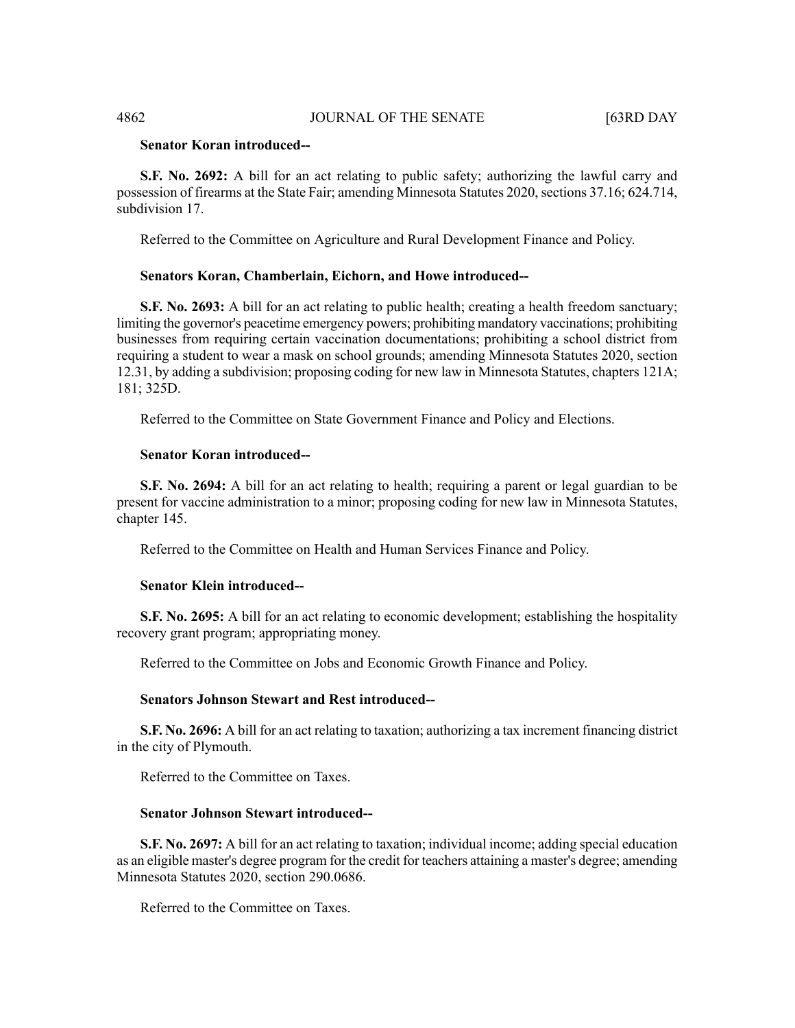**Senator Koran introduced--**

**S.F. No. 2692:** A bill for an act relating to public safety; authorizing the lawful carry and possession of firearms at the State Fair; amending Minnesota Statutes 2020, sections 37.16; 624.714, subdivision 17.

Referred to the Committee on Agriculture and Rural Development Finance and Policy.

**Senators Koran, Chamberlain, Eichorn, and Howe introduced--**

**S.F. No. 2693:** A bill for an act relating to public health; creating a health freedom sanctuary; limiting the governor's peacetime emergency powers; prohibiting mandatory vaccinations; prohibiting businesses from requiring certain vaccination documentations; prohibiting a school district from requiring a student to wear a mask on school grounds; amending Minnesota Statutes 2020, section 12.31, by adding a subdivision; proposing coding for new law in Minnesota Statutes, chapters 121A; 181; 325D.

Referred to the Committee on State Government Finance and Policy and Elections.

**Senator Koran introduced--**

**S.F. No. 2694:** A bill for an act relating to health; requiring a parent or legal guardian to be present for vaccine administration to a minor; proposing coding for new law in Minnesota Statutes, chapter 145.

Referred to the Committee on Health and Human Services Finance and Policy.

**Senator Klein introduced--**

**S.F. No. 2695:** A bill for an act relating to economic development; establishing the hospitality recovery grant program; appropriating money.

Referred to the Committee on Jobs and Economic Growth Finance and Policy.

**Senators Johnson Stewart and Rest introduced--**

**S.F. No. 2696:** A bill for an act relating to taxation; authorizing a tax increment financing district in the city of Plymouth.

Referred to the Committee on Taxes.

**Senator Johnson Stewart introduced--**

**S.F. No. 2697:** A bill for an act relating to taxation; individual income; adding special education as an eligible master's degree program for the credit for teachers attaining a master's degree; amending Minnesota Statutes 2020, section 290.0686.

Referred to the Committee on Taxes.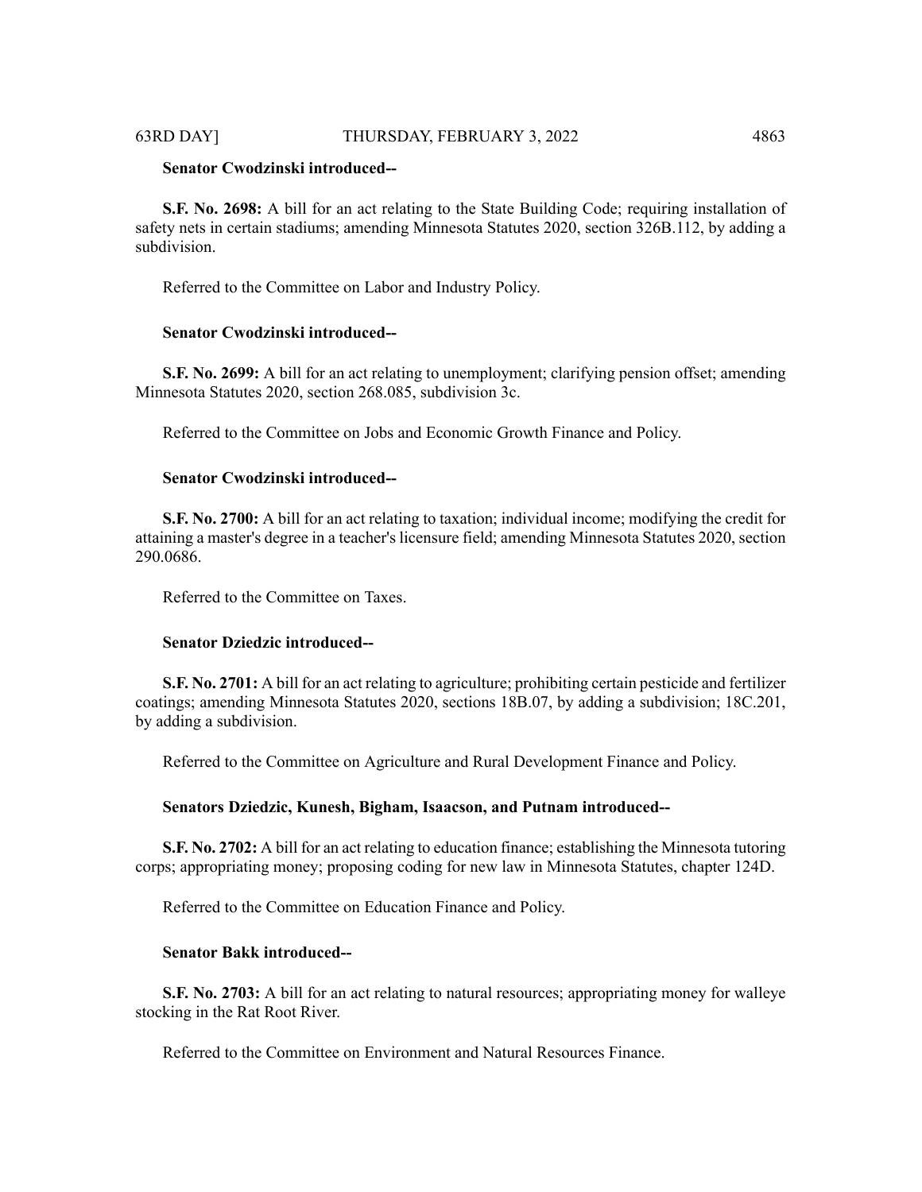**Senator Cwodzinski introduced--**

**S.F. No. 2698:** A bill for an act relating to the State Building Code; requiring installation of safety nets in certain stadiums; amending Minnesota Statutes 2020, section 326B.112, by adding a subdivision.

Referred to the Committee on Labor and Industry Policy.

**Senator Cwodzinski introduced--**

**S.F. No. 2699:** A bill for an act relating to unemployment; clarifying pension offset; amending Minnesota Statutes 2020, section 268.085, subdivision 3c.

Referred to the Committee on Jobs and Economic Growth Finance and Policy.

**Senator Cwodzinski introduced--**

**S.F. No. 2700:** A bill for an act relating to taxation; individual income; modifying the credit for attaining a master's degree in a teacher's licensure field; amending Minnesota Statutes 2020, section 290.0686.

Referred to the Committee on Taxes.

**Senator Dziedzic introduced--**

**S.F. No. 2701:** A bill for an act relating to agriculture; prohibiting certain pesticide and fertilizer coatings; amending Minnesota Statutes 2020, sections 18B.07, by adding a subdivision; 18C.201, by adding a subdivision.

Referred to the Committee on Agriculture and Rural Development Finance and Policy.

**Senators Dziedzic, Kunesh, Bigham, Isaacson, and Putnam introduced--**

**S.F. No. 2702:** A bill for an act relating to education finance; establishing the Minnesota tutoring corps; appropriating money; proposing coding for new law in Minnesota Statutes, chapter 124D.

Referred to the Committee on Education Finance and Policy.

**Senator Bakk introduced--**

**S.F. No. 2703:** A bill for an act relating to natural resources; appropriating money for walleye stocking in the Rat Root River.

Referred to the Committee on Environment and Natural Resources Finance.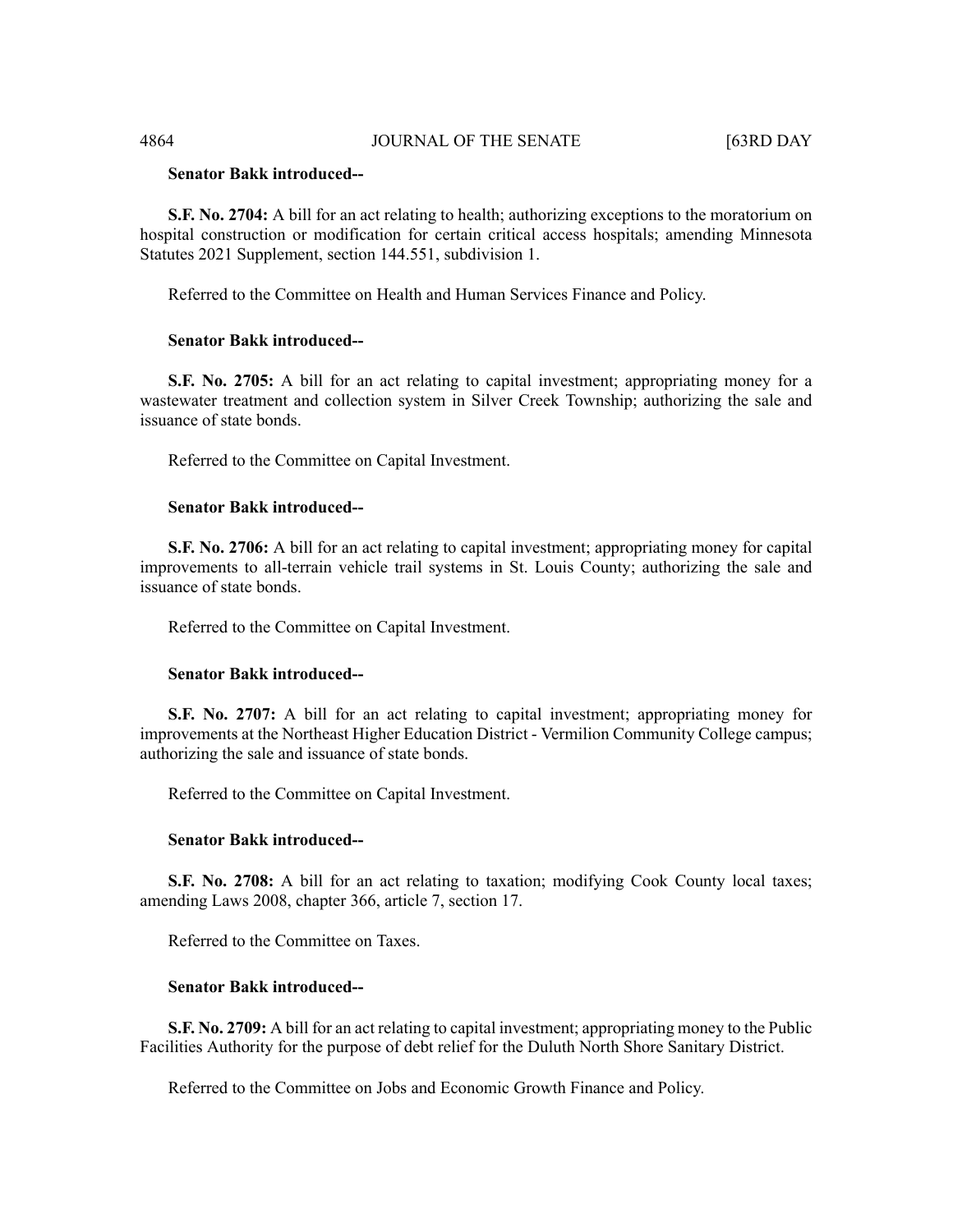**Senator Bakk introduced--**

**S.F. No. 2704:** A bill for an act relating to health; authorizing exceptions to the moratorium on hospital construction or modification for certain critical access hospitals; amending Minnesota Statutes 2021 Supplement, section 144.551, subdivision 1.

Referred to the Committee on Health and Human Services Finance and Policy.

**Senator Bakk introduced--**

**S.F. No. 2705:** A bill for an act relating to capital investment; appropriating money for a wastewater treatment and collection system in Silver Creek Township; authorizing the sale and issuance of state bonds.

Referred to the Committee on Capital Investment.

**Senator Bakk introduced--**

**S.F. No. 2706:** A bill for an act relating to capital investment; appropriating money for capital improvements to all-terrain vehicle trail systems in St. Louis County; authorizing the sale and issuance of state bonds.

Referred to the Committee on Capital Investment.

**Senator Bakk introduced--**

**S.F. No. 2707:** A bill for an act relating to capital investment; appropriating money for improvements at the Northeast Higher Education District - Vermilion Community College campus; authorizing the sale and issuance of state bonds.

Referred to the Committee on Capital Investment.

**Senator Bakk introduced--**

**S.F. No. 2708:** A bill for an act relating to taxation; modifying Cook County local taxes; amending Laws 2008, chapter 366, article 7, section 17.

Referred to the Committee on Taxes.

**Senator Bakk introduced--**

**S.F. No. 2709:** A bill for an act relating to capital investment; appropriating money to the Public Facilities Authority for the purpose of debt relief for the Duluth North Shore Sanitary District.

Referred to the Committee on Jobs and Economic Growth Finance and Policy.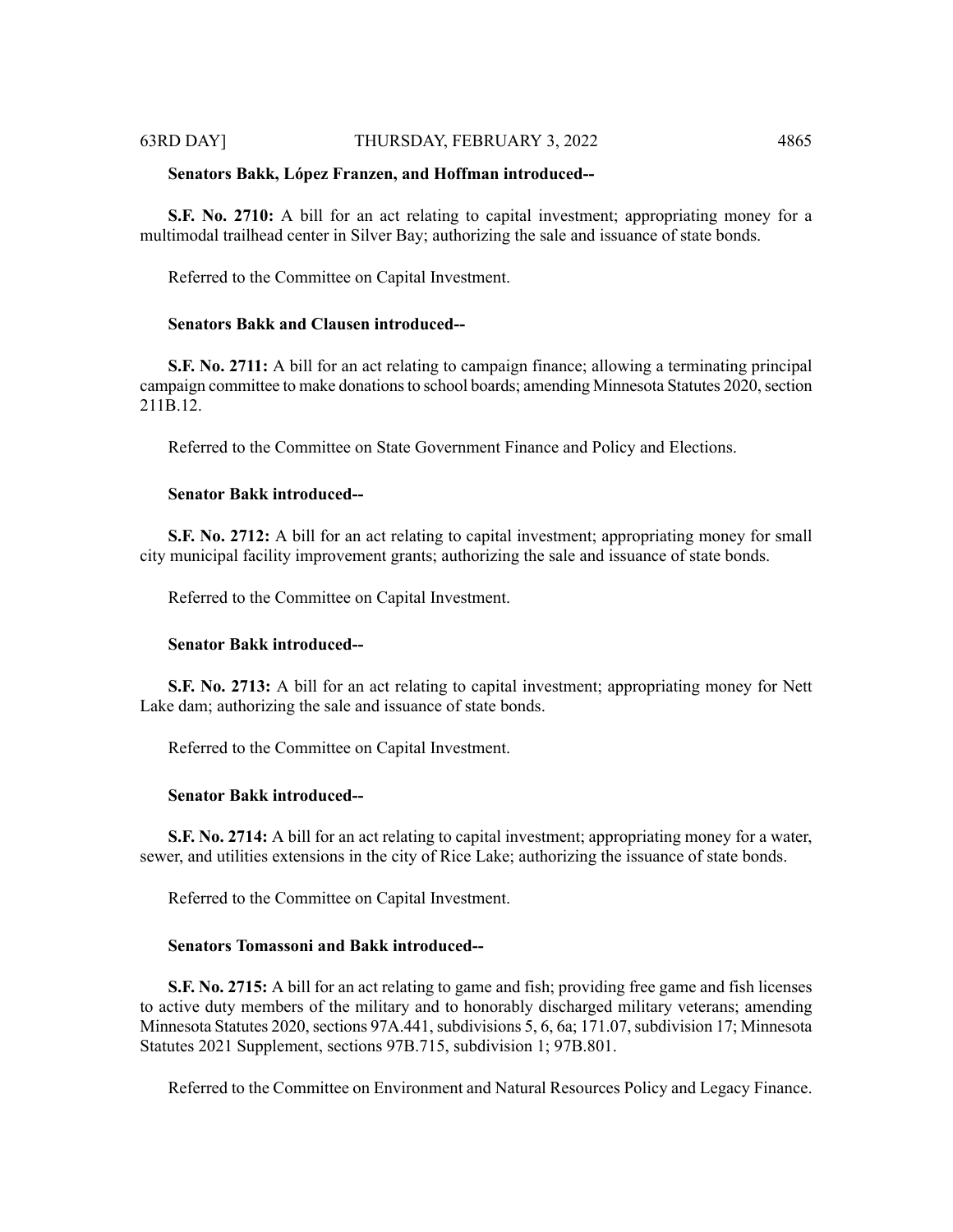**Senators Bakk, López Franzen, and Hoffman introduced--**

**S.F. No. 2710:** A bill for an act relating to capital investment; appropriating money for a multimodal trailhead center in Silver Bay; authorizing the sale and issuance of state bonds.

Referred to the Committee on Capital Investment.

**Senators Bakk and Clausen introduced--**

**S.F. No. 2711:** A bill for an act relating to campaign finance; allowing a terminating principal campaign committee to make donations to school boards; amending Minnesota Statutes 2020, section 211B.12.

Referred to the Committee on State Government Finance and Policy and Elections.

**Senator Bakk introduced--**

**S.F. No. 2712:** A bill for an act relating to capital investment; appropriating money for small city municipal facility improvement grants; authorizing the sale and issuance of state bonds.

Referred to the Committee on Capital Investment.

**Senator Bakk introduced--**

**S.F. No. 2713:** A bill for an act relating to capital investment; appropriating money for Nett Lake dam; authorizing the sale and issuance of state bonds.

Referred to the Committee on Capital Investment.

**Senator Bakk introduced--**

**S.F. No. 2714:** A bill for an act relating to capital investment; appropriating money for a water, sewer, and utilities extensions in the city of Rice Lake; authorizing the issuance of state bonds.

Referred to the Committee on Capital Investment.

**Senators Tomassoni and Bakk introduced--**

**S.F. No. 2715:** A bill for an act relating to game and fish; providing free game and fish licenses to active duty members of the military and to honorably discharged military veterans; amending Minnesota Statutes 2020, sections 97A.441, subdivisions 5, 6, 6a; 171.07, subdivision 17; Minnesota Statutes 2021 Supplement, sections 97B.715, subdivision 1; 97B.801.

Referred to the Committee on Environment and Natural Resources Policy and Legacy Finance.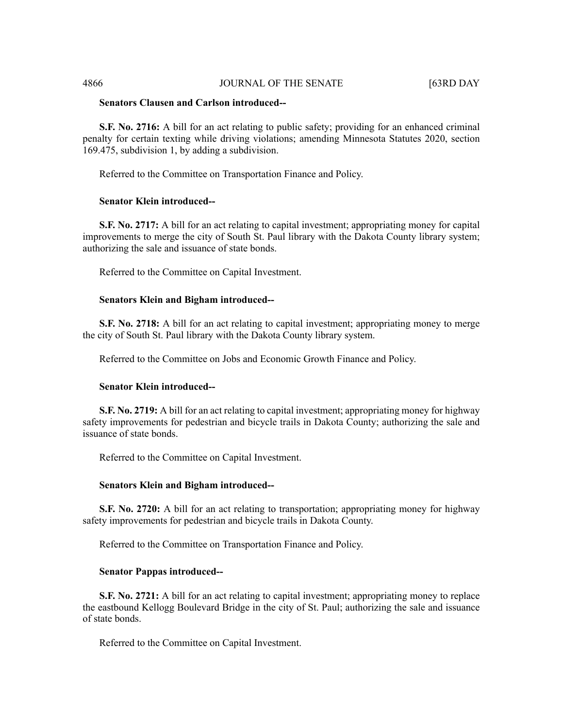**Senators Clausen and Carlson introduced--**

**S.F. No. 2716:** A bill for an act relating to public safety; providing for an enhanced criminal penalty for certain texting while driving violations; amending Minnesota Statutes 2020, section 169.475, subdivision 1, by adding a subdivision.

Referred to the Committee on Transportation Finance and Policy.

**Senator Klein introduced--**

**S.F. No. 2717:** A bill for an act relating to capital investment; appropriating money for capital improvements to merge the city of South St. Paul library with the Dakota County library system; authorizing the sale and issuance of state bonds.

Referred to the Committee on Capital Investment.

**Senators Klein and Bigham introduced--**

**S.F. No. 2718:** A bill for an act relating to capital investment; appropriating money to merge the city of South St. Paul library with the Dakota County library system.

Referred to the Committee on Jobs and Economic Growth Finance and Policy.

**Senator Klein introduced--**

**S.F. No. 2719:** A bill for an act relating to capital investment; appropriating money for highway safety improvements for pedestrian and bicycle trails in Dakota County; authorizing the sale and issuance of state bonds.

Referred to the Committee on Capital Investment.

**Senators Klein and Bigham introduced--**

**S.F. No. 2720:** A bill for an act relating to transportation; appropriating money for highway safety improvements for pedestrian and bicycle trails in Dakota County.

Referred to the Committee on Transportation Finance and Policy.

**Senator Pappas introduced--**

**S.F. No. 2721:** A bill for an act relating to capital investment; appropriating money to replace the eastbound Kellogg Boulevard Bridge in the city of St. Paul; authorizing the sale and issuance of state bonds.

Referred to the Committee on Capital Investment.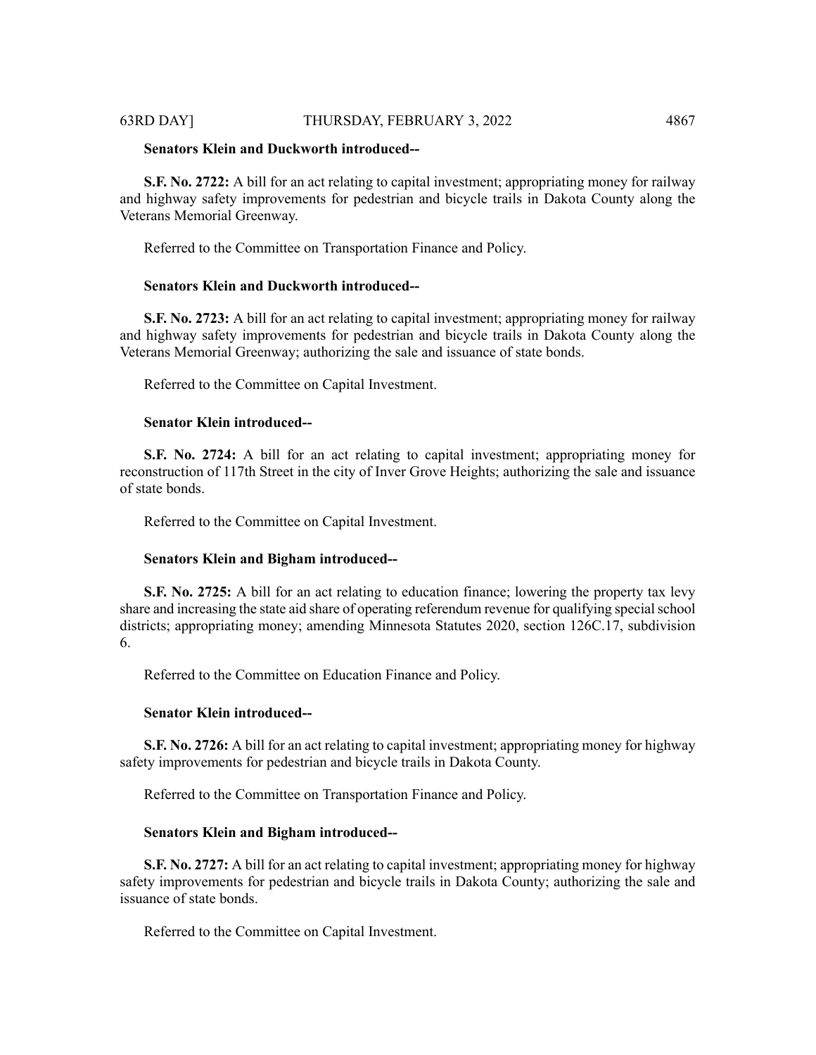**Senators Klein and Duckworth introduced--**

**S.F. No. 2722:** A bill for an act relating to capital investment; appropriating money for railway and highway safety improvements for pedestrian and bicycle trails in Dakota County along the Veterans Memorial Greenway.

Referred to the Committee on Transportation Finance and Policy.

**Senators Klein and Duckworth introduced--**

**S.F. No. 2723:** A bill for an act relating to capital investment; appropriating money for railway and highway safety improvements for pedestrian and bicycle trails in Dakota County along the Veterans Memorial Greenway; authorizing the sale and issuance of state bonds.

Referred to the Committee on Capital Investment.

**Senator Klein introduced--**

**S.F. No. 2724:** A bill for an act relating to capital investment; appropriating money for reconstruction of 117th Street in the city of Inver Grove Heights; authorizing the sale and issuance of state bonds.

Referred to the Committee on Capital Investment.

**Senators Klein and Bigham introduced--**

**S.F. No. 2725:** A bill for an act relating to education finance; lowering the property tax levy share and increasing the state aid share of operating referendum revenue for qualifying special school districts; appropriating money; amending Minnesota Statutes 2020, section 126C.17, subdivision 6.

Referred to the Committee on Education Finance and Policy.

**Senator Klein introduced--**

**S.F. No. 2726:** A bill for an act relating to capital investment; appropriating money for highway safety improvements for pedestrian and bicycle trails in Dakota County.

Referred to the Committee on Transportation Finance and Policy.

**Senators Klein and Bigham introduced--**

**S.F. No. 2727:** A bill for an act relating to capital investment; appropriating money for highway safety improvements for pedestrian and bicycle trails in Dakota County; authorizing the sale and issuance of state bonds.

Referred to the Committee on Capital Investment.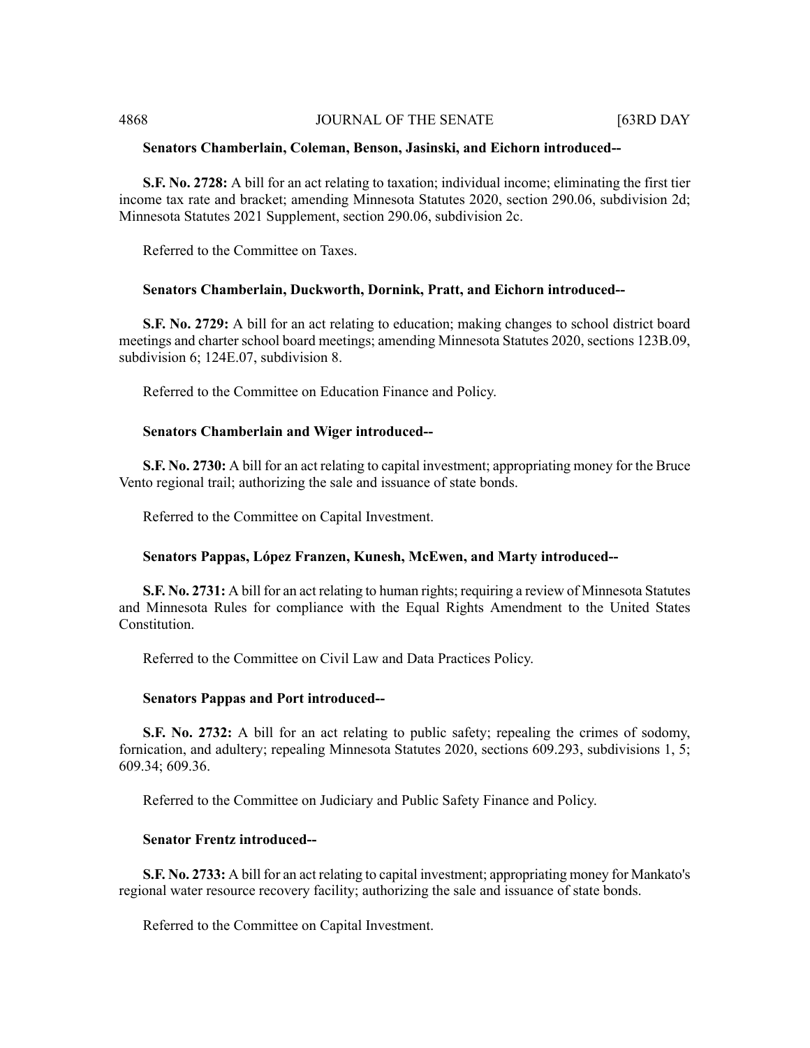**Senators Chamberlain, Coleman, Benson, Jasinski, and Eichorn introduced--**

**S.F. No. 2728:** A bill for an act relating to taxation; individual income; eliminating the first tier income tax rate and bracket; amending Minnesota Statutes 2020, section 290.06, subdivision 2d; Minnesota Statutes 2021 Supplement, section 290.06, subdivision 2c.

Referred to the Committee on Taxes.

**Senators Chamberlain, Duckworth, Dornink, Pratt, and Eichorn introduced--**

**S.F. No. 2729:** A bill for an act relating to education; making changes to school district board meetings and charter school board meetings; amending Minnesota Statutes 2020, sections 123B.09, subdivision 6; 124E.07, subdivision 8.

Referred to the Committee on Education Finance and Policy.

**Senators Chamberlain and Wiger introduced--**

**S.F. No. 2730:** A bill for an act relating to capital investment; appropriating money for the Bruce Vento regional trail; authorizing the sale and issuance of state bonds.

Referred to the Committee on Capital Investment.

**Senators Pappas, López Franzen, Kunesh, McEwen, and Marty introduced--**

**S.F. No. 2731:** A bill for an act relating to human rights; requiring a review of Minnesota Statutes and Minnesota Rules for compliance with the Equal Rights Amendment to the United States Constitution.

Referred to the Committee on Civil Law and Data Practices Policy.

**Senators Pappas and Port introduced--**

**S.F. No. 2732:** A bill for an act relating to public safety; repealing the crimes of sodomy, fornication, and adultery; repealing Minnesota Statutes 2020, sections 609.293, subdivisions 1, 5; 609.34; 609.36.

Referred to the Committee on Judiciary and Public Safety Finance and Policy.

**Senator Frentz introduced--**

**S.F. No. 2733:** A bill for an act relating to capital investment; appropriating money for Mankato's regional water resource recovery facility; authorizing the sale and issuance of state bonds.

Referred to the Committee on Capital Investment.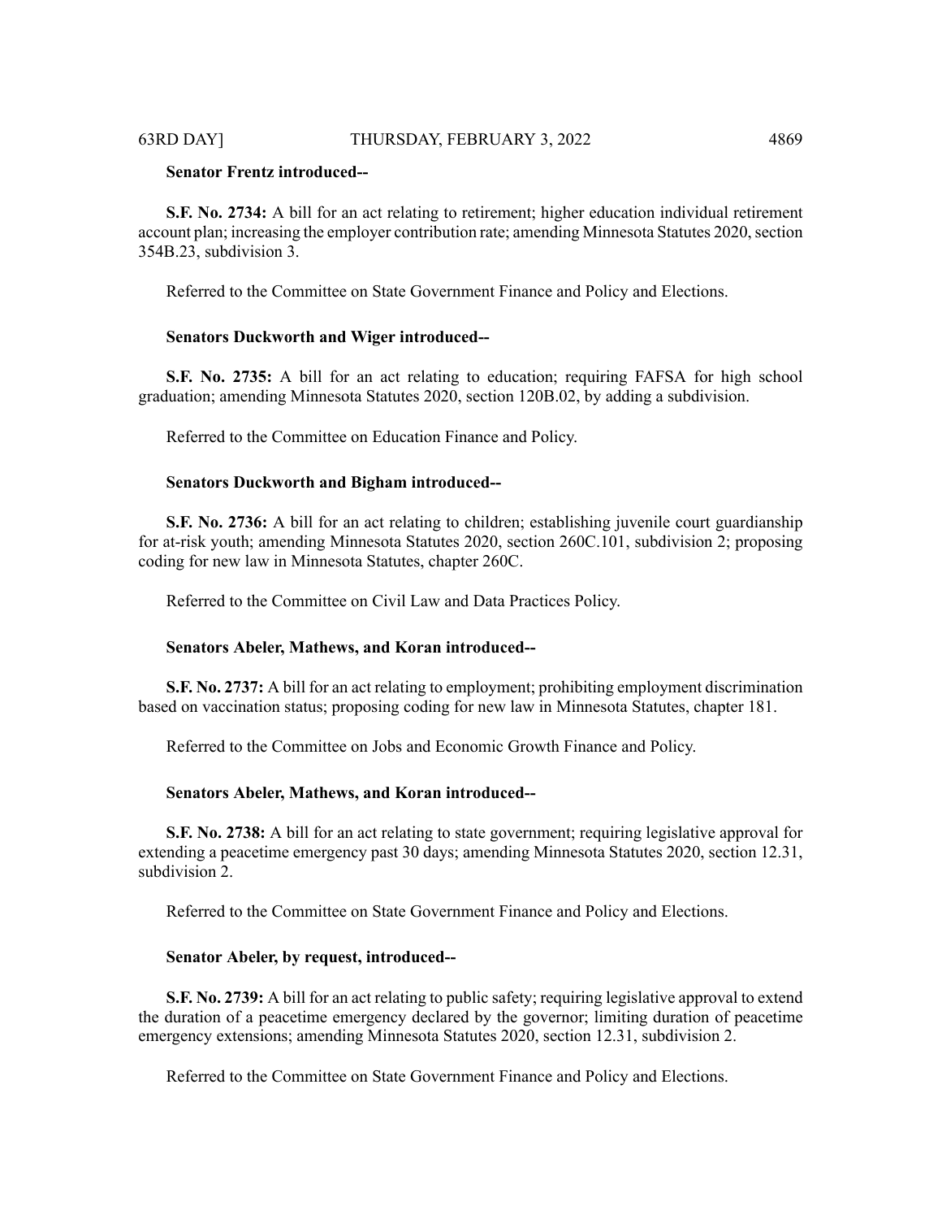**Senator Frentz introduced--**

**S.F. No. 2734:** A bill for an act relating to retirement; higher education individual retirement account plan; increasing the employer contribution rate; amending Minnesota Statutes 2020, section 354B.23, subdivision 3.

Referred to the Committee on State Government Finance and Policy and Elections.

**Senators Duckworth and Wiger introduced--**

**S.F. No. 2735:** A bill for an act relating to education; requiring FAFSA for high school graduation; amending Minnesota Statutes 2020, section 120B.02, by adding a subdivision.

Referred to the Committee on Education Finance and Policy.

**Senators Duckworth and Bigham introduced--**

**S.F. No. 2736:** A bill for an act relating to children; establishing juvenile court guardianship for at-risk youth; amending Minnesota Statutes 2020, section 260C.101, subdivision 2; proposing coding for new law in Minnesota Statutes, chapter 260C.

Referred to the Committee on Civil Law and Data Practices Policy.

**Senators Abeler, Mathews, and Koran introduced--**

**S.F. No. 2737:** A bill for an act relating to employment; prohibiting employment discrimination based on vaccination status; proposing coding for new law in Minnesota Statutes, chapter 181.

Referred to the Committee on Jobs and Economic Growth Finance and Policy.

**Senators Abeler, Mathews, and Koran introduced--**

**S.F. No. 2738:** A bill for an act relating to state government; requiring legislative approval for extending a peacetime emergency past 30 days; amending Minnesota Statutes 2020, section 12.31, subdivision 2.

Referred to the Committee on State Government Finance and Policy and Elections.

**Senator Abeler, by request, introduced--**

**S.F. No. 2739:** A bill for an act relating to public safety; requiring legislative approval to extend the duration of a peacetime emergency declared by the governor; limiting duration of peacetime emergency extensions; amending Minnesota Statutes 2020, section 12.31, subdivision 2.

Referred to the Committee on State Government Finance and Policy and Elections.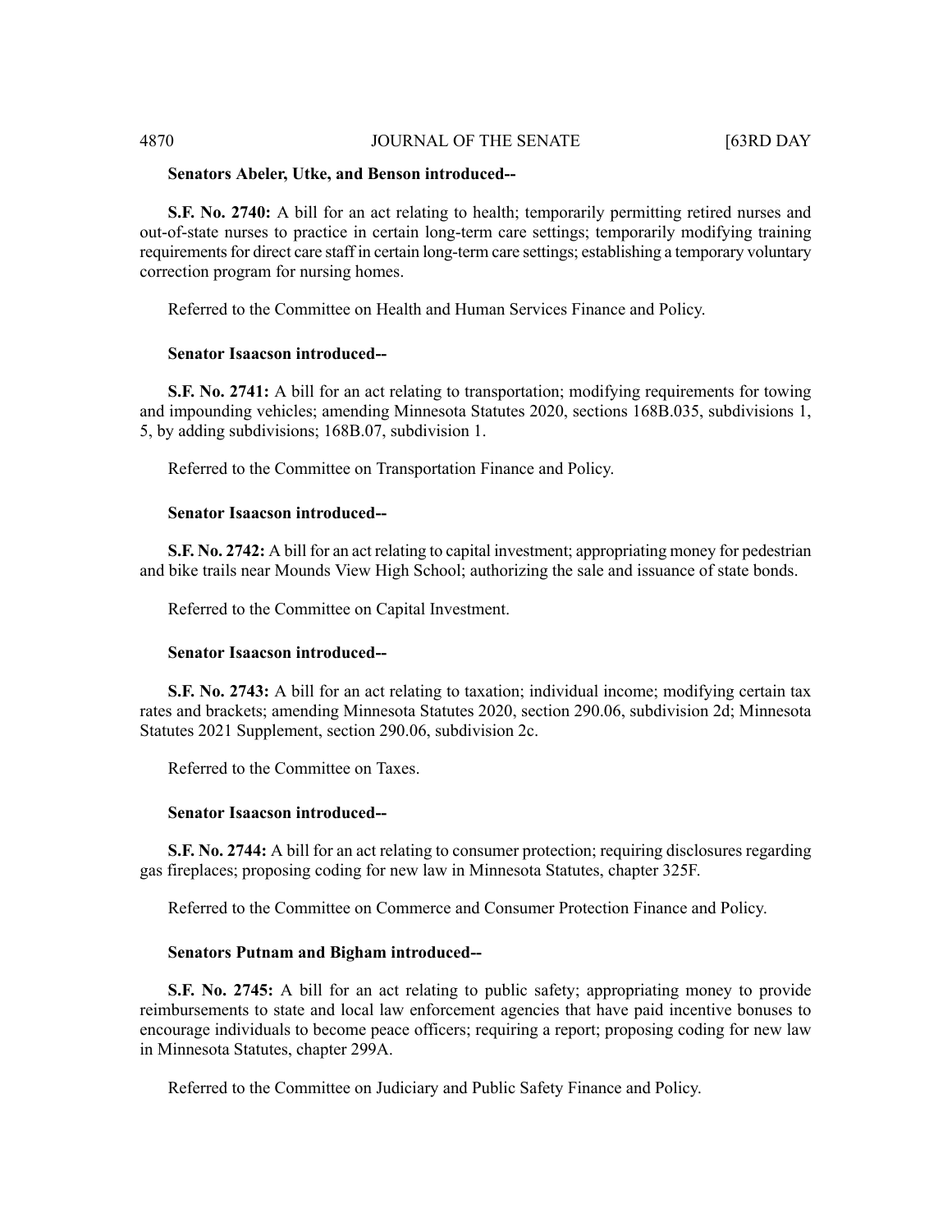**Senators Abeler, Utke, and Benson introduced--**

**S.F. No. 2740:** A bill for an act relating to health; temporarily permitting retired nurses and out-of-state nurses to practice in certain long-term care settings; temporarily modifying training requirements for direct care staff in certain long-term care settings; establishing a temporary voluntary correction program for nursing homes.

Referred to the Committee on Health and Human Services Finance and Policy.

**Senator Isaacson introduced--**

**S.F. No. 2741:** A bill for an act relating to transportation; modifying requirements for towing and impounding vehicles; amending Minnesota Statutes 2020, sections 168B.035, subdivisions 1, 5, by adding subdivisions; 168B.07, subdivision 1.

Referred to the Committee on Transportation Finance and Policy.

**Senator Isaacson introduced--**

**S.F. No. 2742:** A bill for an act relating to capital investment; appropriating money for pedestrian and bike trails near Mounds View High School; authorizing the sale and issuance of state bonds.

Referred to the Committee on Capital Investment.

**Senator Isaacson introduced--**

**S.F. No. 2743:** A bill for an act relating to taxation; individual income; modifying certain tax rates and brackets; amending Minnesota Statutes 2020, section 290.06, subdivision 2d; Minnesota Statutes 2021 Supplement, section 290.06, subdivision 2c.

Referred to the Committee on Taxes.

**Senator Isaacson introduced--**

**S.F. No. 2744:** A bill for an act relating to consumer protection; requiring disclosures regarding gas fireplaces; proposing coding for new law in Minnesota Statutes, chapter 325F.

Referred to the Committee on Commerce and Consumer Protection Finance and Policy.

**Senators Putnam and Bigham introduced--**

**S.F. No. 2745:** A bill for an act relating to public safety; appropriating money to provide reimbursements to state and local law enforcement agencies that have paid incentive bonuses to encourage individuals to become peace officers; requiring a report; proposing coding for new law in Minnesota Statutes, chapter 299A.

Referred to the Committee on Judiciary and Public Safety Finance and Policy.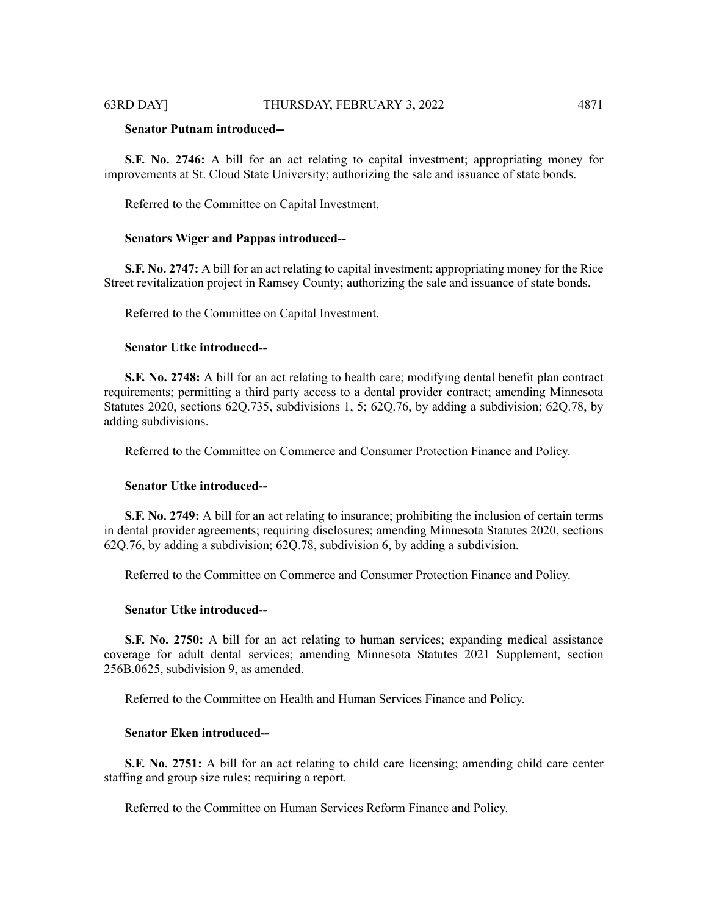**Senator Putnam introduced--**

**S.F. No. 2746:** A bill for an act relating to capital investment; appropriating money for improvements at St. Cloud State University; authorizing the sale and issuance of state bonds.

Referred to the Committee on Capital Investment.

**Senators Wiger and Pappas introduced--**

**S.F. No. 2747:** A bill for an act relating to capital investment; appropriating money for the Rice Street revitalization project in Ramsey County; authorizing the sale and issuance of state bonds.

Referred to the Committee on Capital Investment.

**Senator Utke introduced--**

**S.F. No. 2748:** A bill for an act relating to health care; modifying dental benefit plan contract requirements; permitting a third party access to a dental provider contract; amending Minnesota Statutes 2020, sections 62Q.735, subdivisions 1, 5; 62Q.76, by adding a subdivision; 62Q.78, by adding subdivisions.

Referred to the Committee on Commerce and Consumer Protection Finance and Policy.

**Senator Utke introduced--**

**S.F. No. 2749:** A bill for an act relating to insurance; prohibiting the inclusion of certain terms in dental provider agreements; requiring disclosures; amending Minnesota Statutes 2020, sections 62Q.76, by adding a subdivision; 62Q.78, subdivision 6, by adding a subdivision.

Referred to the Committee on Commerce and Consumer Protection Finance and Policy.

**Senator Utke introduced--**

**S.F. No. 2750:** A bill for an act relating to human services; expanding medical assistance coverage for adult dental services; amending Minnesota Statutes 2021 Supplement, section 256B.0625, subdivision 9, as amended.

Referred to the Committee on Health and Human Services Finance and Policy.

**Senator Eken introduced--**

**S.F. No. 2751:** A bill for an act relating to child care licensing; amending child care center staffing and group size rules; requiring a report.

Referred to the Committee on Human Services Reform Finance and Policy.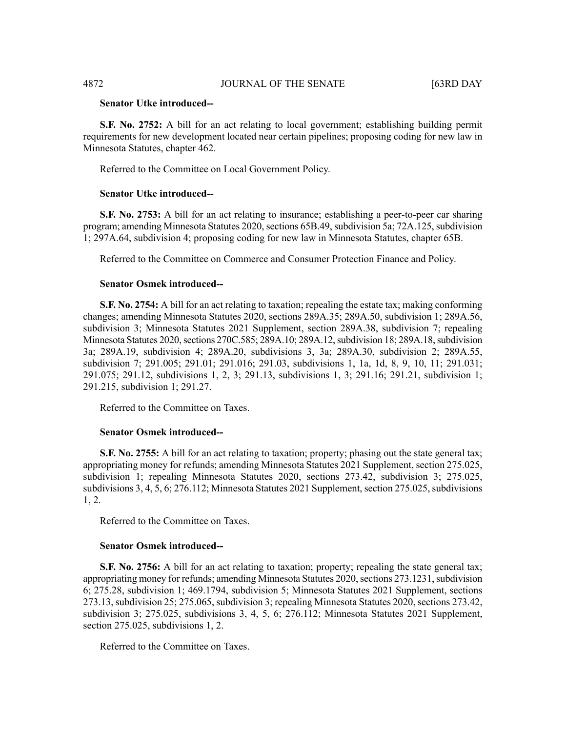**Senator Utke introduced--**

**S.F. No. 2752:** A bill for an act relating to local government; establishing building permit requirements for new development located near certain pipelines; proposing coding for new law in Minnesota Statutes, chapter 462.

Referred to the Committee on Local Government Policy.

**Senator Utke introduced--**

**S.F. No. 2753:** A bill for an act relating to insurance; establishing a peer-to-peer car sharing program; amending Minnesota Statutes 2020, sections 65B.49, subdivision 5a; 72A.125, subdivision 1; 297A.64, subdivision 4; proposing coding for new law in Minnesota Statutes, chapter 65B.

Referred to the Committee on Commerce and Consumer Protection Finance and Policy.

**Senator Osmek introduced--**

**S.F. No. 2754:** A bill for an act relating to taxation; repealing the estate tax; making conforming changes; amending Minnesota Statutes 2020, sections 289A.35; 289A.50, subdivision 1; 289A.56, subdivision 3; Minnesota Statutes 2021 Supplement, section 289A.38, subdivision 7; repealing Minnesota Statutes 2020, sections 270C.585; 289A.10; 289A.12, subdivision 18; 289A.18, subdivision 3a; 289A.19, subdivision 4; 289A.20, subdivisions 3, 3a; 289A.30, subdivision 2; 289A.55, subdivision 7; 291.005; 291.01; 291.016; 291.03, subdivisions 1, 1a, 1d, 8, 9, 10, 11; 291.031; 291.075; 291.12, subdivisions 1, 2, 3; 291.13, subdivisions 1, 3; 291.16; 291.21, subdivision 1; 291.215, subdivision 1; 291.27.

Referred to the Committee on Taxes.

**Senator Osmek introduced--**

**S.F. No. 2755:** A bill for an act relating to taxation; property; phasing out the state general tax; appropriating money for refunds; amending Minnesota Statutes 2021 Supplement, section 275.025, subdivision 1; repealing Minnesota Statutes 2020, sections 273.42, subdivision 3; 275.025, subdivisions 3, 4, 5, 6; 276.112; Minnesota Statutes 2021 Supplement, section 275.025, subdivisions 1, 2.

Referred to the Committee on Taxes.

**Senator Osmek introduced--**

**S.F. No. 2756:** A bill for an act relating to taxation; property; repealing the state general tax; appropriating money for refunds; amending Minnesota Statutes 2020, sections 273.1231, subdivision 6; 275.28, subdivision 1; 469.1794, subdivision 5; Minnesota Statutes 2021 Supplement, sections 273.13, subdivision 25; 275.065, subdivision 3; repealing Minnesota Statutes 2020, sections 273.42, subdivision 3; 275.025, subdivisions 3, 4, 5, 6; 276.112; Minnesota Statutes 2021 Supplement, section 275.025, subdivisions 1, 2.

Referred to the Committee on Taxes.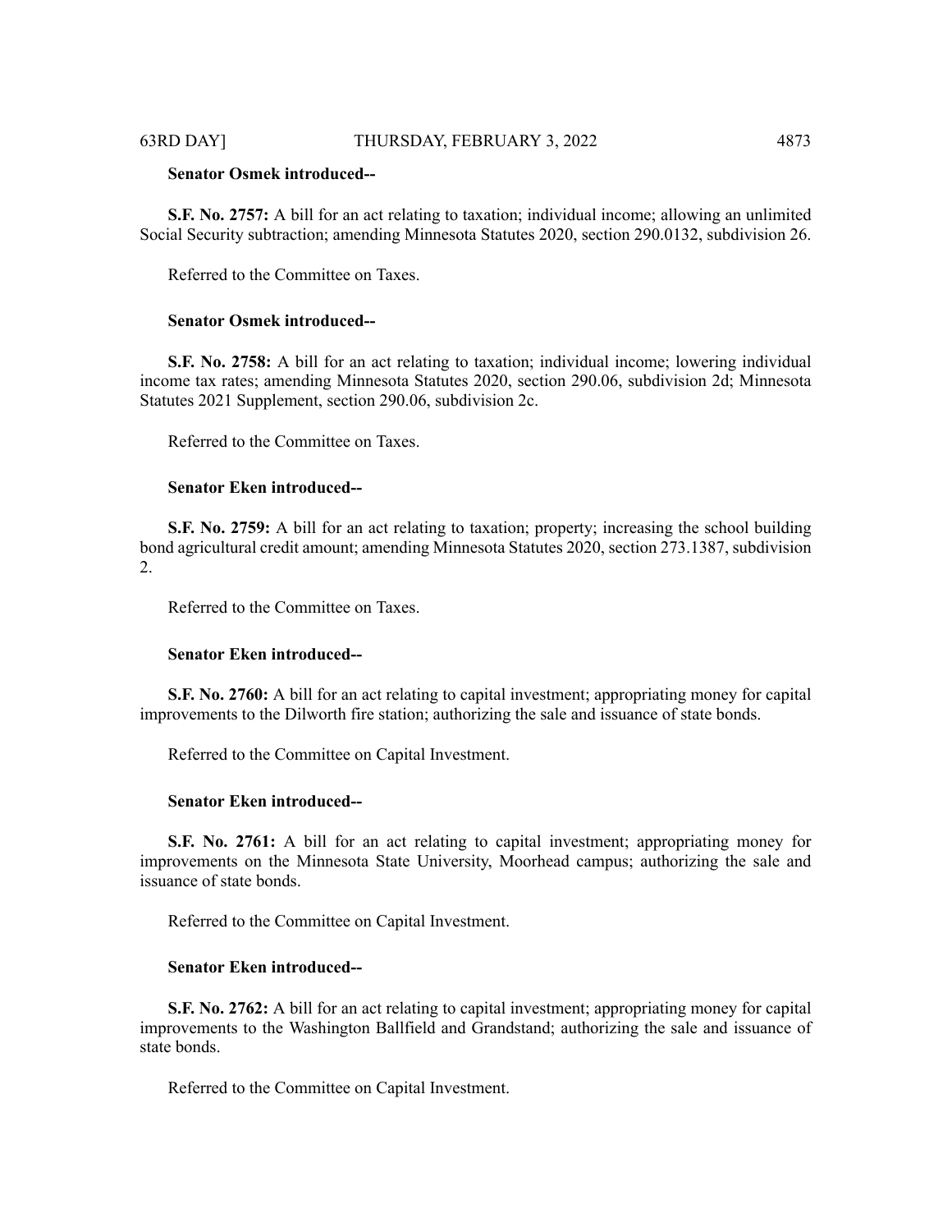**Senator Osmek introduced--**

**S.F. No. 2757:** A bill for an act relating to taxation; individual income; allowing an unlimited Social Security subtraction; amending Minnesota Statutes 2020, section 290.0132, subdivision 26.

Referred to the Committee on Taxes.

**Senator Osmek introduced--**

**S.F. No. 2758:** A bill for an act relating to taxation; individual income; lowering individual income tax rates; amending Minnesota Statutes 2020, section 290.06, subdivision 2d; Minnesota Statutes 2021 Supplement, section 290.06, subdivision 2c.

Referred to the Committee on Taxes.

**Senator Eken introduced--**

**S.F. No. 2759:** A bill for an act relating to taxation; property; increasing the school building bond agricultural credit amount; amending Minnesota Statutes 2020, section 273.1387, subdivision 2.

Referred to the Committee on Taxes.

**Senator Eken introduced--**

**S.F. No. 2760:** A bill for an act relating to capital investment; appropriating money for capital improvements to the Dilworth fire station; authorizing the sale and issuance of state bonds.

Referred to the Committee on Capital Investment.

**Senator Eken introduced--**

**S.F. No. 2761:** A bill for an act relating to capital investment; appropriating money for improvements on the Minnesota State University, Moorhead campus; authorizing the sale and issuance of state bonds.

Referred to the Committee on Capital Investment.

**Senator Eken introduced--**

**S.F. No. 2762:** A bill for an act relating to capital investment; appropriating money for capital improvements to the Washington Ballfield and Grandstand; authorizing the sale and issuance of state bonds.

Referred to the Committee on Capital Investment.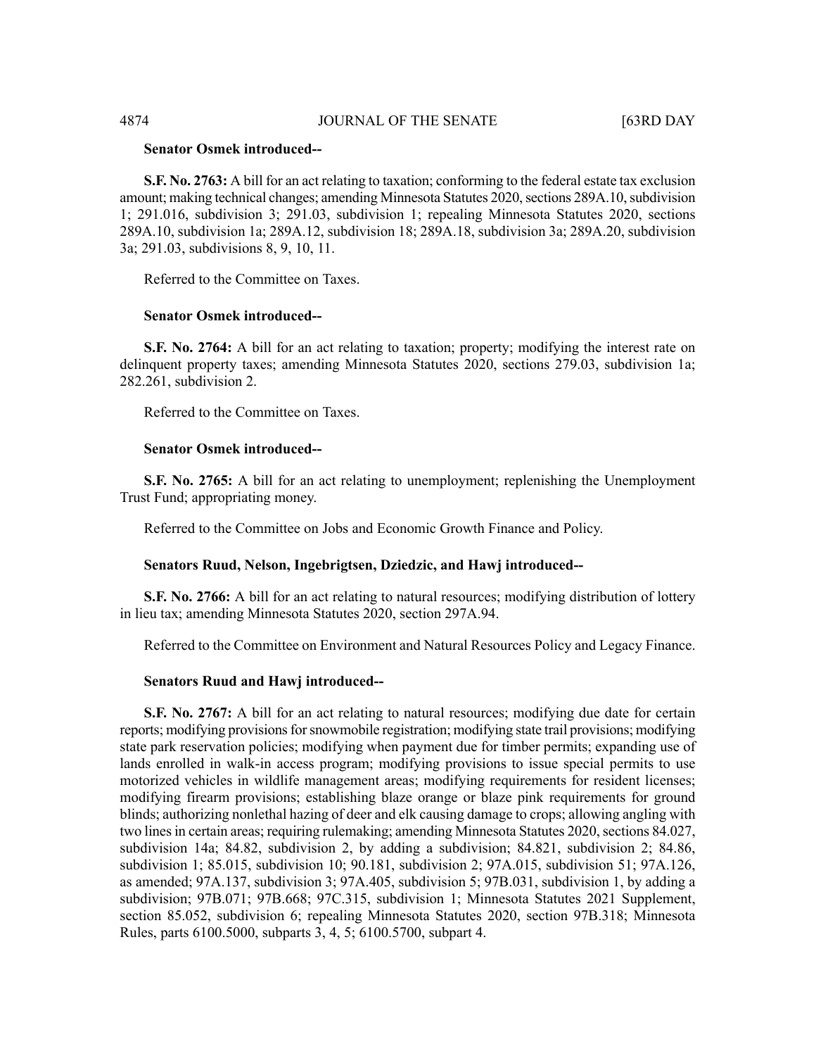**Senator Osmek introduced--**

**S.F. No. 2763:** A bill for an act relating to taxation; conforming to the federal estate tax exclusion amount; making technical changes; amending Minnesota Statutes 2020, sections 289A.10, subdivision 1; 291.016, subdivision 3; 291.03, subdivision 1; repealing Minnesota Statutes 2020, sections 289A.10, subdivision 1a; 289A.12, subdivision 18; 289A.18, subdivision 3a; 289A.20, subdivision 3a; 291.03, subdivisions 8, 9, 10, 11.

Referred to the Committee on Taxes.

**Senator Osmek introduced--**

**S.F. No. 2764:** A bill for an act relating to taxation; property; modifying the interest rate on delinquent property taxes; amending Minnesota Statutes 2020, sections 279.03, subdivision 1a; 282.261, subdivision 2.

Referred to the Committee on Taxes.

**Senator Osmek introduced--**

**S.F. No. 2765:** A bill for an act relating to unemployment; replenishing the Unemployment Trust Fund; appropriating money.

Referred to the Committee on Jobs and Economic Growth Finance and Policy.

**Senators Ruud, Nelson, Ingebrigtsen, Dziedzic, and Hawj introduced--**

**S.F. No. 2766:** A bill for an act relating to natural resources; modifying distribution of lottery in lieu tax; amending Minnesota Statutes 2020, section 297A.94.

Referred to the Committee on Environment and Natural Resources Policy and Legacy Finance.

**Senators Ruud and Hawj introduced--**

**S.F. No. 2767:** A bill for an act relating to natural resources; modifying due date for certain reports; modifying provisions for snowmobile registration; modifying state trail provisions; modifying state park reservation policies; modifying when payment due for timber permits; expanding use of lands enrolled in walk-in access program; modifying provisions to issue special permits to use motorized vehicles in wildlife management areas; modifying requirements for resident licenses; modifying firearm provisions; establishing blaze orange or blaze pink requirements for ground blinds; authorizing nonlethal hazing of deer and elk causing damage to crops; allowing angling with two lines in certain areas; requiring rulemaking; amending Minnesota Statutes 2020, sections 84.027, subdivision 14a; 84.82, subdivision 2, by adding a subdivision; 84.821, subdivision 2; 84.86, subdivision 1; 85.015, subdivision 10; 90.181, subdivision 2; 97A.015, subdivision 51; 97A.126, as amended; 97A.137, subdivision 3; 97A.405, subdivision 5; 97B.031, subdivision 1, by adding a subdivision; 97B.071; 97B.668; 97C.315, subdivision 1; Minnesota Statutes 2021 Supplement, section 85.052, subdivision 6; repealing Minnesota Statutes 2020, section 97B.318; Minnesota Rules, parts 6100.5000, subparts 3, 4, 5; 6100.5700, subpart 4.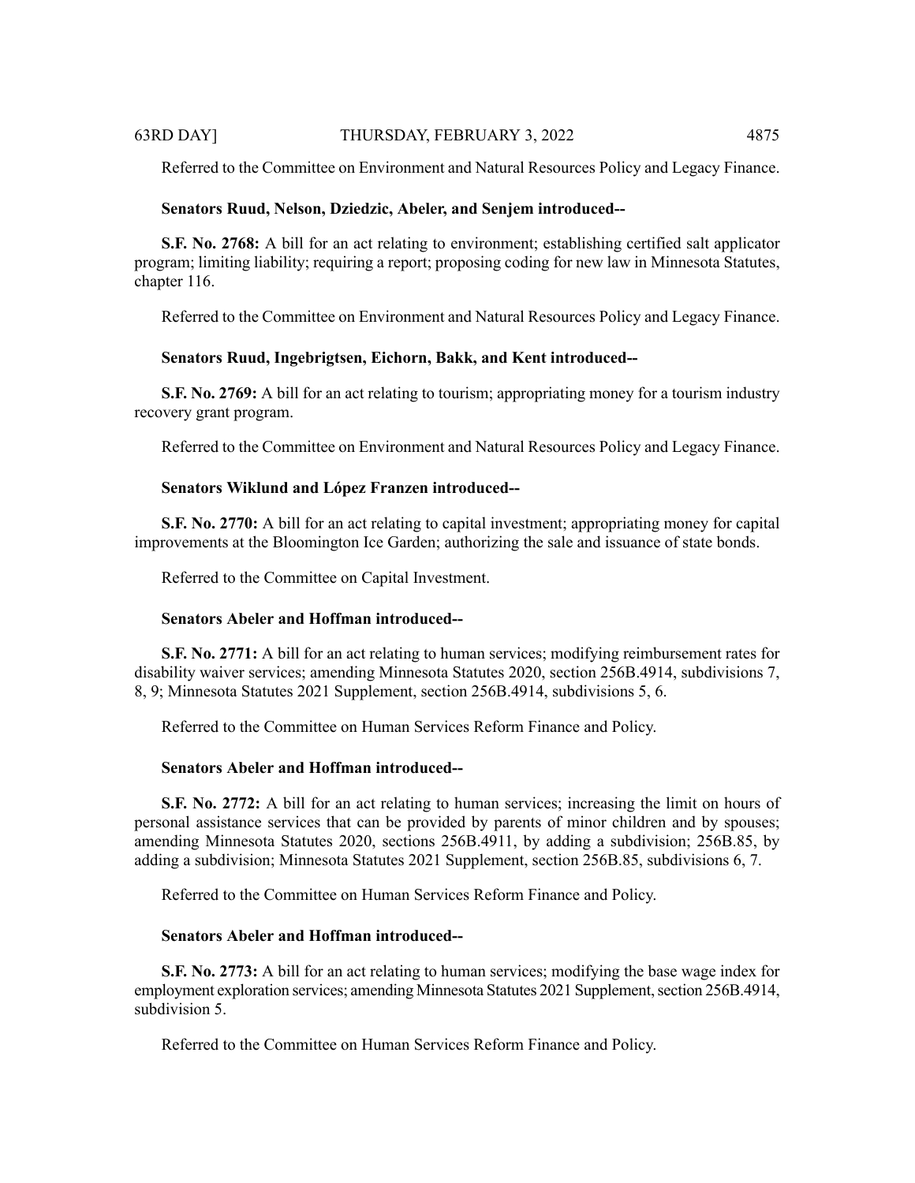Referred to the Committee on Environment and Natural Resources Policy and Legacy Finance.

**Senators Ruud, Nelson, Dziedzic, Abeler, and Senjem introduced--**

**S.F. No. 2768:** A bill for an act relating to environment; establishing certified salt applicator program; limiting liability; requiring a report; proposing coding for new law in Minnesota Statutes, chapter 116.

Referred to the Committee on Environment and Natural Resources Policy and Legacy Finance.

**Senators Ruud, Ingebrigtsen, Eichorn, Bakk, and Kent introduced--**

**S.F. No. 2769:** A bill for an act relating to tourism; appropriating money for a tourism industry recovery grant program.

Referred to the Committee on Environment and Natural Resources Policy and Legacy Finance.

**Senators Wiklund and López Franzen introduced--**

**S.F. No. 2770:** A bill for an act relating to capital investment; appropriating money for capital improvements at the Bloomington Ice Garden; authorizing the sale and issuance of state bonds.

Referred to the Committee on Capital Investment.

**Senators Abeler and Hoffman introduced--**

**S.F. No. 2771:** A bill for an act relating to human services; modifying reimbursement rates for disability waiver services; amending Minnesota Statutes 2020, section 256B.4914, subdivisions 7, 8, 9; Minnesota Statutes 2021 Supplement, section 256B.4914, subdivisions 5, 6.

Referred to the Committee on Human Services Reform Finance and Policy.

**Senators Abeler and Hoffman introduced--**

**S.F. No. 2772:** A bill for an act relating to human services; increasing the limit on hours of personal assistance services that can be provided by parents of minor children and by spouses; amending Minnesota Statutes 2020, sections 256B.4911, by adding a subdivision; 256B.85, by adding a subdivision; Minnesota Statutes 2021 Supplement, section 256B.85, subdivisions 6, 7.

Referred to the Committee on Human Services Reform Finance and Policy.

**Senators Abeler and Hoffman introduced--**

**S.F. No. 2773:** A bill for an act relating to human services; modifying the base wage index for employment exploration services; amending Minnesota Statutes 2021 Supplement, section 256B.4914, subdivision 5.

Referred to the Committee on Human Services Reform Finance and Policy.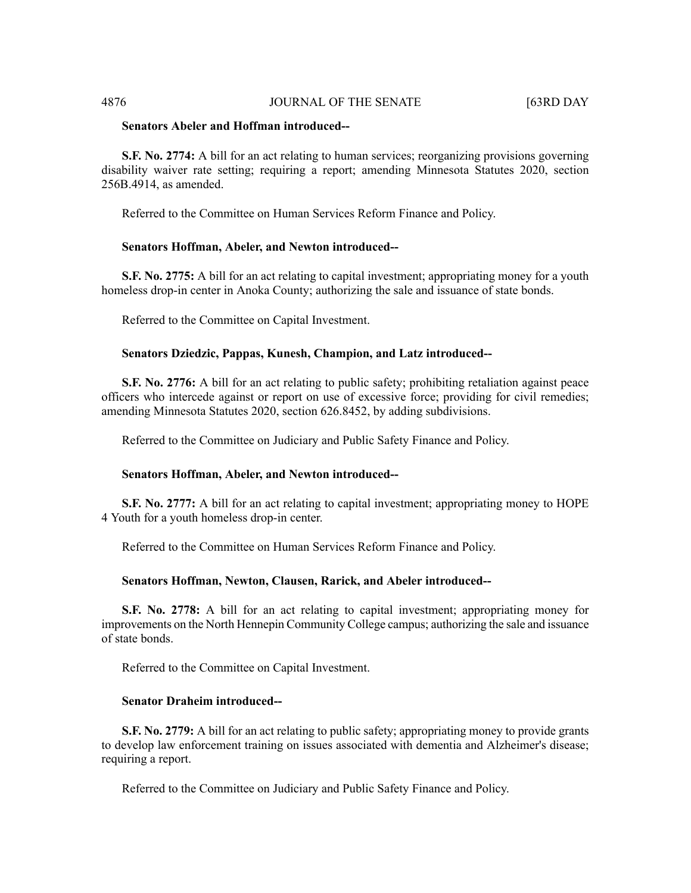**Senators Abeler and Hoffman introduced--**

**S.F. No. 2774:** A bill for an act relating to human services; reorganizing provisions governing disability waiver rate setting; requiring a report; amending Minnesota Statutes 2020, section 256B.4914, as amended.

Referred to the Committee on Human Services Reform Finance and Policy.

**Senators Hoffman, Abeler, and Newton introduced--**

**S.F. No. 2775:** A bill for an act relating to capital investment; appropriating money for a youth homeless drop-in center in Anoka County; authorizing the sale and issuance of state bonds.

Referred to the Committee on Capital Investment.

**Senators Dziedzic, Pappas, Kunesh, Champion, and Latz introduced--**

**S.F. No. 2776:** A bill for an act relating to public safety; prohibiting retaliation against peace officers who intercede against or report on use of excessive force; providing for civil remedies; amending Minnesota Statutes 2020, section 626.8452, by adding subdivisions.

Referred to the Committee on Judiciary and Public Safety Finance and Policy.

**Senators Hoffman, Abeler, and Newton introduced--**

**S.F. No. 2777:** A bill for an act relating to capital investment; appropriating money to HOPE 4 Youth for a youth homeless drop-in center.

Referred to the Committee on Human Services Reform Finance and Policy.

**Senators Hoffman, Newton, Clausen, Rarick, and Abeler introduced--**

**S.F. No. 2778:** A bill for an act relating to capital investment; appropriating money for improvements on the North Hennepin Community College campus; authorizing the sale and issuance of state bonds.

Referred to the Committee on Capital Investment.

**Senator Draheim introduced--**

**S.F. No. 2779:** A bill for an act relating to public safety; appropriating money to provide grants to develop law enforcement training on issues associated with dementia and Alzheimer's disease; requiring a report.

Referred to the Committee on Judiciary and Public Safety Finance and Policy.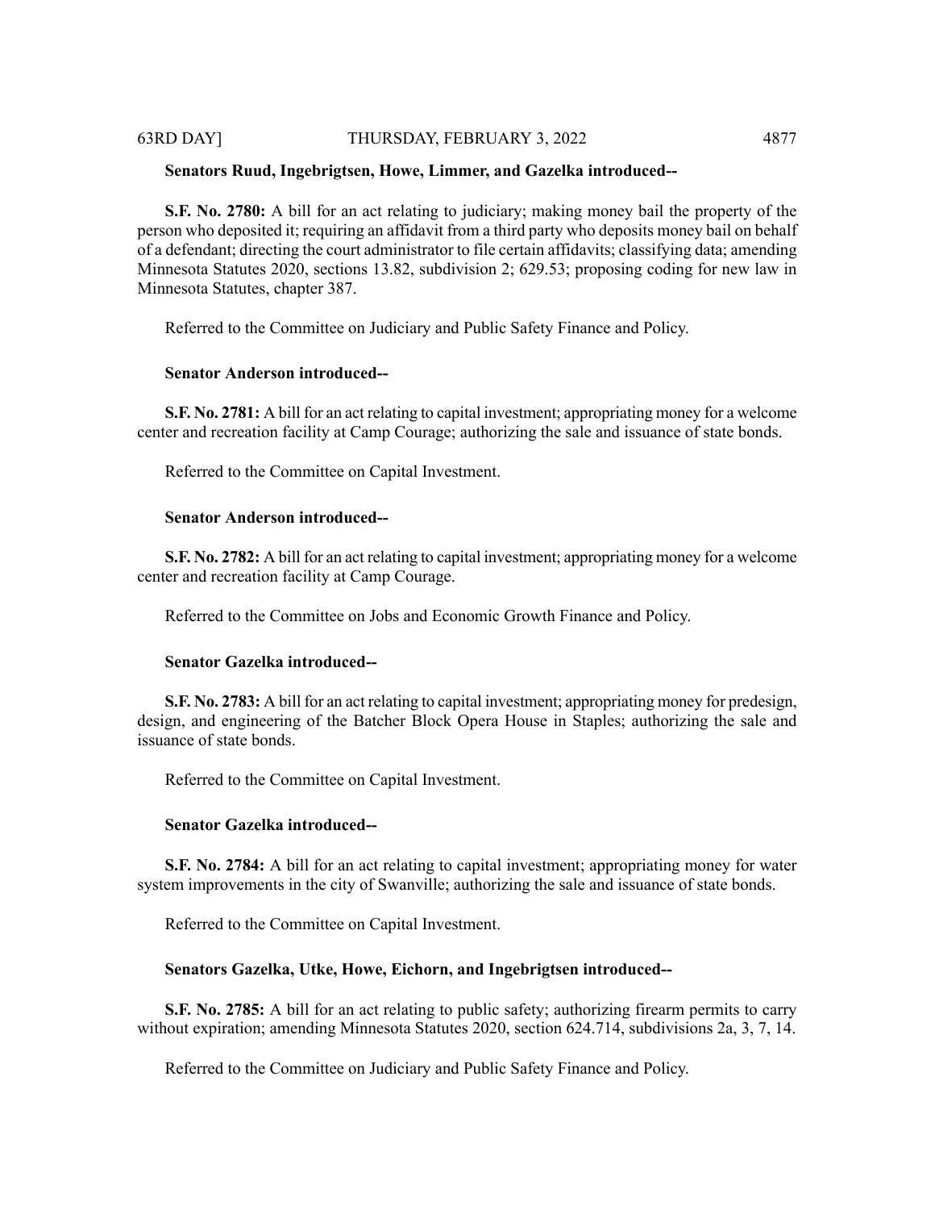**Senators Ruud, Ingebrigtsen, Howe, Limmer, and Gazelka introduced--**

**S.F. No. 2780:** A bill for an act relating to judiciary; making money bail the property of the person who deposited it; requiring an affidavit from a third party who deposits money bail on behalf of a defendant; directing the court administrator to file certain affidavits; classifying data; amending Minnesota Statutes 2020, sections 13.82, subdivision 2; 629.53; proposing coding for new law in Minnesota Statutes, chapter 387.

Referred to the Committee on Judiciary and Public Safety Finance and Policy.

**Senator Anderson introduced--**

**S.F. No. 2781:** A bill for an act relating to capital investment; appropriating money for a welcome center and recreation facility at Camp Courage; authorizing the sale and issuance of state bonds.

Referred to the Committee on Capital Investment.

**Senator Anderson introduced--**

**S.F. No. 2782:** A bill for an act relating to capital investment; appropriating money for a welcome center and recreation facility at Camp Courage.

Referred to the Committee on Jobs and Economic Growth Finance and Policy.

**Senator Gazelka introduced--**

**S.F. No. 2783:** A bill for an act relating to capital investment; appropriating money for predesign, design, and engineering of the Batcher Block Opera House in Staples; authorizing the sale and issuance of state bonds.

Referred to the Committee on Capital Investment.

**Senator Gazelka introduced--**

**S.F. No. 2784:** A bill for an act relating to capital investment; appropriating money for water system improvements in the city of Swanville; authorizing the sale and issuance of state bonds.

Referred to the Committee on Capital Investment.

**Senators Gazelka, Utke, Howe, Eichorn, and Ingebrigtsen introduced--**

**S.F. No. 2785:** A bill for an act relating to public safety; authorizing firearm permits to carry without expiration; amending Minnesota Statutes 2020, section 624.714, subdivisions 2a, 3, 7, 14.

Referred to the Committee on Judiciary and Public Safety Finance and Policy.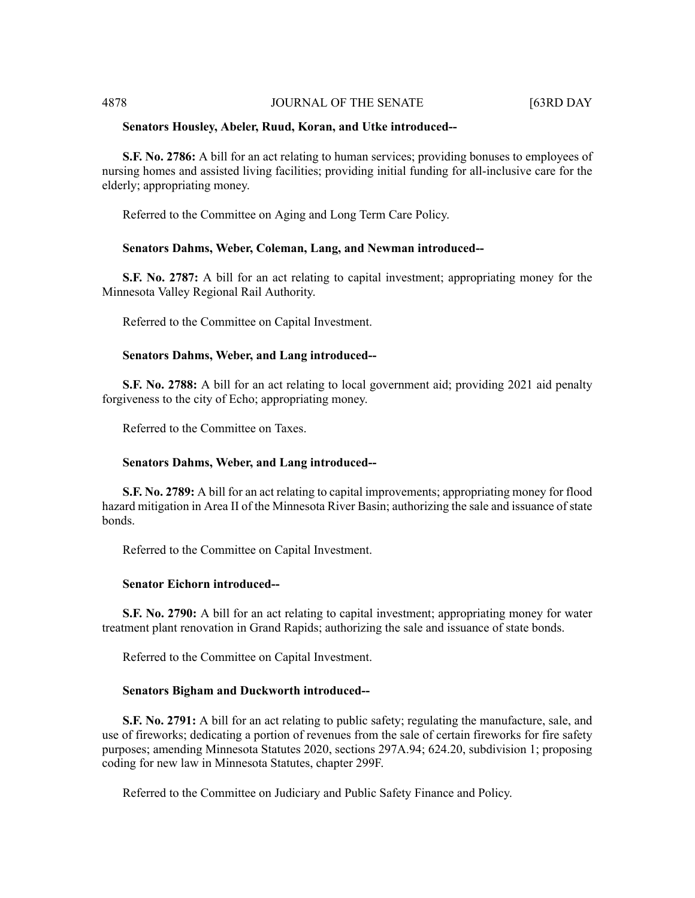**Senators Housley, Abeler, Ruud, Koran, and Utke introduced--**

**S.F. No. 2786:** A bill for an act relating to human services; providing bonuses to employees of nursing homes and assisted living facilities; providing initial funding for all-inclusive care for the elderly; appropriating money.

Referred to the Committee on Aging and Long Term Care Policy.

**Senators Dahms, Weber, Coleman, Lang, and Newman introduced--**

**S.F. No. 2787:** A bill for an act relating to capital investment; appropriating money for the Minnesota Valley Regional Rail Authority.

Referred to the Committee on Capital Investment.

**Senators Dahms, Weber, and Lang introduced--**

**S.F. No. 2788:** A bill for an act relating to local government aid; providing 2021 aid penalty forgiveness to the city of Echo; appropriating money.

Referred to the Committee on Taxes.

**Senators Dahms, Weber, and Lang introduced--**

**S.F. No. 2789:** A bill for an act relating to capital improvements; appropriating money for flood hazard mitigation in Area II of the Minnesota River Basin; authorizing the sale and issuance of state bonds.

Referred to the Committee on Capital Investment.

**Senator Eichorn introduced--**

**S.F. No. 2790:** A bill for an act relating to capital investment; appropriating money for water treatment plant renovation in Grand Rapids; authorizing the sale and issuance of state bonds.

Referred to the Committee on Capital Investment.

**Senators Bigham and Duckworth introduced--**

**S.F. No. 2791:** A bill for an act relating to public safety; regulating the manufacture, sale, and use of fireworks; dedicating a portion of revenues from the sale of certain fireworks for fire safety purposes; amending Minnesota Statutes 2020, sections 297A.94; 624.20, subdivision 1; proposing coding for new law in Minnesota Statutes, chapter 299F.

Referred to the Committee on Judiciary and Public Safety Finance and Policy.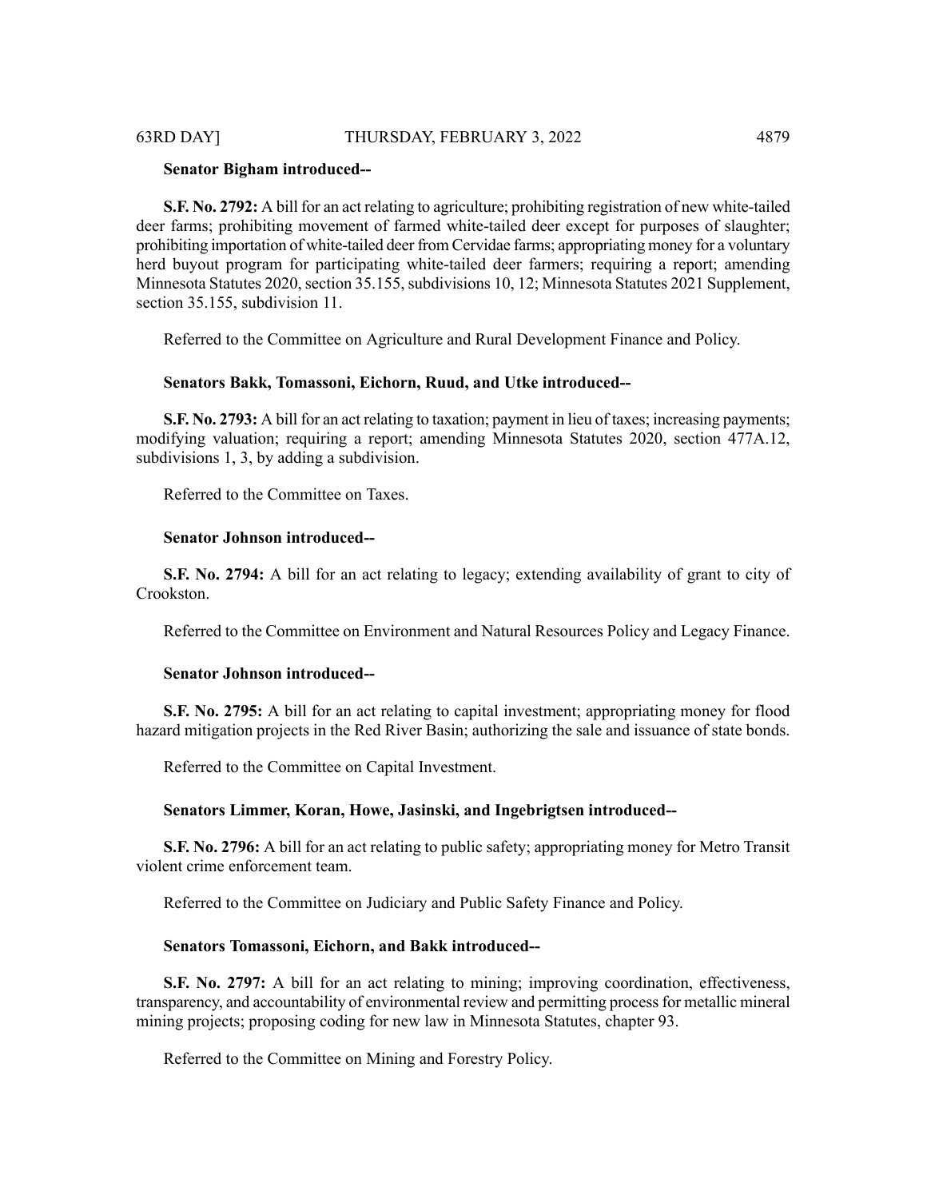**Senator Bigham introduced--**

**S.F. No. 2792:** A bill for an act relating to agriculture; prohibiting registration of new white-tailed deer farms; prohibiting movement of farmed white-tailed deer except for purposes of slaughter; prohibiting importation of white-tailed deer from Cervidae farms; appropriating money for a voluntary herd buyout program for participating white-tailed deer farmers; requiring a report; amending Minnesota Statutes 2020, section 35.155, subdivisions 10, 12; Minnesota Statutes 2021 Supplement, section 35.155, subdivision 11.

Referred to the Committee on Agriculture and Rural Development Finance and Policy.

**Senators Bakk, Tomassoni, Eichorn, Ruud, and Utke introduced--**

**S.F. No. 2793:** A bill for an act relating to taxation; payment in lieu of taxes; increasing payments; modifying valuation; requiring a report; amending Minnesota Statutes 2020, section 477A.12, subdivisions 1, 3, by adding a subdivision.

Referred to the Committee on Taxes.

**Senator Johnson introduced--**

**S.F. No. 2794:** A bill for an act relating to legacy; extending availability of grant to city of Crookston.

Referred to the Committee on Environment and Natural Resources Policy and Legacy Finance.

**Senator Johnson introduced--**

**S.F. No. 2795:** A bill for an act relating to capital investment; appropriating money for flood hazard mitigation projects in the Red River Basin; authorizing the sale and issuance of state bonds.

Referred to the Committee on Capital Investment.

**Senators Limmer, Koran, Howe, Jasinski, and Ingebrigtsen introduced--**

**S.F. No. 2796:** A bill for an act relating to public safety; appropriating money for Metro Transit violent crime enforcement team.

Referred to the Committee on Judiciary and Public Safety Finance and Policy.

**Senators Tomassoni, Eichorn, and Bakk introduced--**

**S.F. No. 2797:** A bill for an act relating to mining; improving coordination, effectiveness, transparency, and accountability of environmental review and permitting process for metallic mineral mining projects; proposing coding for new law in Minnesota Statutes, chapter 93.

Referred to the Committee on Mining and Forestry Policy.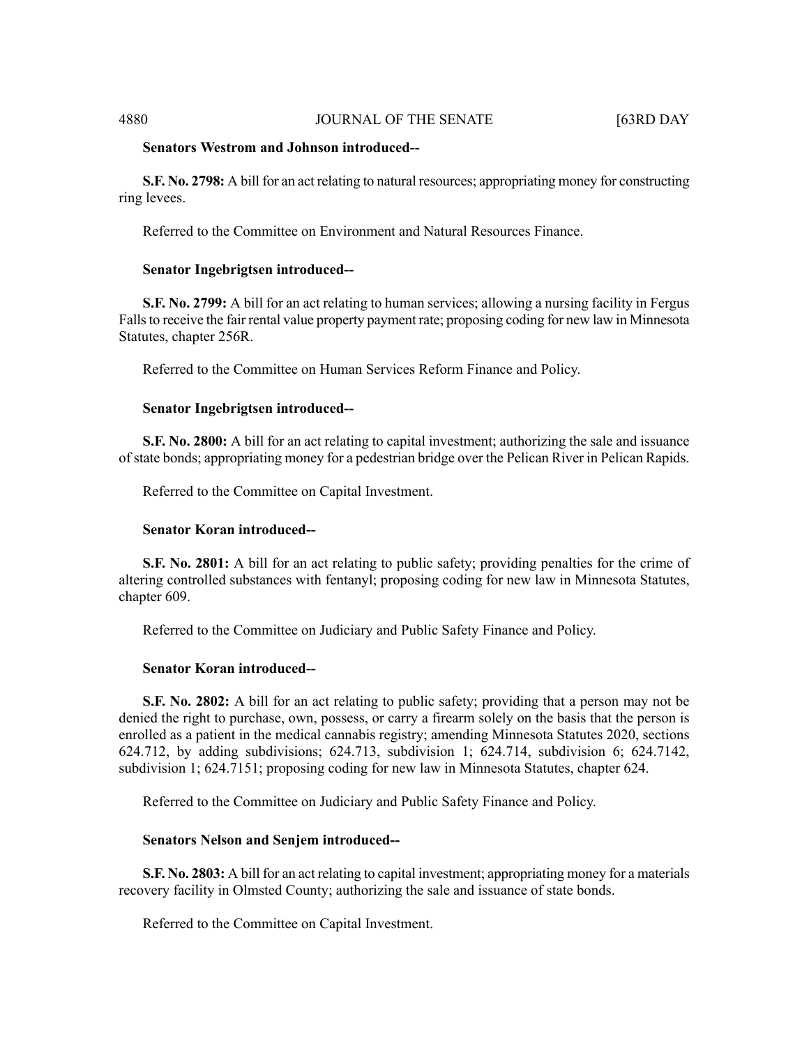**Senators Westrom and Johnson introduced--**

**S.F. No. 2798:** A bill for an act relating to natural resources; appropriating money for constructing ring levees.

Referred to the Committee on Environment and Natural Resources Finance.

**Senator Ingebrigtsen introduced--**

**S.F. No. 2799:** A bill for an act relating to human services; allowing a nursing facility in Fergus Falls to receive the fair rental value property payment rate; proposing coding for new law in Minnesota Statutes, chapter 256R.

Referred to the Committee on Human Services Reform Finance and Policy.

**Senator Ingebrigtsen introduced--**

**S.F. No. 2800:** A bill for an act relating to capital investment; authorizing the sale and issuance of state bonds; appropriating money for a pedestrian bridge over the Pelican River in Pelican Rapids.

Referred to the Committee on Capital Investment.

**Senator Koran introduced--**

**S.F. No. 2801:** A bill for an act relating to public safety; providing penalties for the crime of altering controlled substances with fentanyl; proposing coding for new law in Minnesota Statutes, chapter 609.

Referred to the Committee on Judiciary and Public Safety Finance and Policy.

**Senator Koran introduced--**

**S.F. No. 2802:** A bill for an act relating to public safety; providing that a person may not be denied the right to purchase, own, possess, or carry a firearm solely on the basis that the person is enrolled as a patient in the medical cannabis registry; amending Minnesota Statutes 2020, sections 624.712, by adding subdivisions; 624.713, subdivision 1; 624.714, subdivision 6; 624.7142, subdivision 1; 624.7151; proposing coding for new law in Minnesota Statutes, chapter 624.

Referred to the Committee on Judiciary and Public Safety Finance and Policy.

**Senators Nelson and Senjem introduced--**

**S.F. No. 2803:** A bill for an act relating to capital investment; appropriating money for a materials recovery facility in Olmsted County; authorizing the sale and issuance of state bonds.

Referred to the Committee on Capital Investment.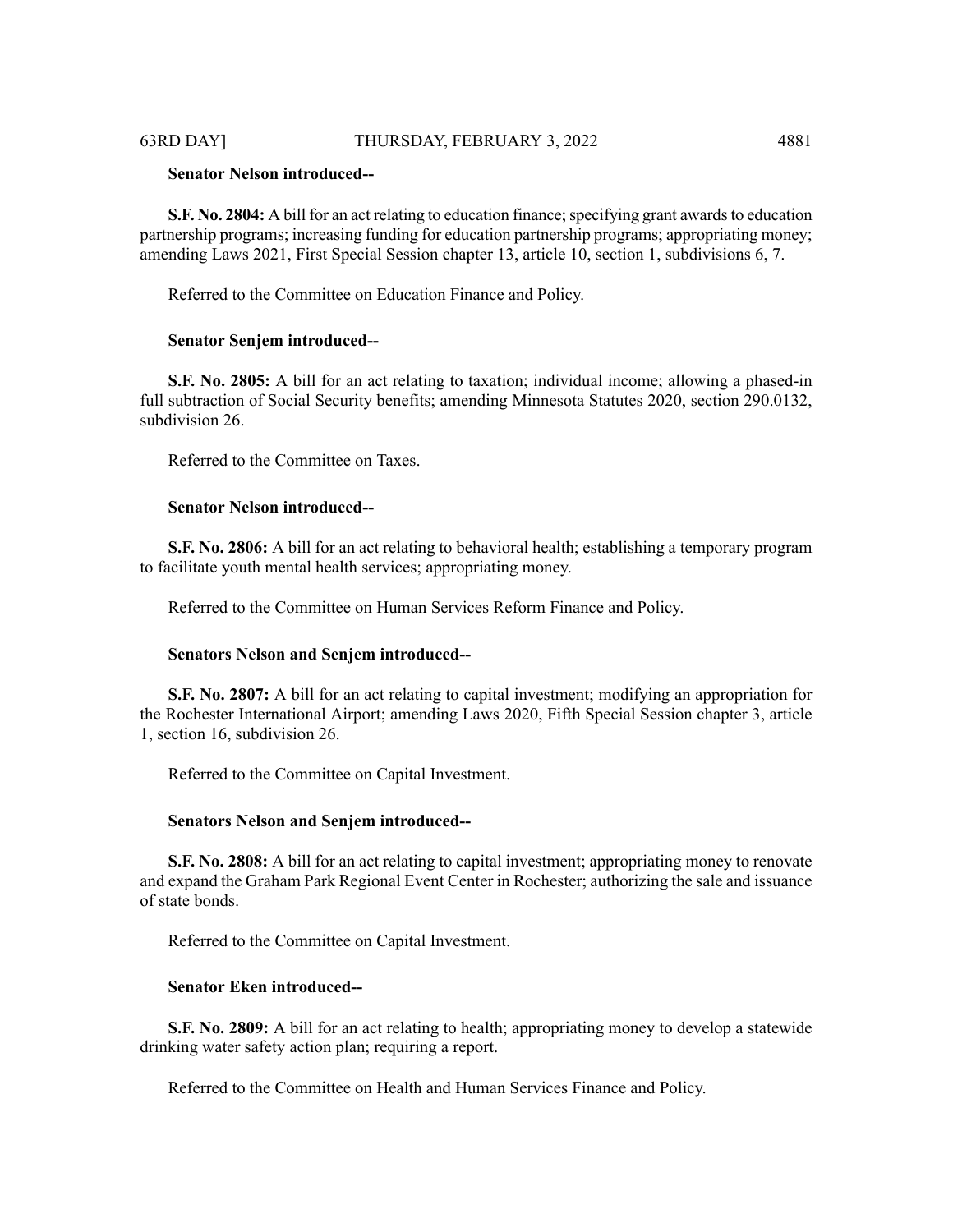**Senator Nelson introduced--**

**S.F. No. 2804:** A bill for an act relating to education finance; specifying grant awards to education partnership programs; increasing funding for education partnership programs; appropriating money; amending Laws 2021, First Special Session chapter 13, article 10, section 1, subdivisions 6, 7.

Referred to the Committee on Education Finance and Policy.

**Senator Senjem introduced--**

**S.F. No. 2805:** A bill for an act relating to taxation; individual income; allowing a phased-in full subtraction of Social Security benefits; amending Minnesota Statutes 2020, section 290.0132, subdivision 26.

Referred to the Committee on Taxes.

**Senator Nelson introduced--**

**S.F. No. 2806:** A bill for an act relating to behavioral health; establishing a temporary program to facilitate youth mental health services; appropriating money.

Referred to the Committee on Human Services Reform Finance and Policy.

**Senators Nelson and Senjem introduced--**

**S.F. No. 2807:** A bill for an act relating to capital investment; modifying an appropriation for the Rochester International Airport; amending Laws 2020, Fifth Special Session chapter 3, article 1, section 16, subdivision 26.

Referred to the Committee on Capital Investment.

**Senators Nelson and Senjem introduced--**

**S.F. No. 2808:** A bill for an act relating to capital investment; appropriating money to renovate and expand the Graham Park Regional Event Center in Rochester; authorizing the sale and issuance of state bonds.

Referred to the Committee on Capital Investment.

**Senator Eken introduced--**

**S.F. No. 2809:** A bill for an act relating to health; appropriating money to develop a statewide drinking water safety action plan; requiring a report.

Referred to the Committee on Health and Human Services Finance and Policy.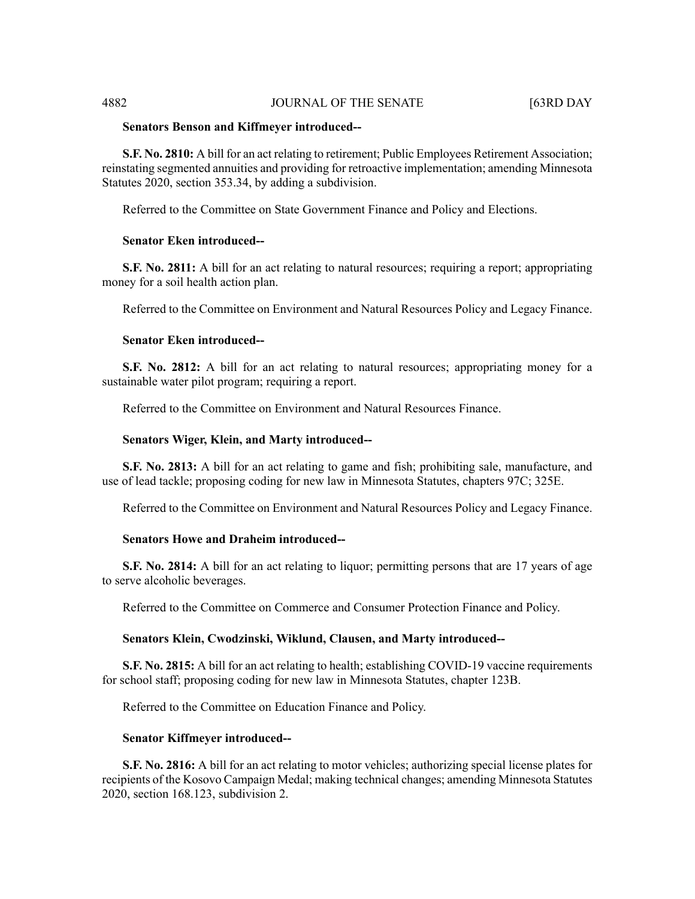**Senators Benson and Kiffmeyer introduced--**

**S.F. No. 2810:** A bill for an act relating to retirement; Public Employees Retirement Association; reinstating segmented annuities and providing for retroactive implementation; amending Minnesota Statutes 2020, section 353.34, by adding a subdivision.

Referred to the Committee on State Government Finance and Policy and Elections.

**Senator Eken introduced--**

**S.F. No. 2811:** A bill for an act relating to natural resources; requiring a report; appropriating money for a soil health action plan.

Referred to the Committee on Environment and Natural Resources Policy and Legacy Finance.

**Senator Eken introduced--**

**S.F. No. 2812:** A bill for an act relating to natural resources; appropriating money for a sustainable water pilot program; requiring a report.

Referred to the Committee on Environment and Natural Resources Finance.

**Senators Wiger, Klein, and Marty introduced--**

**S.F. No. 2813:** A bill for an act relating to game and fish; prohibiting sale, manufacture, and use of lead tackle; proposing coding for new law in Minnesota Statutes, chapters 97C; 325E.

Referred to the Committee on Environment and Natural Resources Policy and Legacy Finance.

**Senators Howe and Draheim introduced--**

**S.F. No. 2814:** A bill for an act relating to liquor; permitting persons that are 17 years of age to serve alcoholic beverages.

Referred to the Committee on Commerce and Consumer Protection Finance and Policy.

**Senators Klein, Cwodzinski, Wiklund, Clausen, and Marty introduced--**

**S.F. No. 2815:** A bill for an act relating to health; establishing COVID-19 vaccine requirements for school staff; proposing coding for new law in Minnesota Statutes, chapter 123B.

Referred to the Committee on Education Finance and Policy.

**Senator Kiffmeyer introduced--**

**S.F. No. 2816:** A bill for an act relating to motor vehicles; authorizing special license plates for recipients of the Kosovo Campaign Medal; making technical changes; amending Minnesota Statutes 2020, section 168.123, subdivision 2.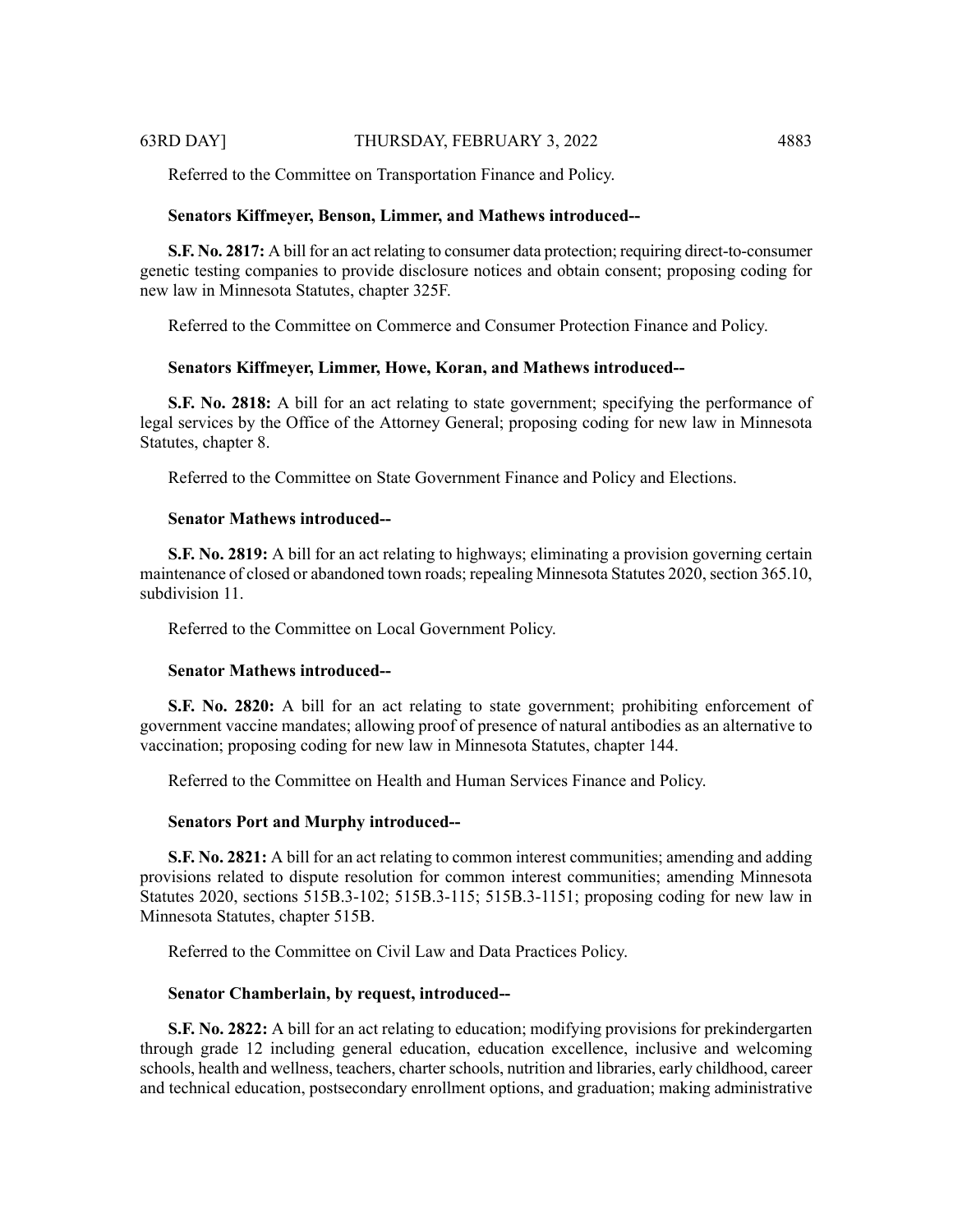Referred to the Committee on Transportation Finance and Policy.

**Senators Kiffmeyer, Benson, Limmer, and Mathews introduced--**

**S.F. No. 2817:** A bill for an act relating to consumer data protection; requiring direct-to-consumer genetic testing companies to provide disclosure notices and obtain consent; proposing coding for new law in Minnesota Statutes, chapter 325F.

Referred to the Committee on Commerce and Consumer Protection Finance and Policy.

**Senators Kiffmeyer, Limmer, Howe, Koran, and Mathews introduced--**

**S.F. No. 2818:** A bill for an act relating to state government; specifying the performance of legal services by the Office of the Attorney General; proposing coding for new law in Minnesota Statutes, chapter 8.

Referred to the Committee on State Government Finance and Policy and Elections.

**Senator Mathews introduced--**

**S.F. No. 2819:** A bill for an act relating to highways; eliminating a provision governing certain maintenance of closed or abandoned town roads; repealing Minnesota Statutes 2020, section 365.10, subdivision 11.

Referred to the Committee on Local Government Policy.

**Senator Mathews introduced--**

**S.F. No. 2820:** A bill for an act relating to state government; prohibiting enforcement of government vaccine mandates; allowing proof of presence of natural antibodies as an alternative to vaccination; proposing coding for new law in Minnesota Statutes, chapter 144.

Referred to the Committee on Health and Human Services Finance and Policy.

**Senators Port and Murphy introduced--**

**S.F. No. 2821:** A bill for an act relating to common interest communities; amending and adding provisions related to dispute resolution for common interest communities; amending Minnesota Statutes 2020, sections 515B.3-102; 515B.3-115; 515B.3-1151; proposing coding for new law in Minnesota Statutes, chapter 515B.

Referred to the Committee on Civil Law and Data Practices Policy.

**Senator Chamberlain, by request, introduced--**

**S.F. No. 2822:** A bill for an act relating to education; modifying provisions for prekindergarten through grade 12 including general education, education excellence, inclusive and welcoming schools, health and wellness, teachers, charter schools, nutrition and libraries, early childhood, career and technical education, postsecondary enrollment options, and graduation; making administrative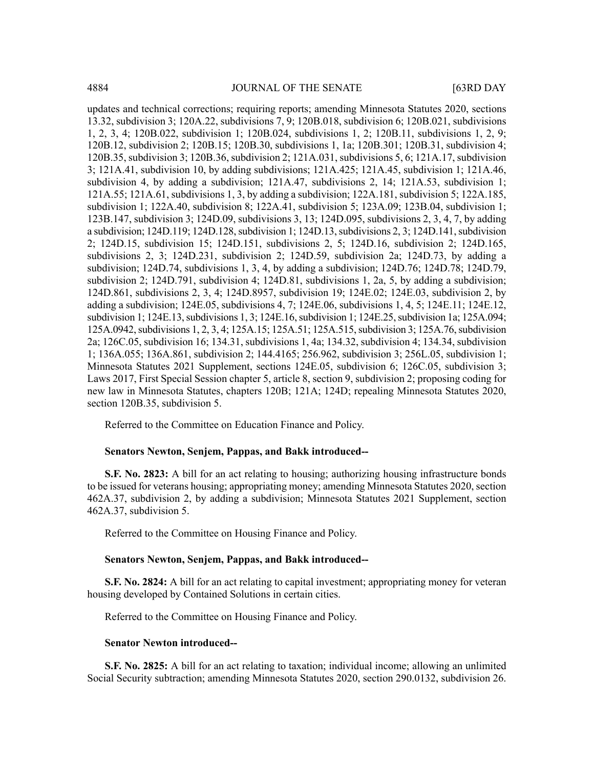updates and technical corrections; requiring reports; amending Minnesota Statutes 2020, sections 13.32, subdivision 3; 120A.22, subdivisions 7, 9; 120B.018, subdivision 6; 120B.021, subdivisions 1, 2, 3, 4; 120B.022, subdivision 1; 120B.024, subdivisions 1, 2; 120B.11, subdivisions 1, 2, 9; 120B.12, subdivision 2; 120B.15; 120B.30, subdivisions 1, 1a; 120B.301; 120B.31, subdivision 4; 120B.35, subdivision 3; 120B.36, subdivision 2; 121A.031, subdivisions 5, 6; 121A.17, subdivision 3; 121A.41, subdivision 10, by adding subdivisions; 121A.425; 121A.45, subdivision 1; 121A.46, subdivision 4, by adding a subdivision; 121A.47, subdivisions 2, 14; 121A.53, subdivision 1; 121A.55; 121A.61, subdivisions 1, 3, by adding a subdivision; 122A.181, subdivision 5; 122A.185, subdivision 1; 122A.40, subdivision 8; 122A.41, subdivision 5; 123A.09; 123B.04, subdivision 1; 123B.147, subdivision 3; 124D.09, subdivisions 3, 13; 124D.095, subdivisions 2, 3, 4, 7, by adding a subdivision; 124D.119; 124D.128, subdivision 1; 124D.13, subdivisions 2, 3; 124D.141, subdivision 2; 124D.15, subdivision 15; 124D.151, subdivisions 2, 5; 124D.16, subdivision 2; 124D.165, subdivisions 2, 3; 124D.231, subdivision 2; 124D.59, subdivision 2a; 124D.73, by adding a subdivision; 124D.74, subdivisions 1, 3, 4, by adding a subdivision; 124D.76; 124D.78; 124D.79, subdivision 2; 124D.791, subdivision 4; 124D.81, subdivisions 1, 2a, 5, by adding a subdivision; 124D.861, subdivisions 2, 3, 4; 124D.8957, subdivision 19; 124E.02; 124E.03, subdivision 2, by adding a subdivision; 124E.05, subdivisions 4, 7; 124E.06, subdivisions 1, 4, 5; 124E.11; 124E.12, subdivision 1; 124E.13, subdivisions 1, 3; 124E.16, subdivision 1; 124E.25, subdivision 1a; 125A.094; 125A.0942, subdivisions 1, 2, 3, 4; 125A.15; 125A.51; 125A.515, subdivision 3; 125A.76, subdivision 2a; 126C.05, subdivision 16; 134.31, subdivisions 1, 4a; 134.32, subdivision 4; 134.34, subdivision 1; 136A.055; 136A.861, subdivision 2; 144.4165; 256.962, subdivision 3; 256L.05, subdivision 1; Minnesota Statutes 2021 Supplement, sections 124E.05, subdivision 6; 126C.05, subdivision 3; Laws 2017, First Special Session chapter 5, article 8, section 9, subdivision 2; proposing coding for new law in Minnesota Statutes, chapters 120B; 121A; 124D; repealing Minnesota Statutes 2020, section 120B.35, subdivision 5.

Referred to the Committee on Education Finance and Policy.

**Senators Newton, Senjem, Pappas, and Bakk introduced--**

**S.F. No. 2823:** A bill for an act relating to housing; authorizing housing infrastructure bonds to be issued for veterans housing; appropriating money; amending Minnesota Statutes 2020, section 462A.37, subdivision 2, by adding a subdivision; Minnesota Statutes 2021 Supplement, section 462A.37, subdivision 5.

Referred to the Committee on Housing Finance and Policy.

**Senators Newton, Senjem, Pappas, and Bakk introduced--**

**S.F. No. 2824:** A bill for an act relating to capital investment; appropriating money for veteran housing developed by Contained Solutions in certain cities.

Referred to the Committee on Housing Finance and Policy.

**Senator Newton introduced--**

**S.F. No. 2825:** A bill for an act relating to taxation; individual income; allowing an unlimited Social Security subtraction; amending Minnesota Statutes 2020, section 290.0132, subdivision 26.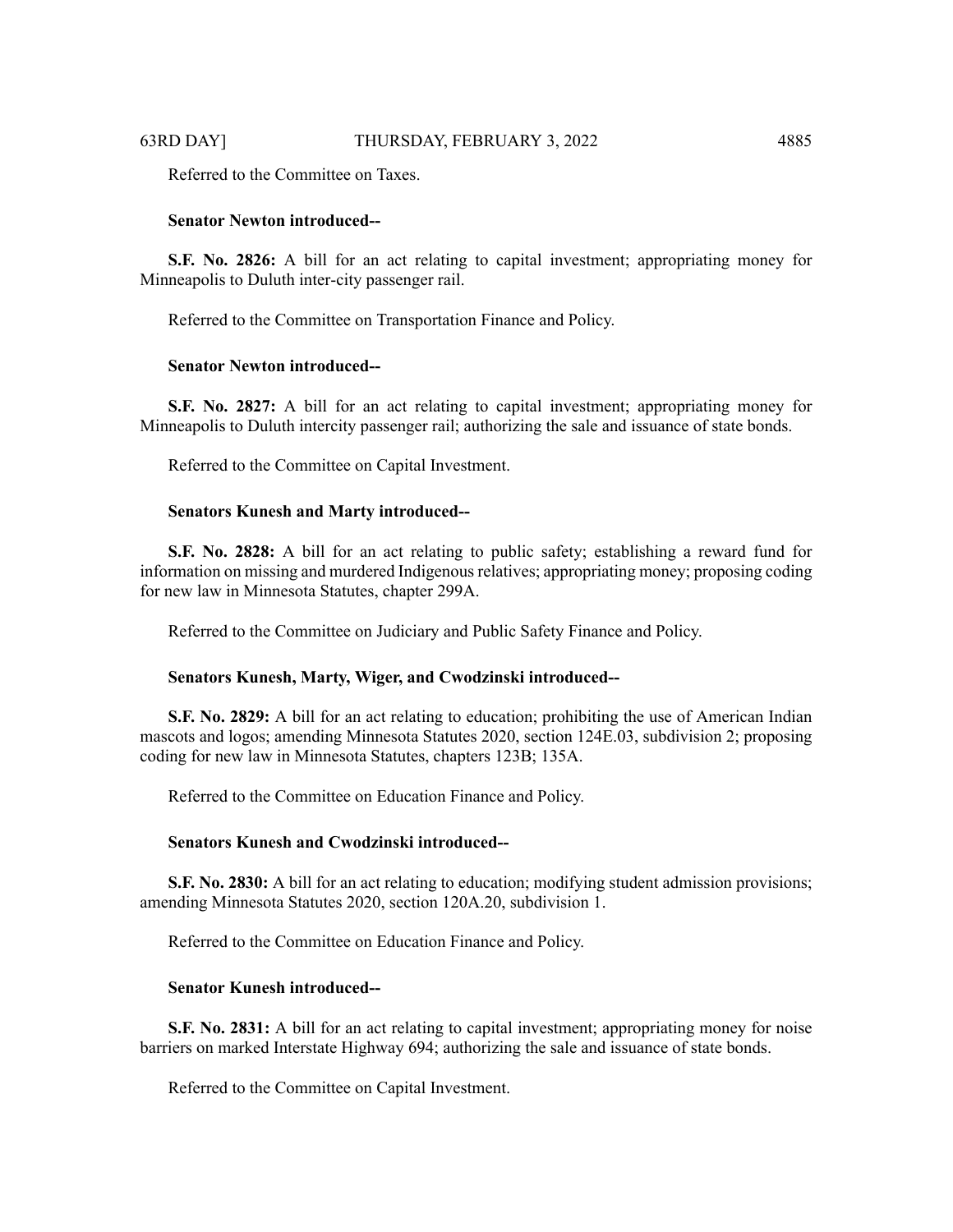Referred to the Committee on Taxes.

**Senator Newton introduced--**

**S.F. No. 2826:** A bill for an act relating to capital investment; appropriating money for Minneapolis to Duluth inter-city passenger rail.

Referred to the Committee on Transportation Finance and Policy.

**Senator Newton introduced--**

**S.F. No. 2827:** A bill for an act relating to capital investment; appropriating money for Minneapolis to Duluth intercity passenger rail; authorizing the sale and issuance of state bonds.

Referred to the Committee on Capital Investment.

**Senators Kunesh and Marty introduced--**

**S.F. No. 2828:** A bill for an act relating to public safety; establishing a reward fund for information on missing and murdered Indigenous relatives; appropriating money; proposing coding for new law in Minnesota Statutes, chapter 299A.

Referred to the Committee on Judiciary and Public Safety Finance and Policy.

**Senators Kunesh, Marty, Wiger, and Cwodzinski introduced--**

**S.F. No. 2829:** A bill for an act relating to education; prohibiting the use of American Indian mascots and logos; amending Minnesota Statutes 2020, section 124E.03, subdivision 2; proposing coding for new law in Minnesota Statutes, chapters 123B; 135A.

Referred to the Committee on Education Finance and Policy.

**Senators Kunesh and Cwodzinski introduced--**

**S.F. No. 2830:** A bill for an act relating to education; modifying student admission provisions; amending Minnesota Statutes 2020, section 120A.20, subdivision 1.

Referred to the Committee on Education Finance and Policy.

**Senator Kunesh introduced--**

**S.F. No. 2831:** A bill for an act relating to capital investment; appropriating money for noise barriers on marked Interstate Highway 694; authorizing the sale and issuance of state bonds.

Referred to the Committee on Capital Investment.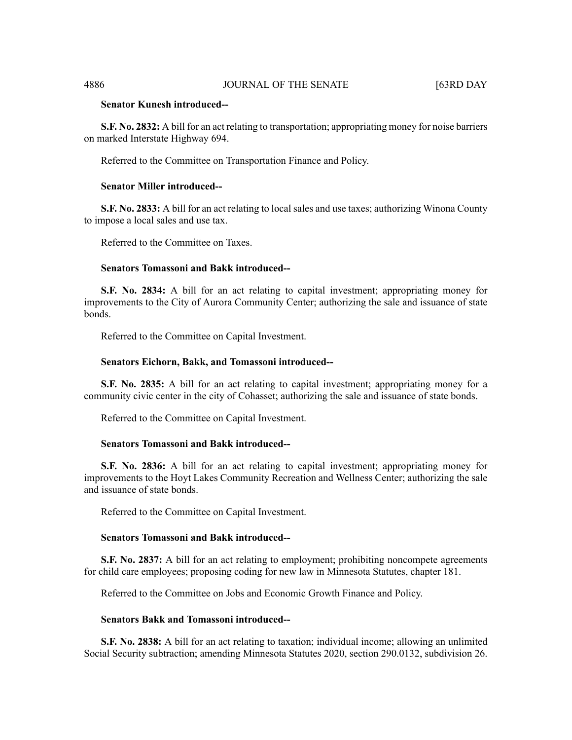**Senator Kunesh introduced--**

**S.F. No. 2832:** A bill for an act relating to transportation; appropriating money for noise barriers on marked Interstate Highway 694.

Referred to the Committee on Transportation Finance and Policy.

**Senator Miller introduced--**

**S.F. No. 2833:** A bill for an act relating to local sales and use taxes; authorizing Winona County to impose a local sales and use tax.

Referred to the Committee on Taxes.

**Senators Tomassoni and Bakk introduced--**

**S.F. No. 2834:** A bill for an act relating to capital investment; appropriating money for improvements to the City of Aurora Community Center; authorizing the sale and issuance of state bonds.

Referred to the Committee on Capital Investment.

**Senators Eichorn, Bakk, and Tomassoni introduced--**

**S.F. No. 2835:** A bill for an act relating to capital investment; appropriating money for a community civic center in the city of Cohasset; authorizing the sale and issuance of state bonds.

Referred to the Committee on Capital Investment.

**Senators Tomassoni and Bakk introduced--**

**S.F. No. 2836:** A bill for an act relating to capital investment; appropriating money for improvements to the Hoyt Lakes Community Recreation and Wellness Center; authorizing the sale and issuance of state bonds.

Referred to the Committee on Capital Investment.

**Senators Tomassoni and Bakk introduced--**

**S.F. No. 2837:** A bill for an act relating to employment; prohibiting noncompete agreements for child care employees; proposing coding for new law in Minnesota Statutes, chapter 181.

Referred to the Committee on Jobs and Economic Growth Finance and Policy.

**Senators Bakk and Tomassoni introduced--**

**S.F. No. 2838:** A bill for an act relating to taxation; individual income; allowing an unlimited Social Security subtraction; amending Minnesota Statutes 2020, section 290.0132, subdivision 26.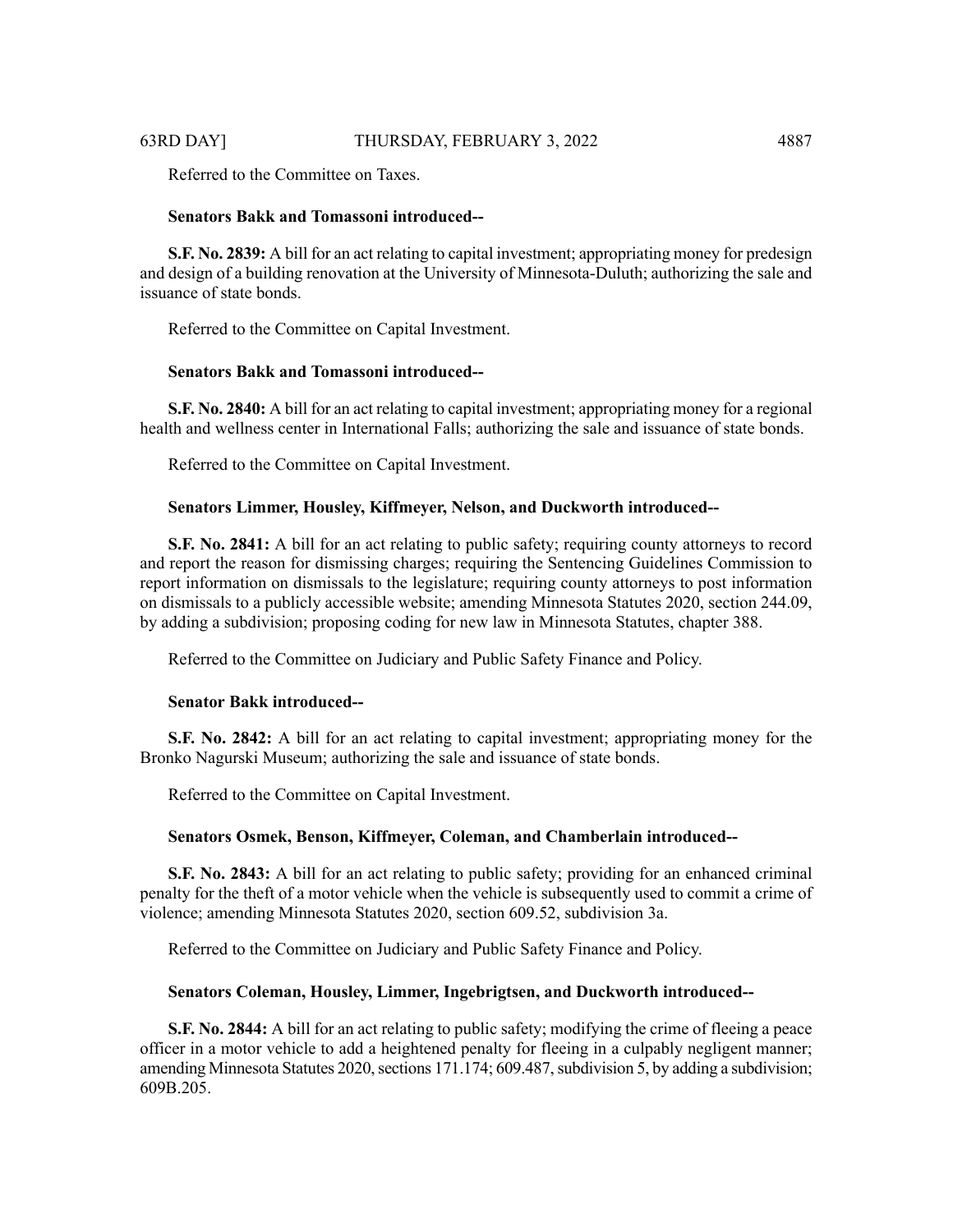Referred to the Committee on Taxes.

**Senators Bakk and Tomassoni introduced--**

**S.F. No. 2839:** A bill for an act relating to capital investment; appropriating money for predesign and design of a building renovation at the University of Minnesota-Duluth; authorizing the sale and issuance of state bonds.

Referred to the Committee on Capital Investment.

**Senators Bakk and Tomassoni introduced--**

**S.F. No. 2840:** A bill for an act relating to capital investment; appropriating money for a regional health and wellness center in International Falls; authorizing the sale and issuance of state bonds.

Referred to the Committee on Capital Investment.

**Senators Limmer, Housley, Kiffmeyer, Nelson, and Duckworth introduced--**

**S.F. No. 2841:** A bill for an act relating to public safety; requiring county attorneys to record and report the reason for dismissing charges; requiring the Sentencing Guidelines Commission to report information on dismissals to the legislature; requiring county attorneys to post information on dismissals to a publicly accessible website; amending Minnesota Statutes 2020, section 244.09, by adding a subdivision; proposing coding for new law in Minnesota Statutes, chapter 388.

Referred to the Committee on Judiciary and Public Safety Finance and Policy.

**Senator Bakk introduced--**

**S.F. No. 2842:** A bill for an act relating to capital investment; appropriating money for the Bronko Nagurski Museum; authorizing the sale and issuance of state bonds.

Referred to the Committee on Capital Investment.

**Senators Osmek, Benson, Kiffmeyer, Coleman, and Chamberlain introduced--**

**S.F. No. 2843:** A bill for an act relating to public safety; providing for an enhanced criminal penalty for the theft of a motor vehicle when the vehicle is subsequently used to commit a crime of violence; amending Minnesota Statutes 2020, section 609.52, subdivision 3a.

Referred to the Committee on Judiciary and Public Safety Finance and Policy.

**Senators Coleman, Housley, Limmer, Ingebrigtsen, and Duckworth introduced--**

**S.F. No. 2844:** A bill for an act relating to public safety; modifying the crime of fleeing a peace officer in a motor vehicle to add a heightened penalty for fleeing in a culpably negligent manner; amending Minnesota Statutes 2020, sections 171.174; 609.487, subdivision 5, by adding a subdivision; 609B.205.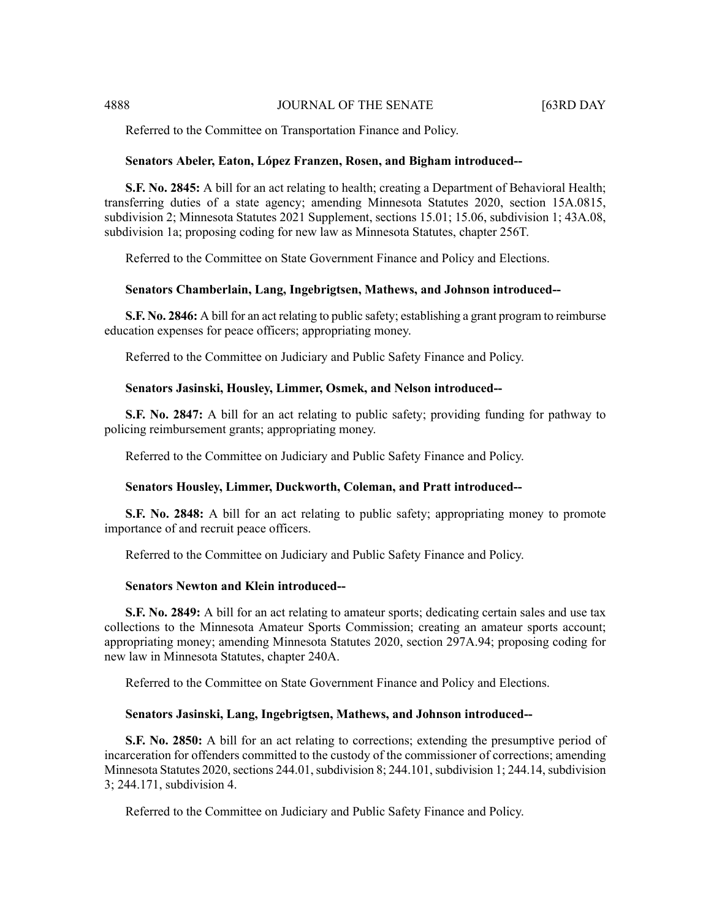Referred to the Committee on Transportation Finance and Policy.

**Senators Abeler, Eaton, López Franzen, Rosen, and Bigham introduced--**

**S.F. No. 2845:** A bill for an act relating to health; creating a Department of Behavioral Health; transferring duties of a state agency; amending Minnesota Statutes 2020, section 15A.0815, subdivision 2; Minnesota Statutes 2021 Supplement, sections 15.01; 15.06, subdivision 1; 43A.08, subdivision 1a; proposing coding for new law as Minnesota Statutes, chapter 256T.

Referred to the Committee on State Government Finance and Policy and Elections.

**Senators Chamberlain, Lang, Ingebrigtsen, Mathews, and Johnson introduced--**

**S.F. No. 2846:** A bill for an act relating to public safety; establishing a grant program to reimburse education expenses for peace officers; appropriating money.

Referred to the Committee on Judiciary and Public Safety Finance and Policy.

**Senators Jasinski, Housley, Limmer, Osmek, and Nelson introduced--**

**S.F. No. 2847:** A bill for an act relating to public safety; providing funding for pathway to policing reimbursement grants; appropriating money.

Referred to the Committee on Judiciary and Public Safety Finance and Policy.

**Senators Housley, Limmer, Duckworth, Coleman, and Pratt introduced--**

**S.F. No. 2848:** A bill for an act relating to public safety; appropriating money to promote importance of and recruit peace officers.

Referred to the Committee on Judiciary and Public Safety Finance and Policy.

**Senators Newton and Klein introduced--**

**S.F. No. 2849:** A bill for an act relating to amateur sports; dedicating certain sales and use tax collections to the Minnesota Amateur Sports Commission; creating an amateur sports account; appropriating money; amending Minnesota Statutes 2020, section 297A.94; proposing coding for new law in Minnesota Statutes, chapter 240A.

Referred to the Committee on State Government Finance and Policy and Elections.

**Senators Jasinski, Lang, Ingebrigtsen, Mathews, and Johnson introduced--**

**S.F. No. 2850:** A bill for an act relating to corrections; extending the presumptive period of incarceration for offenders committed to the custody of the commissioner of corrections; amending Minnesota Statutes 2020, sections 244.01, subdivision 8; 244.101, subdivision 1; 244.14, subdivision 3; 244.171, subdivision 4.

Referred to the Committee on Judiciary and Public Safety Finance and Policy.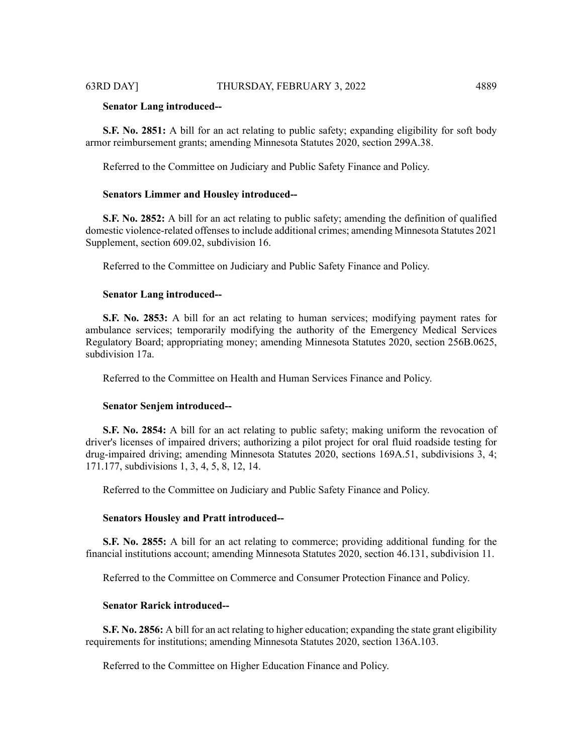**Senator Lang introduced--**

**S.F. No. 2851:** A bill for an act relating to public safety; expanding eligibility for soft body armor reimbursement grants; amending Minnesota Statutes 2020, section 299A.38.

Referred to the Committee on Judiciary and Public Safety Finance and Policy.

**Senators Limmer and Housley introduced--**

**S.F. No. 2852:** A bill for an act relating to public safety; amending the definition of qualified domestic violence-related offenses to include additional crimes; amending Minnesota Statutes 2021 Supplement, section 609.02, subdivision 16.

Referred to the Committee on Judiciary and Public Safety Finance and Policy.

**Senator Lang introduced--**

**S.F. No. 2853:** A bill for an act relating to human services; modifying payment rates for ambulance services; temporarily modifying the authority of the Emergency Medical Services Regulatory Board; appropriating money; amending Minnesota Statutes 2020, section 256B.0625, subdivision 17a.

Referred to the Committee on Health and Human Services Finance and Policy.

**Senator Senjem introduced--**

**S.F. No. 2854:** A bill for an act relating to public safety; making uniform the revocation of driver's licenses of impaired drivers; authorizing a pilot project for oral fluid roadside testing for drug-impaired driving; amending Minnesota Statutes 2020, sections 169A.51, subdivisions 3, 4; 171.177, subdivisions 1, 3, 4, 5, 8, 12, 14.

Referred to the Committee on Judiciary and Public Safety Finance and Policy.

**Senators Housley and Pratt introduced--**

**S.F. No. 2855:** A bill for an act relating to commerce; providing additional funding for the financial institutions account; amending Minnesota Statutes 2020, section 46.131, subdivision 11.

Referred to the Committee on Commerce and Consumer Protection Finance and Policy.

**Senator Rarick introduced--**

**S.F. No. 2856:** A bill for an act relating to higher education; expanding the state grant eligibility requirements for institutions; amending Minnesota Statutes 2020, section 136A.103.

Referred to the Committee on Higher Education Finance and Policy.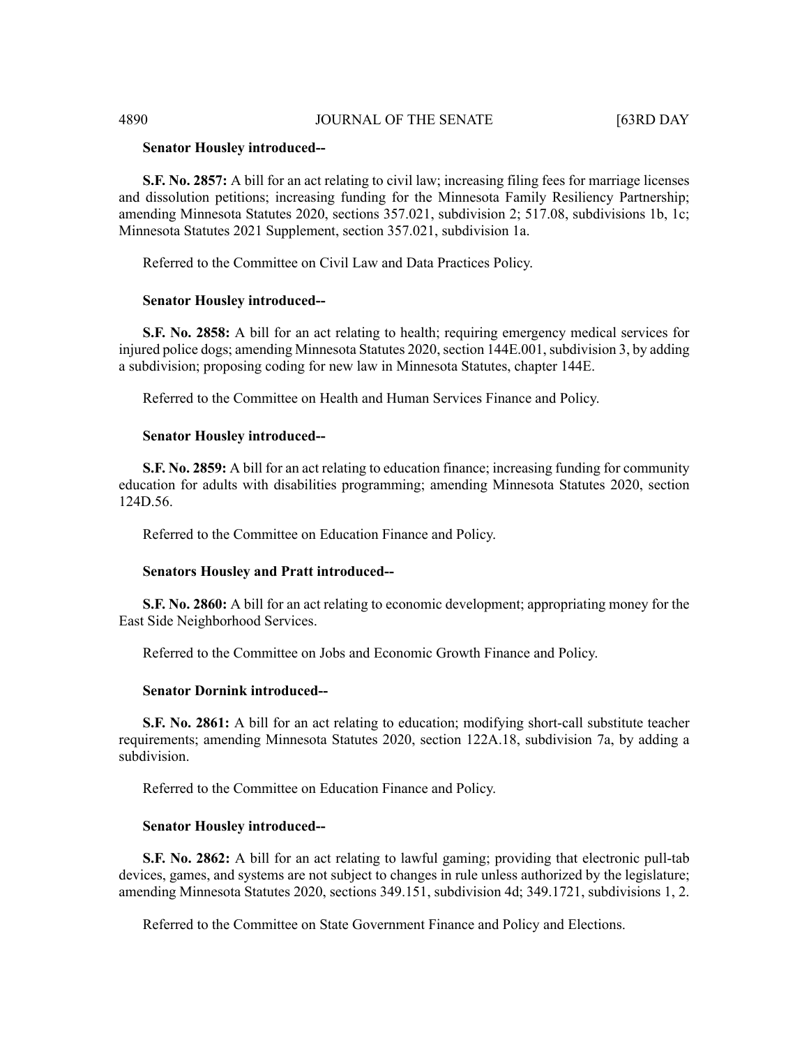**Senator Housley introduced--**

**S.F. No. 2857:** A bill for an act relating to civil law; increasing filing fees for marriage licenses and dissolution petitions; increasing funding for the Minnesota Family Resiliency Partnership; amending Minnesota Statutes 2020, sections 357.021, subdivision 2; 517.08, subdivisions 1b, 1c; Minnesota Statutes 2021 Supplement, section 357.021, subdivision 1a.

Referred to the Committee on Civil Law and Data Practices Policy.

**Senator Housley introduced--**

**S.F. No. 2858:** A bill for an act relating to health; requiring emergency medical services for injured police dogs; amending Minnesota Statutes 2020, section 144E.001, subdivision 3, by adding a subdivision; proposing coding for new law in Minnesota Statutes, chapter 144E.

Referred to the Committee on Health and Human Services Finance and Policy.

**Senator Housley introduced--**

**S.F. No. 2859:** A bill for an act relating to education finance; increasing funding for community education for adults with disabilities programming; amending Minnesota Statutes 2020, section 124D.56.

Referred to the Committee on Education Finance and Policy.

**Senators Housley and Pratt introduced--**

**S.F. No. 2860:** A bill for an act relating to economic development; appropriating money for the East Side Neighborhood Services.

Referred to the Committee on Jobs and Economic Growth Finance and Policy.

**Senator Dornink introduced--**

**S.F. No. 2861:** A bill for an act relating to education; modifying short-call substitute teacher requirements; amending Minnesota Statutes 2020, section 122A.18, subdivision 7a, by adding a subdivision.

Referred to the Committee on Education Finance and Policy.

**Senator Housley introduced--**

**S.F. No. 2862:** A bill for an act relating to lawful gaming; providing that electronic pull-tab devices, games, and systems are not subject to changes in rule unless authorized by the legislature; amending Minnesota Statutes 2020, sections 349.151, subdivision 4d; 349.1721, subdivisions 1, 2.

Referred to the Committee on State Government Finance and Policy and Elections.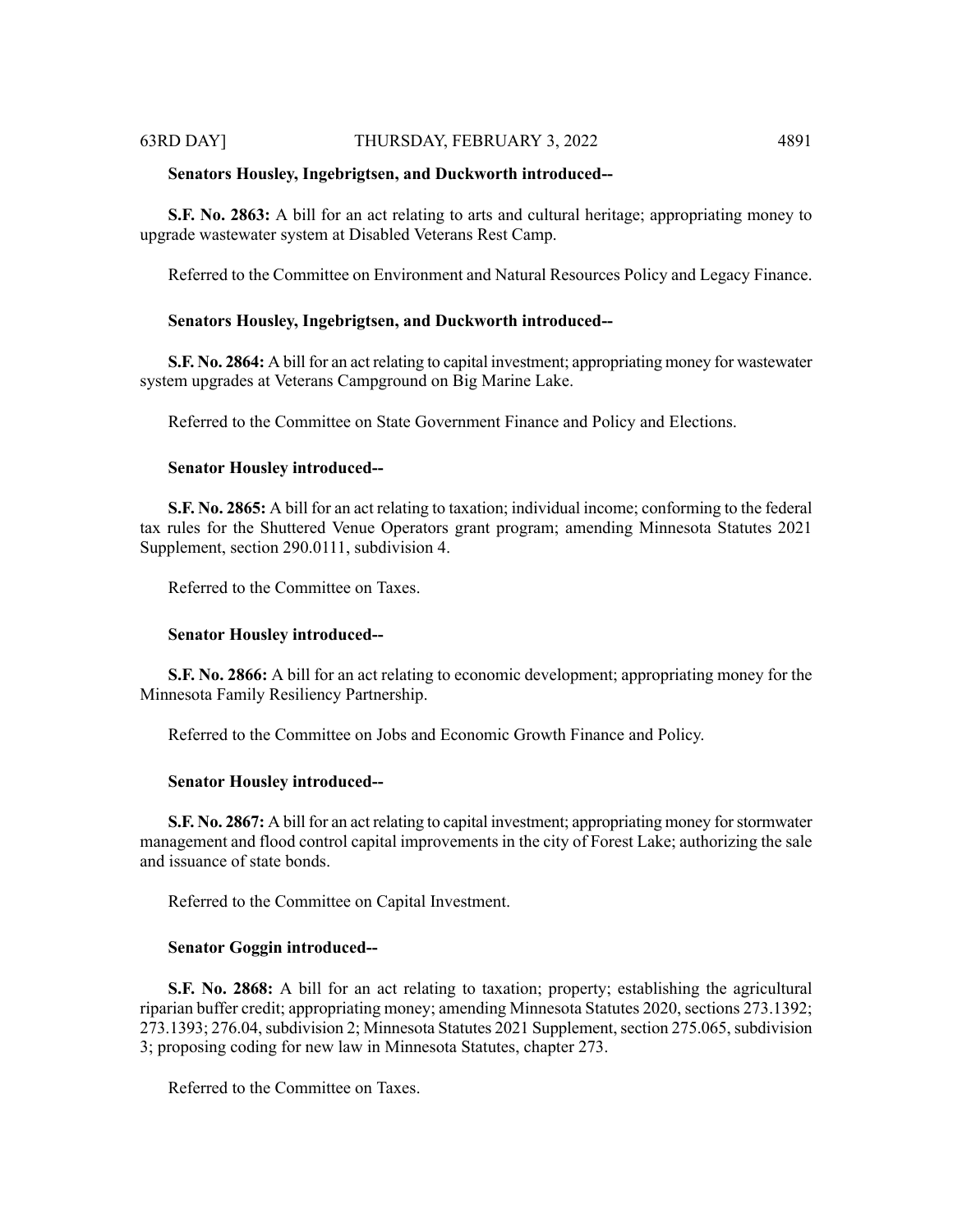**Senators Housley, Ingebrigtsen, and Duckworth introduced--**

**S.F. No. 2863:** A bill for an act relating to arts and cultural heritage; appropriating money to upgrade wastewater system at Disabled Veterans Rest Camp.

Referred to the Committee on Environment and Natural Resources Policy and Legacy Finance.

**Senators Housley, Ingebrigtsen, and Duckworth introduced--**

**S.F. No. 2864:** A bill for an act relating to capital investment; appropriating money for wastewater system upgrades at Veterans Campground on Big Marine Lake.

Referred to the Committee on State Government Finance and Policy and Elections.

**Senator Housley introduced--**

**S.F. No. 2865:** A bill for an act relating to taxation; individual income; conforming to the federal tax rules for the Shuttered Venue Operators grant program; amending Minnesota Statutes 2021 Supplement, section 290.0111, subdivision 4.

Referred to the Committee on Taxes.

**Senator Housley introduced--**

**S.F. No. 2866:** A bill for an act relating to economic development; appropriating money for the Minnesota Family Resiliency Partnership.

Referred to the Committee on Jobs and Economic Growth Finance and Policy.

**Senator Housley introduced--**

**S.F. No. 2867:** A bill for an act relating to capital investment; appropriating money for stormwater management and flood control capital improvements in the city of Forest Lake; authorizing the sale and issuance of state bonds.

Referred to the Committee on Capital Investment.

**Senator Goggin introduced--**

**S.F. No. 2868:** A bill for an act relating to taxation; property; establishing the agricultural riparian buffer credit; appropriating money; amending Minnesota Statutes 2020, sections 273.1392; 273.1393; 276.04, subdivision 2; Minnesota Statutes 2021 Supplement, section 275.065, subdivision 3; proposing coding for new law in Minnesota Statutes, chapter 273.

Referred to the Committee on Taxes.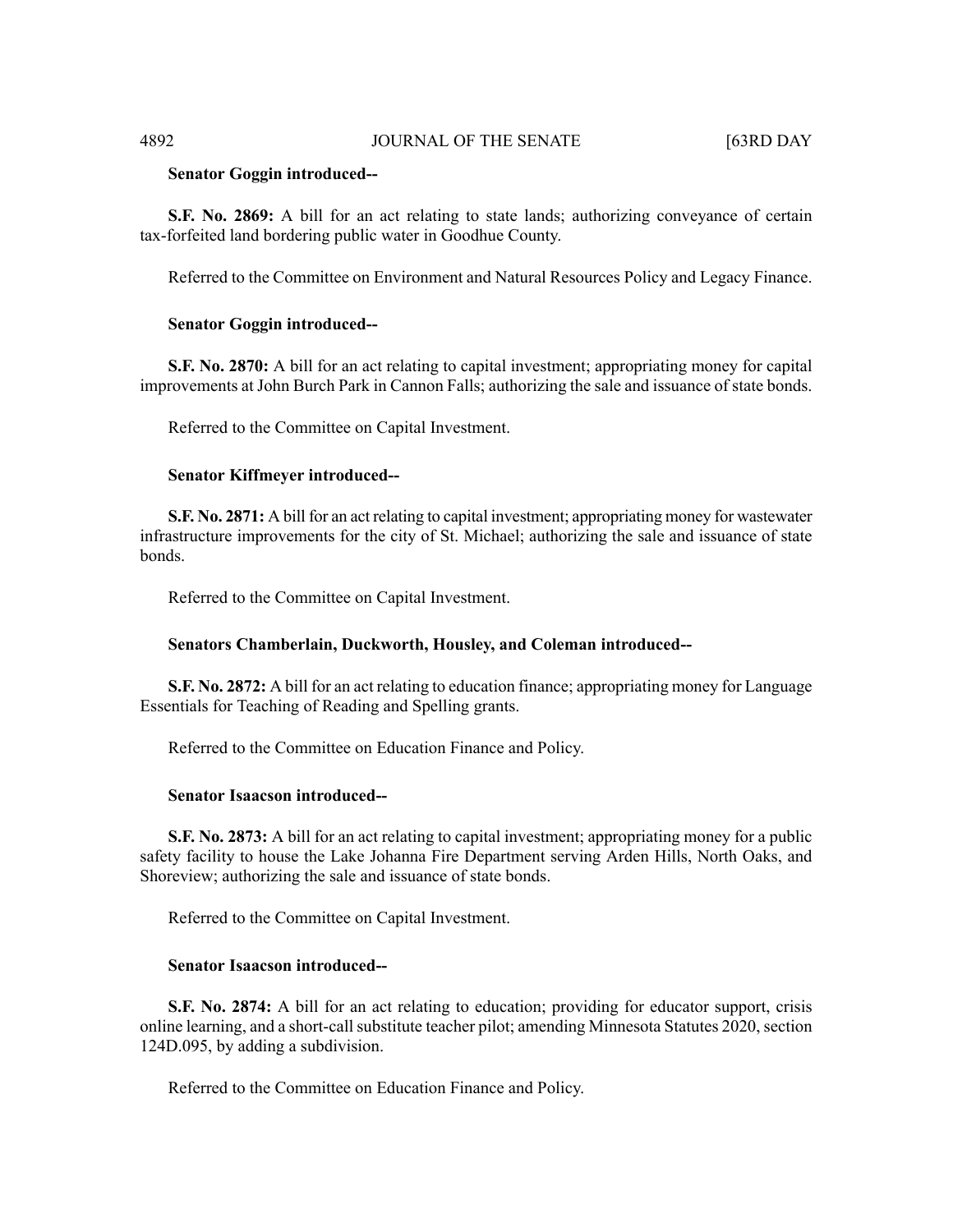**Senator Goggin introduced--**

**S.F. No. 2869:** A bill for an act relating to state lands; authorizing conveyance of certain tax-forfeited land bordering public water in Goodhue County.

Referred to the Committee on Environment and Natural Resources Policy and Legacy Finance.

**Senator Goggin introduced--**

**S.F. No. 2870:** A bill for an act relating to capital investment; appropriating money for capital improvements at John Burch Park in Cannon Falls; authorizing the sale and issuance of state bonds.

Referred to the Committee on Capital Investment.

**Senator Kiffmeyer introduced--**

**S.F. No. 2871:** A bill for an act relating to capital investment; appropriating money for wastewater infrastructure improvements for the city of St. Michael; authorizing the sale and issuance of state bonds.

Referred to the Committee on Capital Investment.

**Senators Chamberlain, Duckworth, Housley, and Coleman introduced--**

**S.F. No. 2872:** A bill for an act relating to education finance; appropriating money for Language Essentials for Teaching of Reading and Spelling grants.

Referred to the Committee on Education Finance and Policy.

**Senator Isaacson introduced--**

**S.F. No. 2873:** A bill for an act relating to capital investment; appropriating money for a public safety facility to house the Lake Johanna Fire Department serving Arden Hills, North Oaks, and Shoreview; authorizing the sale and issuance of state bonds.

Referred to the Committee on Capital Investment.

**Senator Isaacson introduced--**

**S.F. No. 2874:** A bill for an act relating to education; providing for educator support, crisis online learning, and a short-call substitute teacher pilot; amending Minnesota Statutes 2020, section 124D.095, by adding a subdivision.

Referred to the Committee on Education Finance and Policy.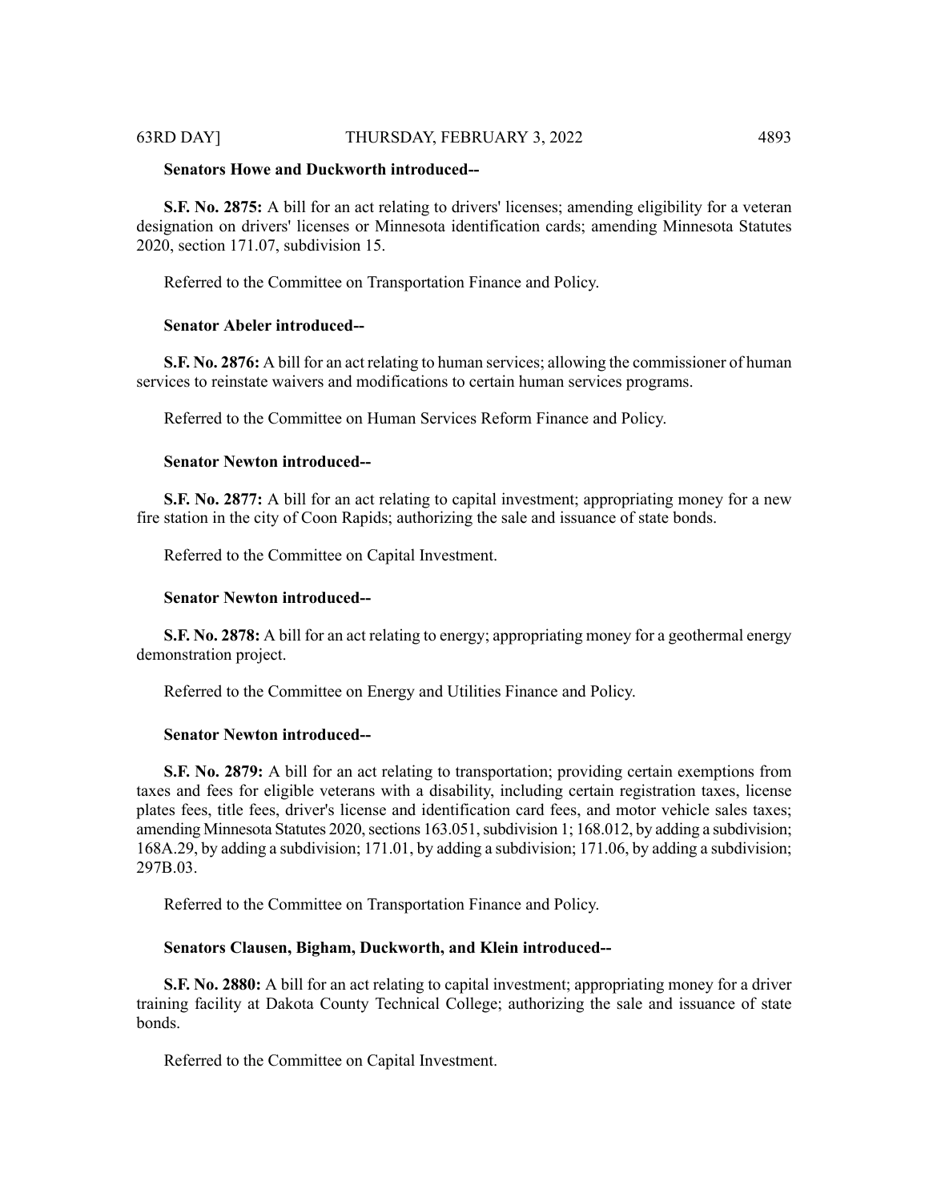**Senators Howe and Duckworth introduced--**

**S.F. No. 2875:** A bill for an act relating to drivers' licenses; amending eligibility for a veteran designation on drivers' licenses or Minnesota identification cards; amending Minnesota Statutes 2020, section 171.07, subdivision 15.

Referred to the Committee on Transportation Finance and Policy.

**Senator Abeler introduced--**

**S.F. No. 2876:** A bill for an act relating to human services; allowing the commissioner of human services to reinstate waivers and modifications to certain human services programs.

Referred to the Committee on Human Services Reform Finance and Policy.

**Senator Newton introduced--**

**S.F. No. 2877:** A bill for an act relating to capital investment; appropriating money for a new fire station in the city of Coon Rapids; authorizing the sale and issuance of state bonds.

Referred to the Committee on Capital Investment.

**Senator Newton introduced--**

**S.F. No. 2878:** A bill for an act relating to energy; appropriating money for a geothermal energy demonstration project.

Referred to the Committee on Energy and Utilities Finance and Policy.

**Senator Newton introduced--**

**S.F. No. 2879:** A bill for an act relating to transportation; providing certain exemptions from taxes and fees for eligible veterans with a disability, including certain registration taxes, license plates fees, title fees, driver's license and identification card fees, and motor vehicle sales taxes; amending Minnesota Statutes 2020, sections 163.051, subdivision 1; 168.012, by adding a subdivision; 168A.29, by adding a subdivision; 171.01, by adding a subdivision; 171.06, by adding a subdivision; 297B.03.

Referred to the Committee on Transportation Finance and Policy.

**Senators Clausen, Bigham, Duckworth, and Klein introduced--**

**S.F. No. 2880:** A bill for an act relating to capital investment; appropriating money for a driver training facility at Dakota County Technical College; authorizing the sale and issuance of state bonds.

Referred to the Committee on Capital Investment.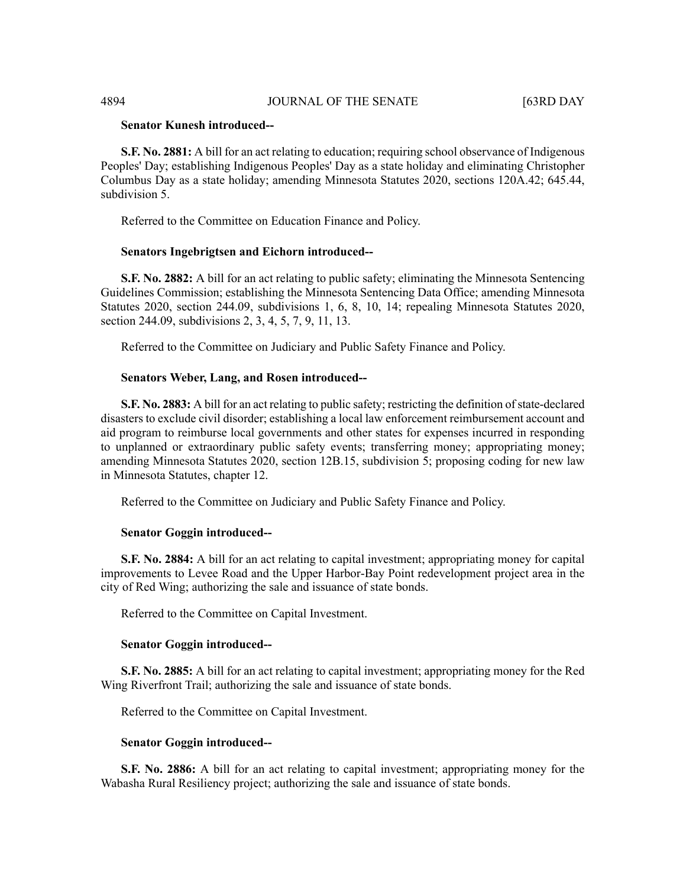**Senator Kunesh introduced--**

**S.F. No. 2881:** A bill for an act relating to education; requiring school observance of Indigenous Peoples' Day; establishing Indigenous Peoples' Day as a state holiday and eliminating Christopher Columbus Day as a state holiday; amending Minnesota Statutes 2020, sections 120A.42; 645.44, subdivision 5.

Referred to the Committee on Education Finance and Policy.

**Senators Ingebrigtsen and Eichorn introduced--**

**S.F. No. 2882:** A bill for an act relating to public safety; eliminating the Minnesota Sentencing Guidelines Commission; establishing the Minnesota Sentencing Data Office; amending Minnesota Statutes 2020, section 244.09, subdivisions 1, 6, 8, 10, 14; repealing Minnesota Statutes 2020, section 244.09, subdivisions 2, 3, 4, 5, 7, 9, 11, 13.

Referred to the Committee on Judiciary and Public Safety Finance and Policy.

**Senators Weber, Lang, and Rosen introduced--**

**S.F. No. 2883:** A bill for an act relating to public safety; restricting the definition of state-declared disasters to exclude civil disorder; establishing a local law enforcement reimbursement account and aid program to reimburse local governments and other states for expenses incurred in responding to unplanned or extraordinary public safety events; transferring money; appropriating money; amending Minnesota Statutes 2020, section 12B.15, subdivision 5; proposing coding for new law in Minnesota Statutes, chapter 12.

Referred to the Committee on Judiciary and Public Safety Finance and Policy.

**Senator Goggin introduced--**

**S.F. No. 2884:** A bill for an act relating to capital investment; appropriating money for capital improvements to Levee Road and the Upper Harbor-Bay Point redevelopment project area in the city of Red Wing; authorizing the sale and issuance of state bonds.

Referred to the Committee on Capital Investment.

**Senator Goggin introduced--**

**S.F. No. 2885:** A bill for an act relating to capital investment; appropriating money for the Red Wing Riverfront Trail; authorizing the sale and issuance of state bonds.

Referred to the Committee on Capital Investment.

**Senator Goggin introduced--**

**S.F. No. 2886:** A bill for an act relating to capital investment; appropriating money for the Wabasha Rural Resiliency project; authorizing the sale and issuance of state bonds.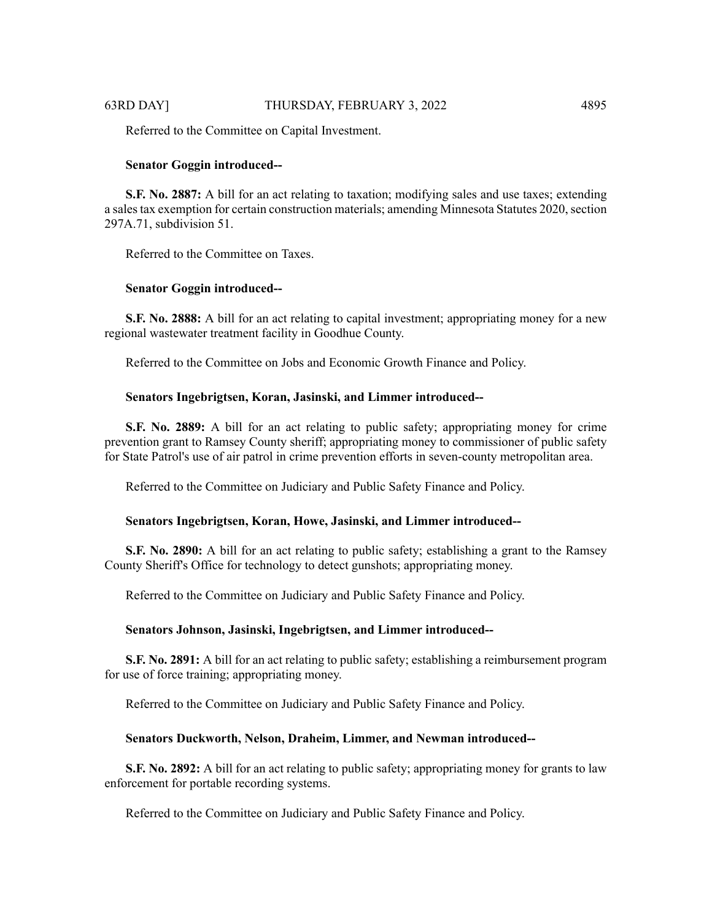Referred to the Committee on Capital Investment.

**Senator Goggin introduced--**

**S.F. No. 2887:** A bill for an act relating to taxation; modifying sales and use taxes; extending a sales tax exemption for certain construction materials; amending Minnesota Statutes 2020, section 297A.71, subdivision 51.

Referred to the Committee on Taxes.

**Senator Goggin introduced--**

**S.F. No. 2888:** A bill for an act relating to capital investment; appropriating money for a new regional wastewater treatment facility in Goodhue County.

Referred to the Committee on Jobs and Economic Growth Finance and Policy.

**Senators Ingebrigtsen, Koran, Jasinski, and Limmer introduced--**

**S.F. No. 2889:** A bill for an act relating to public safety; appropriating money for crime prevention grant to Ramsey County sheriff; appropriating money to commissioner of public safety for State Patrol's use of air patrol in crime prevention efforts in seven-county metropolitan area.

Referred to the Committee on Judiciary and Public Safety Finance and Policy.

**Senators Ingebrigtsen, Koran, Howe, Jasinski, and Limmer introduced--**

**S.F. No. 2890:** A bill for an act relating to public safety; establishing a grant to the Ramsey County Sheriff's Office for technology to detect gunshots; appropriating money.

Referred to the Committee on Judiciary and Public Safety Finance and Policy.

**Senators Johnson, Jasinski, Ingebrigtsen, and Limmer introduced--**

**S.F. No. 2891:** A bill for an act relating to public safety; establishing a reimbursement program for use of force training; appropriating money.

Referred to the Committee on Judiciary and Public Safety Finance and Policy.

**Senators Duckworth, Nelson, Draheim, Limmer, and Newman introduced--**

**S.F. No. 2892:** A bill for an act relating to public safety; appropriating money for grants to law enforcement for portable recording systems.

Referred to the Committee on Judiciary and Public Safety Finance and Policy.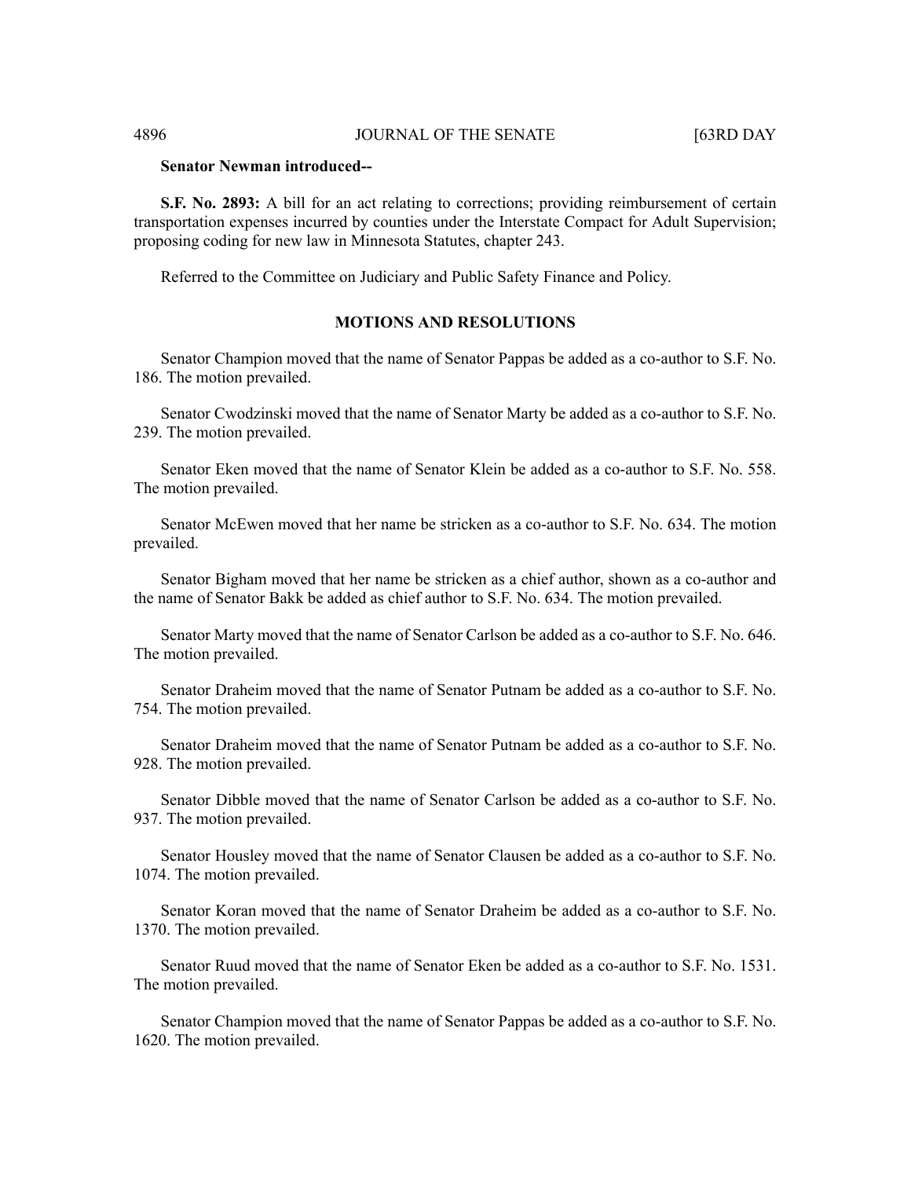**Senator Newman introduced--**

**S.F. No. 2893:** A bill for an act relating to corrections; providing reimbursement of certain transportation expenses incurred by counties under the Interstate Compact for Adult Supervision; proposing coding for new law in Minnesota Statutes, chapter 243.

Referred to the Committee on Judiciary and Public Safety Finance and Policy.

## MOTIONS AND RESOLUTIONS

Senator Champion moved that the name of Senator Pappas be added as a co-author to S.F. No. 186. The motion prevailed.

Senator Cwodzinski moved that the name of Senator Marty be added as a co-author to S.F. No. 239. The motion prevailed.

Senator Eken moved that the name of Senator Klein be added as a co-author to S.F. No. 558. The motion prevailed.

Senator McEwen moved that her name be stricken as a co-author to S.F. No. 634. The motion prevailed.

Senator Bigham moved that her name be stricken as a chief author, shown as a co-author and the name of Senator Bakk be added as chief author to S.F. No. 634. The motion prevailed.

Senator Marty moved that the name of Senator Carlson be added as a co-author to S.F. No. 646. The motion prevailed.

Senator Draheim moved that the name of Senator Putnam be added as a co-author to S.F. No. 754. The motion prevailed.

Senator Draheim moved that the name of Senator Putnam be added as a co-author to S.F. No. 928. The motion prevailed.

Senator Dibble moved that the name of Senator Carlson be added as a co-author to S.F. No. 937. The motion prevailed.

Senator Housley moved that the name of Senator Clausen be added as a co-author to S.F. No. 1074. The motion prevailed.

Senator Koran moved that the name of Senator Draheim be added as a co-author to S.F. No. 1370. The motion prevailed.

Senator Ruud moved that the name of Senator Eken be added as a co-author to S.F. No. 1531. The motion prevailed.

Senator Champion moved that the name of Senator Pappas be added as a co-author to S.F. No. 1620. The motion prevailed.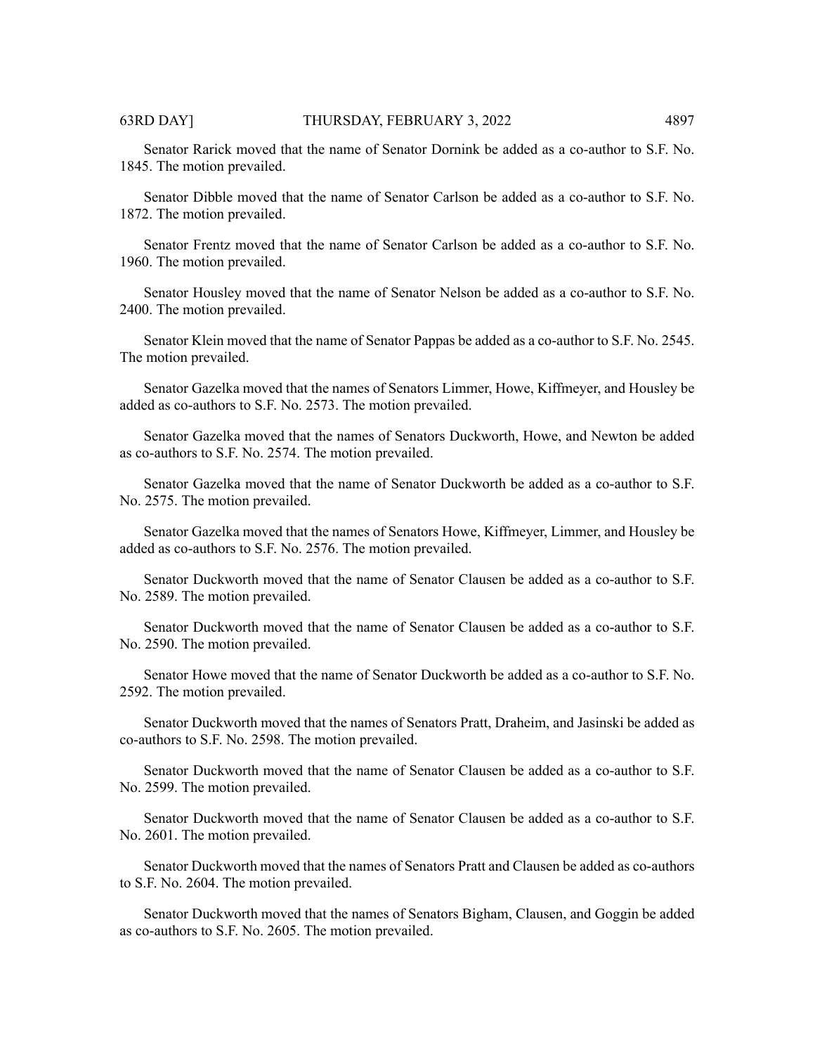Senator Rarick moved that the name of Senator Dornink be added as a co-author to S.F. No. 1845. The motion prevailed.

Senator Dibble moved that the name of Senator Carlson be added as a co-author to S.F. No. 1872. The motion prevailed.

Senator Frentz moved that the name of Senator Carlson be added as a co-author to S.F. No. 1960. The motion prevailed.

Senator Housley moved that the name of Senator Nelson be added as a co-author to S.F. No. 2400. The motion prevailed.

Senator Klein moved that the name of Senator Pappas be added as a co-author to S.F. No. 2545. The motion prevailed.

Senator Gazelka moved that the names of Senators Limmer, Howe, Kiffmeyer, and Housley be added as co-authors to S.F. No. 2573. The motion prevailed.

Senator Gazelka moved that the names of Senators Duckworth, Howe, and Newton be added as co-authors to S.F. No. 2574. The motion prevailed.

Senator Gazelka moved that the name of Senator Duckworth be added as a co-author to S.F. No. 2575. The motion prevailed.

Senator Gazelka moved that the names of Senators Howe, Kiffmeyer, Limmer, and Housley be added as co-authors to S.F. No. 2576. The motion prevailed.

Senator Duckworth moved that the name of Senator Clausen be added as a co-author to S.F. No. 2589. The motion prevailed.

Senator Duckworth moved that the name of Senator Clausen be added as a co-author to S.F. No. 2590. The motion prevailed.

Senator Howe moved that the name of Senator Duckworth be added as a co-author to S.F. No. 2592. The motion prevailed.

Senator Duckworth moved that the names of Senators Pratt, Draheim, and Jasinski be added as co-authors to S.F. No. 2598. The motion prevailed.

Senator Duckworth moved that the name of Senator Clausen be added as a co-author to S.F. No. 2599. The motion prevailed.

Senator Duckworth moved that the name of Senator Clausen be added as a co-author to S.F. No. 2601. The motion prevailed.

Senator Duckworth moved that the names of Senators Pratt and Clausen be added as co-authors to S.F. No. 2604. The motion prevailed.

Senator Duckworth moved that the names of Senators Bigham, Clausen, and Goggin be added as co-authors to S.F. No. 2605. The motion prevailed.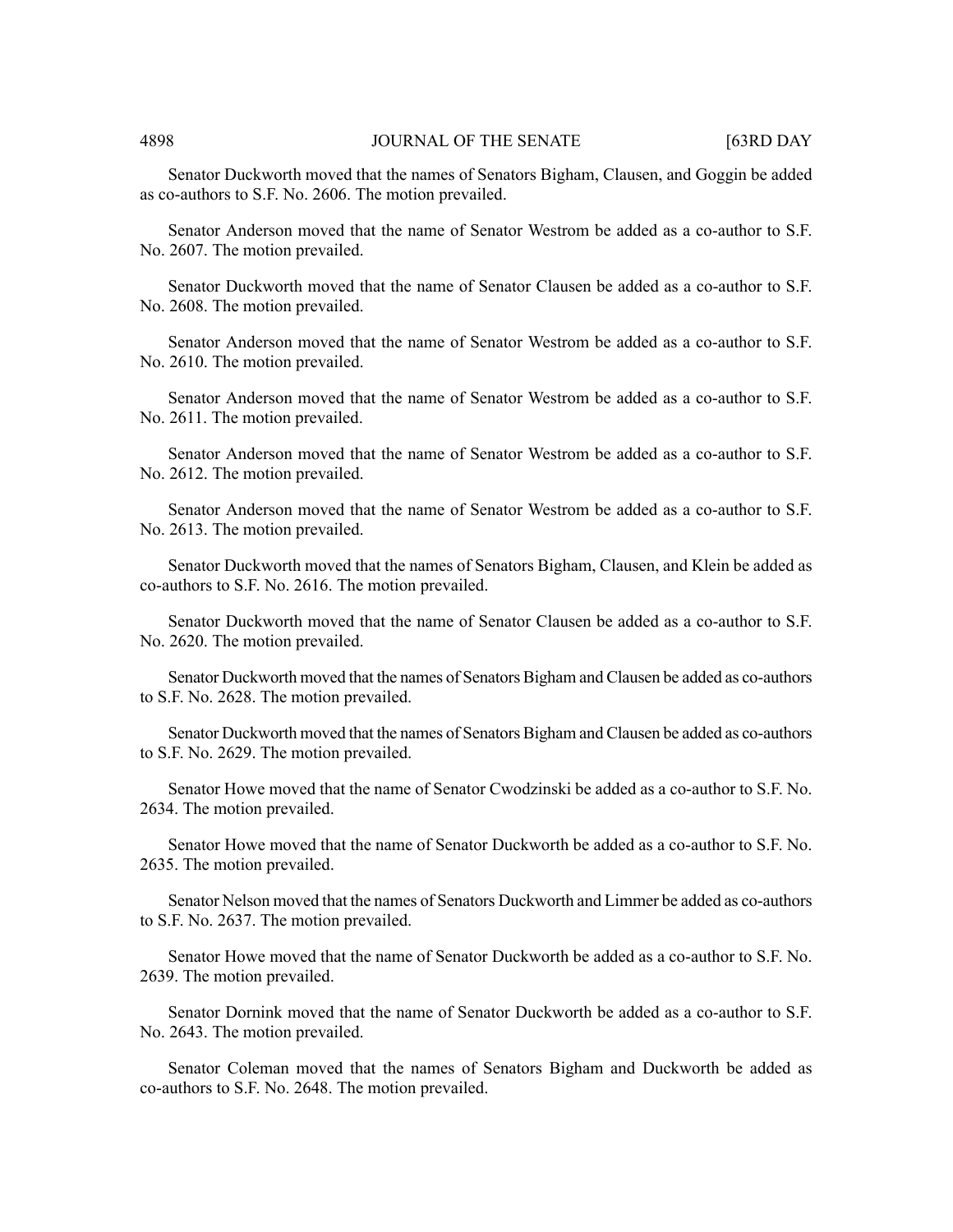Senator Duckworth moved that the names of Senators Bigham, Clausen, and Goggin be added as co-authors to S.F. No. 2606. The motion prevailed.

Senator Anderson moved that the name of Senator Westrom be added as a co-author to S.F. No. 2607. The motion prevailed.

Senator Duckworth moved that the name of Senator Clausen be added as a co-author to S.F. No. 2608. The motion prevailed.

Senator Anderson moved that the name of Senator Westrom be added as a co-author to S.F. No. 2610. The motion prevailed.

Senator Anderson moved that the name of Senator Westrom be added as a co-author to S.F. No. 2611. The motion prevailed.

Senator Anderson moved that the name of Senator Westrom be added as a co-author to S.F. No. 2612. The motion prevailed.

Senator Anderson moved that the name of Senator Westrom be added as a co-author to S.F. No. 2613. The motion prevailed.

Senator Duckworth moved that the names of Senators Bigham, Clausen, and Klein be added as co-authors to S.F. No. 2616. The motion prevailed.

Senator Duckworth moved that the name of Senator Clausen be added as a co-author to S.F. No. 2620. The motion prevailed.

Senator Duckworth moved that the names of Senators Bigham and Clausen be added as co-authors to S.F. No. 2628. The motion prevailed.

Senator Duckworth moved that the names of Senators Bigham and Clausen be added as co-authors to S.F. No. 2629. The motion prevailed.

Senator Howe moved that the name of Senator Cwodzinski be added as a co-author to S.F. No. 2634. The motion prevailed.

Senator Howe moved that the name of Senator Duckworth be added as a co-author to S.F. No. 2635. The motion prevailed.

Senator Nelson moved that the names of Senators Duckworth and Limmer be added as co-authors to S.F. No. 2637. The motion prevailed.

Senator Howe moved that the name of Senator Duckworth be added as a co-author to S.F. No. 2639. The motion prevailed.

Senator Dornink moved that the name of Senator Duckworth be added as a co-author to S.F. No. 2643. The motion prevailed.

Senator Coleman moved that the names of Senators Bigham and Duckworth be added as co-authors to S.F. No. 2648. The motion prevailed.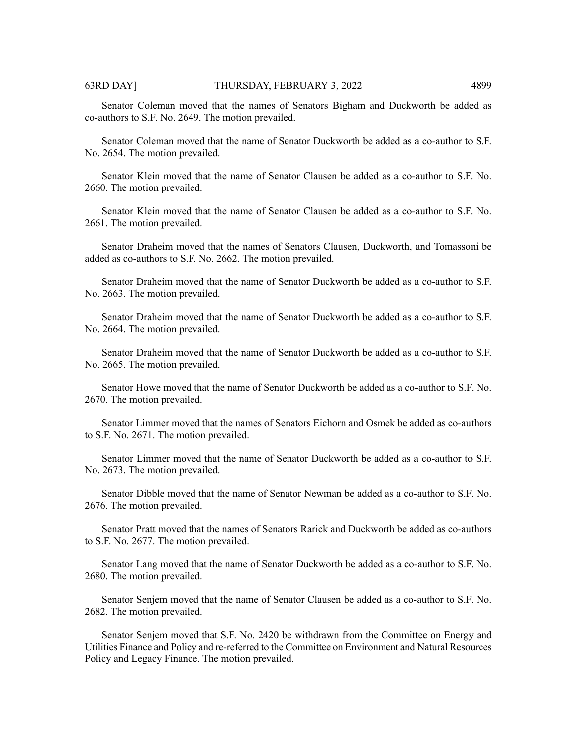Senator Coleman moved that the names of Senators Bigham and Duckworth be added as co-authors to S.F. No. 2649. The motion prevailed.

Senator Coleman moved that the name of Senator Duckworth be added as a co-author to S.F. No. 2654. The motion prevailed.

Senator Klein moved that the name of Senator Clausen be added as a co-author to S.F. No. 2660. The motion prevailed.

Senator Klein moved that the name of Senator Clausen be added as a co-author to S.F. No. 2661. The motion prevailed.

Senator Draheim moved that the names of Senators Clausen, Duckworth, and Tomassoni be added as co-authors to S.F. No. 2662. The motion prevailed.

Senator Draheim moved that the name of Senator Duckworth be added as a co-author to S.F. No. 2663. The motion prevailed.

Senator Draheim moved that the name of Senator Duckworth be added as a co-author to S.F. No. 2664. The motion prevailed.

Senator Draheim moved that the name of Senator Duckworth be added as a co-author to S.F. No. 2665. The motion prevailed.

Senator Howe moved that the name of Senator Duckworth be added as a co-author to S.F. No. 2670. The motion prevailed.

Senator Limmer moved that the names of Senators Eichorn and Osmek be added as co-authors to S.F. No. 2671. The motion prevailed.

Senator Limmer moved that the name of Senator Duckworth be added as a co-author to S.F. No. 2673. The motion prevailed.

Senator Dibble moved that the name of Senator Newman be added as a co-author to S.F. No. 2676. The motion prevailed.

Senator Pratt moved that the names of Senators Rarick and Duckworth be added as co-authors to S.F. No. 2677. The motion prevailed.

Senator Lang moved that the name of Senator Duckworth be added as a co-author to S.F. No. 2680. The motion prevailed.

Senator Senjem moved that the name of Senator Clausen be added as a co-author to S.F. No. 2682. The motion prevailed.

Senator Senjem moved that S.F. No. 2420 be withdrawn from the Committee on Energy and Utilities Finance and Policy and re-referred to the Committee on Environment and Natural Resources Policy and Legacy Finance. The motion prevailed.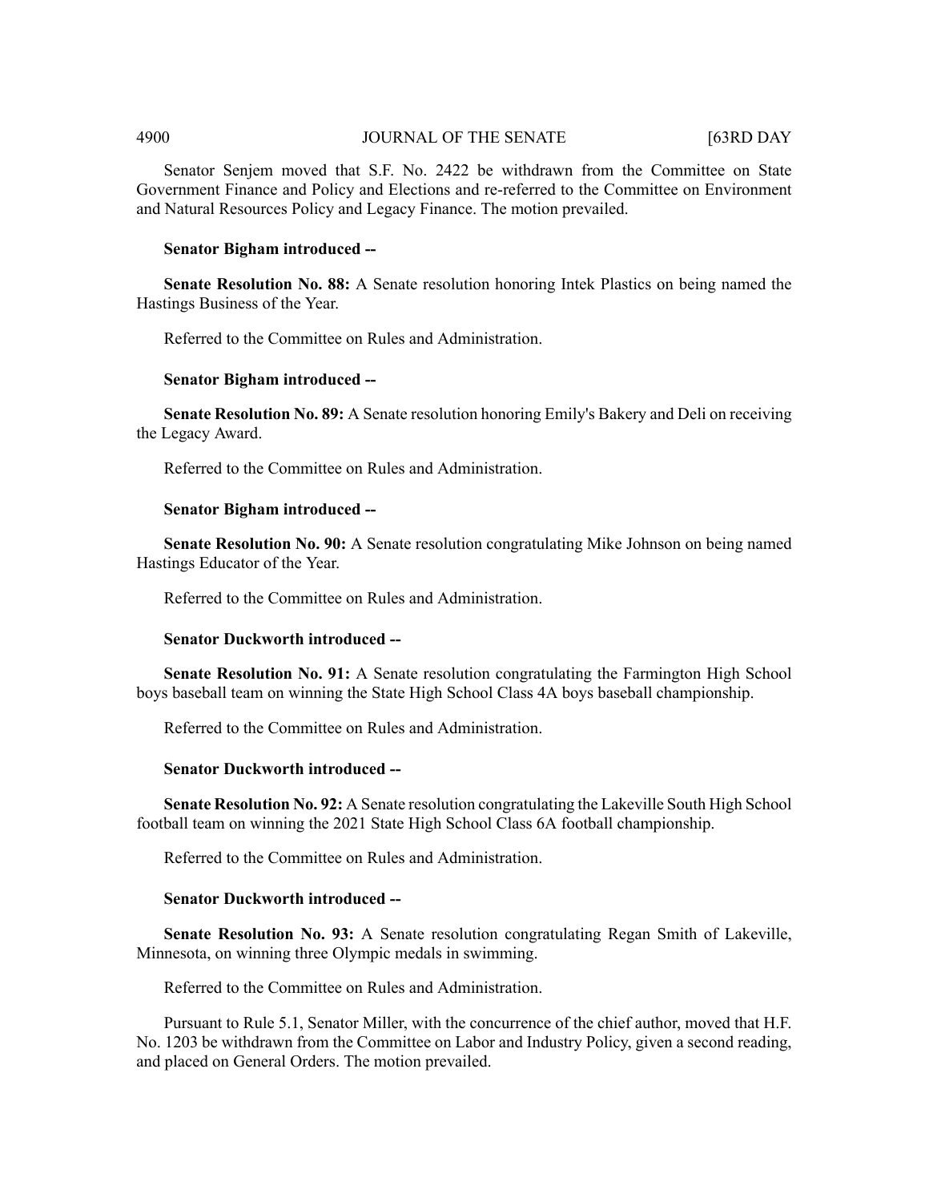Senator Senjem moved that S.F. No. 2422 be withdrawn from the Committee on State Government Finance and Policy and Elections and re-referred to the Committee on Environment and Natural Resources Policy and Legacy Finance. The motion prevailed.

**Senator Bigham introduced --**

**Senate Resolution No. 88:** A Senate resolution honoring Intek Plastics on being named the Hastings Business of the Year.

Referred to the Committee on Rules and Administration.

**Senator Bigham introduced --**

**Senate Resolution No. 89:** A Senate resolution honoring Emily's Bakery and Deli on receiving the Legacy Award.

Referred to the Committee on Rules and Administration.

**Senator Bigham introduced --**

**Senate Resolution No. 90:** A Senate resolution congratulating Mike Johnson on being named Hastings Educator of the Year.

Referred to the Committee on Rules and Administration.

**Senator Duckworth introduced --**

**Senate Resolution No. 91:** A Senate resolution congratulating the Farmington High School boys baseball team on winning the State High School Class 4A boys baseball championship.

Referred to the Committee on Rules and Administration.

**Senator Duckworth introduced --**

**Senate Resolution No. 92:** A Senate resolution congratulating the Lakeville South High School football team on winning the 2021 State High School Class 6A football championship.

Referred to the Committee on Rules and Administration.

**Senator Duckworth introduced --**

**Senate Resolution No. 93:** A Senate resolution congratulating Regan Smith of Lakeville, Minnesota, on winning three Olympic medals in swimming.

Referred to the Committee on Rules and Administration.

Pursuant to Rule 5.1, Senator Miller, with the concurrence of the chief author, moved that H.F. No. 1203 be withdrawn from the Committee on Labor and Industry Policy, given a second reading, and placed on General Orders. The motion prevailed.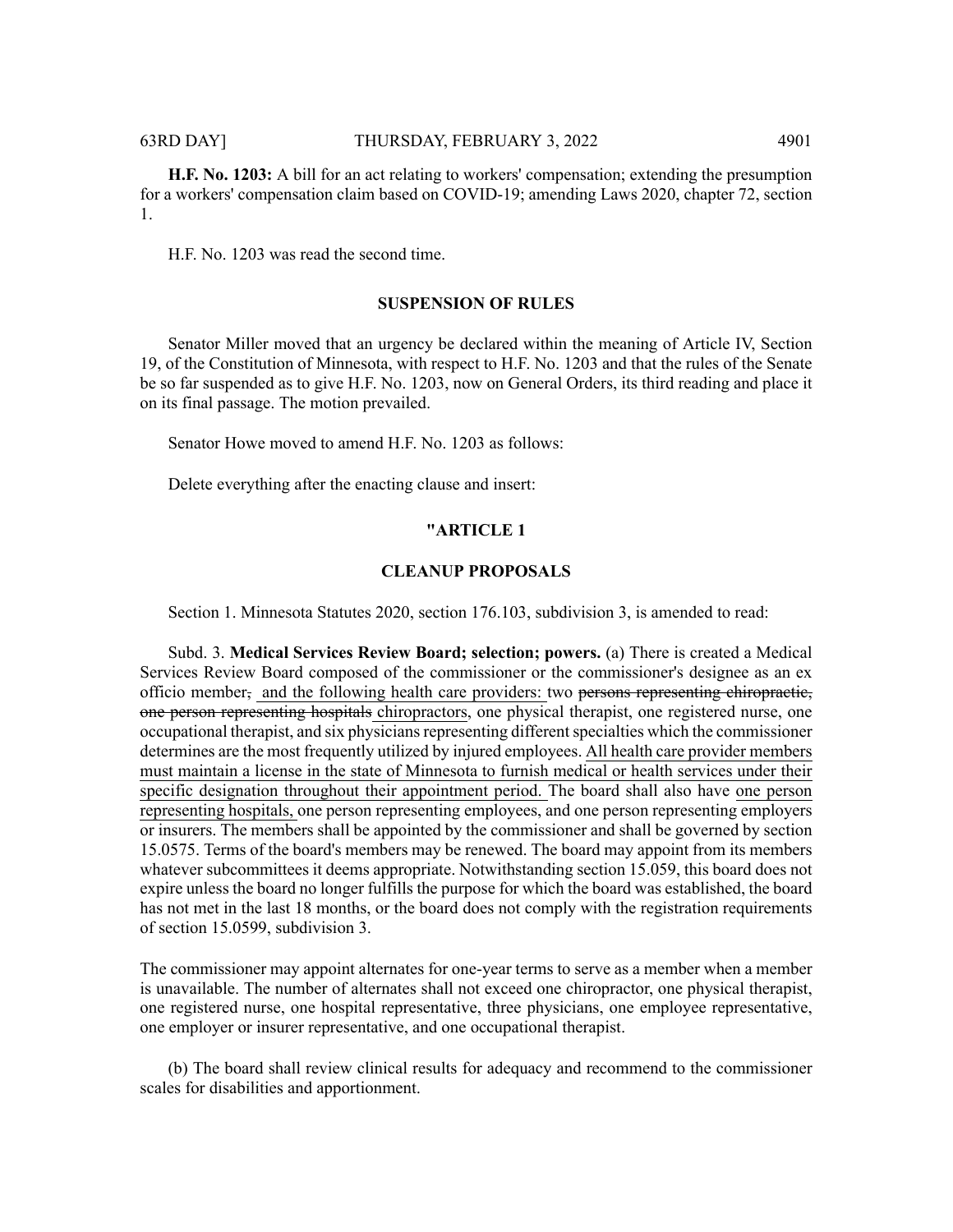**H.F. No. 1203:** A bill for an act relating to workers' compensation; extending the presumption for a workers' compensation claim based on COVID-19; amending Laws 2020, chapter 72, section 1.

H.F. No. 1203 was read the second time.

## SUSPENSION OF RULES

Senator Miller moved that an urgency be declared within the meaning of Article IV, Section 19, of the Constitution of Minnesota, with respect to H.F. No. 1203 and that the rules of the Senate be so far suspended as to give H.F. No. 1203, now on General Orders, its third reading and place it on its final passage. The motion prevailed.

Senator Howe moved to amend H.F. No. 1203 as follows:

Delete everything after the enacting clause and insert:

## "ARTICLE 1

## CLEANUP PROPOSALS

Section 1. Minnesota Statutes 2020, section 176.103, subdivision 3, is amended to read:

Subd. 3. **Medical Services Review Board; selection; powers.** (a) There is created a Medical Services Review Board composed of the commissioner or the commissioner's designee as an ex officio member~~,~~ and the following health care providers: two ~~persons representing chiropractic, one person representing hospitals~~ chiropractors, one physical therapist, one registered nurse, one occupational therapist, and six physicians representing different specialties which the commissioner determines are the most frequently utilized by injured employees. All health care provider members must maintain a license in the state of Minnesota to furnish medical or health services under their specific designation throughout their appointment period. The board shall also have one person representing hospitals, one person representing employees, and one person representing employers or insurers. The members shall be appointed by the commissioner and shall be governed by section 15.0575. Terms of the board's members may be renewed. The board may appoint from its members whatever subcommittees it deems appropriate. Notwithstanding section 15.059, this board does not expire unless the board no longer fulfills the purpose for which the board was established, the board has not met in the last 18 months, or the board does not comply with the registration requirements of section 15.0599, subdivision 3.

The commissioner may appoint alternates for one-year terms to serve as a member when a member is unavailable. The number of alternates shall not exceed one chiropractor, one physical therapist, one registered nurse, one hospital representative, three physicians, one employee representative, one employer or insurer representative, and one occupational therapist.

(b) The board shall review clinical results for adequacy and recommend to the commissioner scales for disabilities and apportionment.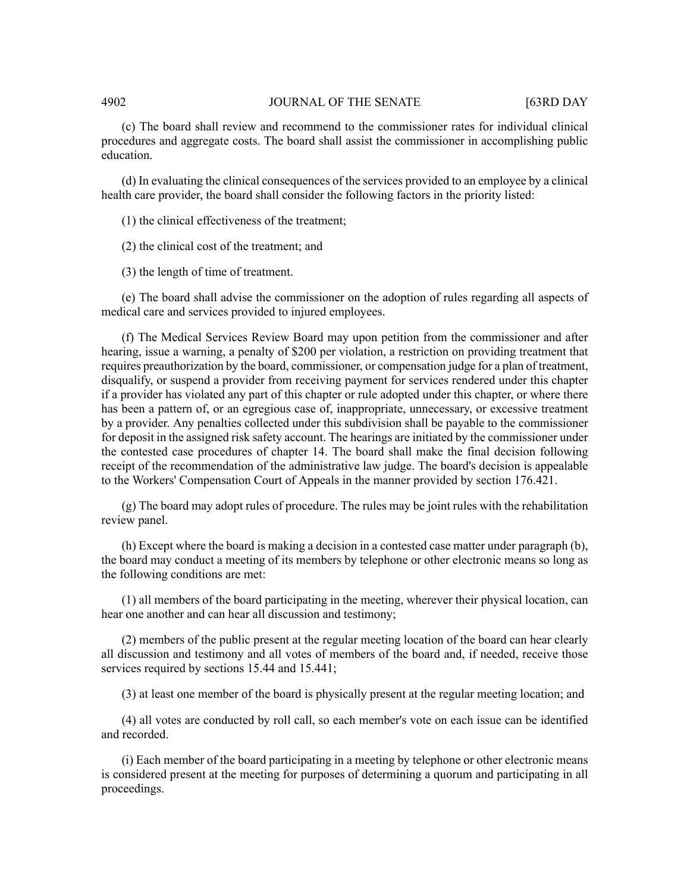(c) The board shall review and recommend to the commissioner rates for individual clinical procedures and aggregate costs. The board shall assist the commissioner in accomplishing public education.

(d) In evaluating the clinical consequences of the services provided to an employee by a clinical health care provider, the board shall consider the following factors in the priority listed:

(1) the clinical effectiveness of the treatment;

(2) the clinical cost of the treatment; and

(3) the length of time of treatment.

(e) The board shall advise the commissioner on the adoption of rules regarding all aspects of medical care and services provided to injured employees.

(f) The Medical Services Review Board may upon petition from the commissioner and after hearing, issue a warning, a penalty of $200 per violation, a restriction on providing treatment that requires preauthorization by the board, commissioner, or compensation judge for a plan of treatment, disqualify, or suspend a provider from receiving payment for services rendered under this chapter if a provider has violated any part of this chapter or rule adopted under this chapter, or where there has been a pattern of, or an egregious case of, inappropriate, unnecessary, or excessive treatment by a provider. Any penalties collected under this subdivision shall be payable to the commissioner for deposit in the assigned risk safety account. The hearings are initiated by the commissioner under the contested case procedures of chapter 14. The board shall make the final decision following receipt of the recommendation of the administrative law judge. The board's decision is appealable to the Workers' Compensation Court of Appeals in the manner provided by section 176.421.

(g) The board may adopt rules of procedure. The rules may be joint rules with the rehabilitation review panel.

(h) Except where the board is making a decision in a contested case matter under paragraph (b), the board may conduct a meeting of its members by telephone or other electronic means so long as the following conditions are met:

(1) all members of the board participating in the meeting, wherever their physical location, can hear one another and can hear all discussion and testimony;

(2) members of the public present at the regular meeting location of the board can hear clearly all discussion and testimony and all votes of members of the board and, if needed, receive those services required by sections 15.44 and 15.441;

(3) at least one member of the board is physically present at the regular meeting location; and

(4) all votes are conducted by roll call, so each member's vote on each issue can be identified and recorded.

(i) Each member of the board participating in a meeting by telephone or other electronic means is considered present at the meeting for purposes of determining a quorum and participating in all proceedings.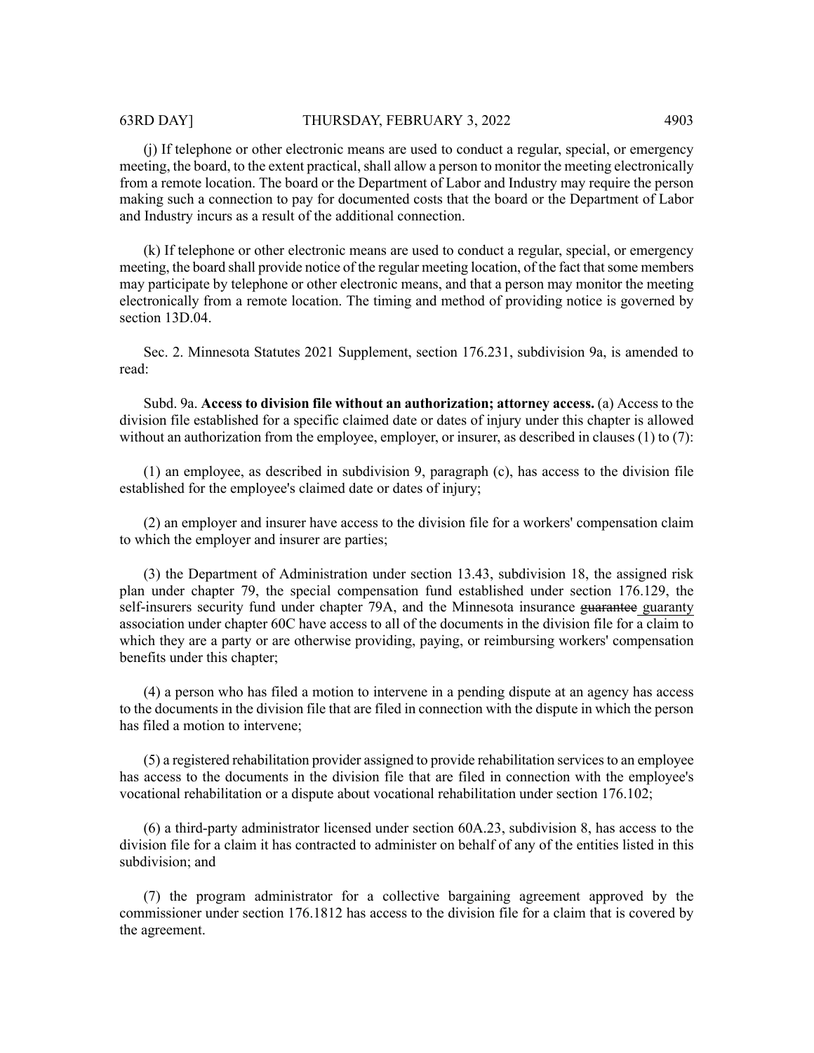(j) If telephone or other electronic means are used to conduct a regular, special, or emergency meeting, the board, to the extent practical, shall allow a person to monitor the meeting electronically from a remote location. The board or the Department of Labor and Industry may require the person making such a connection to pay for documented costs that the board or the Department of Labor and Industry incurs as a result of the additional connection.

(k) If telephone or other electronic means are used to conduct a regular, special, or emergency meeting, the board shall provide notice of the regular meeting location, of the fact that some members may participate by telephone or other electronic means, and that a person may monitor the meeting electronically from a remote location. The timing and method of providing notice is governed by section 13D.04.

Sec. 2. Minnesota Statutes 2021 Supplement, section 176.231, subdivision 9a, is amended to read:

Subd. 9a. **Access to division file without an authorization; attorney access.** (a) Access to the division file established for a specific claimed date or dates of injury under this chapter is allowed without an authorization from the employee, employer, or insurer, as described in clauses (1) to (7):

(1) an employee, as described in subdivision 9, paragraph (c), has access to the division file established for the employee's claimed date or dates of injury;

(2) an employer and insurer have access to the division file for a workers' compensation claim to which the employer and insurer are parties;

(3) the Department of Administration under section 13.43, subdivision 18, the assigned risk plan under chapter 79, the special compensation fund established under section 176.129, the self-insurers security fund under chapter 79A, and the Minnesota insurance ~~guarantee~~ guaranty association under chapter 60C have access to all of the documents in the division file for a claim to which they are a party or are otherwise providing, paying, or reimbursing workers' compensation benefits under this chapter;

(4) a person who has filed a motion to intervene in a pending dispute at an agency has access to the documents in the division file that are filed in connection with the dispute in which the person has filed a motion to intervene;

(5) a registered rehabilitation provider assigned to provide rehabilitation services to an employee has access to the documents in the division file that are filed in connection with the employee's vocational rehabilitation or a dispute about vocational rehabilitation under section 176.102;

(6) a third-party administrator licensed under section 60A.23, subdivision 8, has access to the division file for a claim it has contracted to administer on behalf of any of the entities listed in this subdivision; and

(7) the program administrator for a collective bargaining agreement approved by the commissioner under section 176.1812 has access to the division file for a claim that is covered by the agreement.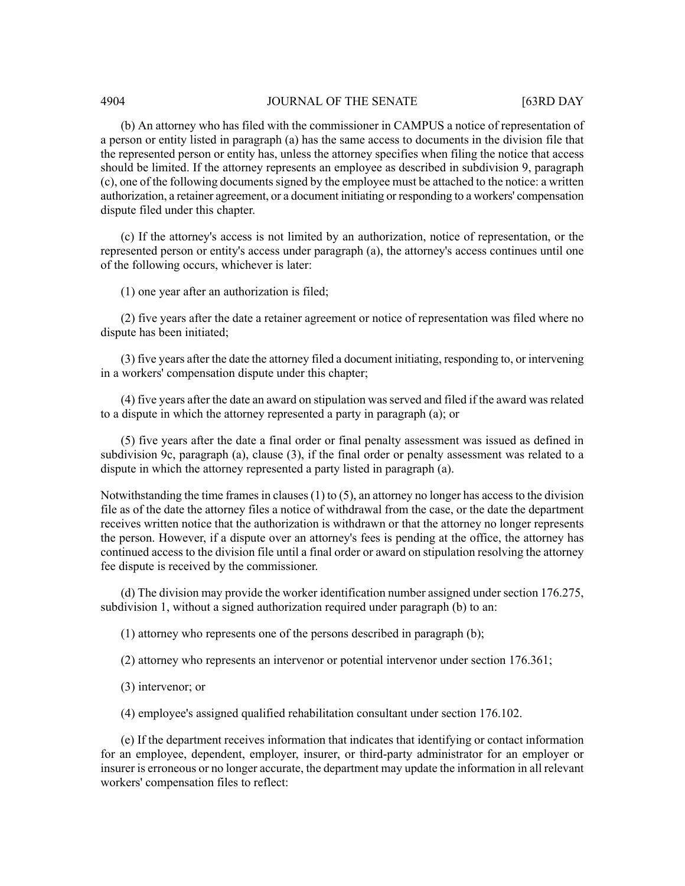(b) An attorney who has filed with the commissioner in CAMPUS a notice of representation of a person or entity listed in paragraph (a) has the same access to documents in the division file that the represented person or entity has, unless the attorney specifies when filing the notice that access should be limited. If the attorney represents an employee as described in subdivision 9, paragraph (c), one of the following documents signed by the employee must be attached to the notice: a written authorization, a retainer agreement, or a document initiating or responding to a workers' compensation dispute filed under this chapter.

(c) If the attorney's access is not limited by an authorization, notice of representation, or the represented person or entity's access under paragraph (a), the attorney's access continues until one of the following occurs, whichever is later:

(1) one year after an authorization is filed;

(2) five years after the date a retainer agreement or notice of representation was filed where no dispute has been initiated;

(3) five years after the date the attorney filed a document initiating, responding to, or intervening in a workers' compensation dispute under this chapter;

(4) five years after the date an award on stipulation was served and filed if the award was related to a dispute in which the attorney represented a party in paragraph (a); or

(5) five years after the date a final order or final penalty assessment was issued as defined in subdivision 9c, paragraph (a), clause (3), if the final order or penalty assessment was related to a dispute in which the attorney represented a party listed in paragraph (a).

Notwithstanding the time frames in clauses (1) to (5), an attorney no longer has access to the division file as of the date the attorney files a notice of withdrawal from the case, or the date the department receives written notice that the authorization is withdrawn or that the attorney no longer represents the person. However, if a dispute over an attorney's fees is pending at the office, the attorney has continued access to the division file until a final order or award on stipulation resolving the attorney fee dispute is received by the commissioner.

(d) The division may provide the worker identification number assigned under section 176.275, subdivision 1, without a signed authorization required under paragraph (b) to an:

(1) attorney who represents one of the persons described in paragraph (b);

(2) attorney who represents an intervenor or potential intervenor under section 176.361;

(3) intervenor; or

(4) employee's assigned qualified rehabilitation consultant under section 176.102.

(e) If the department receives information that indicates that identifying or contact information for an employee, dependent, employer, insurer, or third-party administrator for an employer or insurer is erroneous or no longer accurate, the department may update the information in all relevant workers' compensation files to reflect: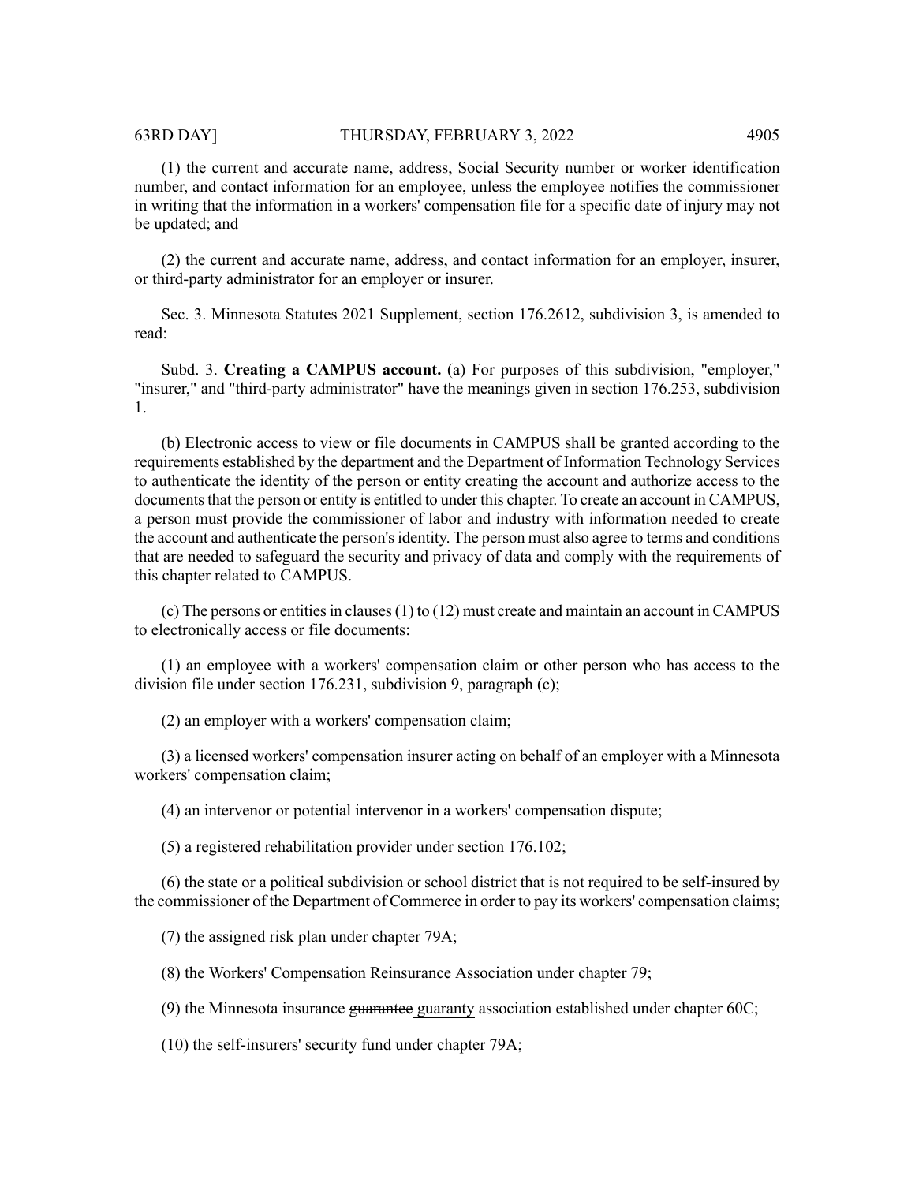(1) the current and accurate name, address, Social Security number or worker identification number, and contact information for an employee, unless the employee notifies the commissioner in writing that the information in a workers' compensation file for a specific date of injury may not be updated; and

(2) the current and accurate name, address, and contact information for an employer, insurer, or third-party administrator for an employer or insurer.

Sec. 3. Minnesota Statutes 2021 Supplement, section 176.2612, subdivision 3, is amended to read:

Subd. 3. **Creating a CAMPUS account.** (a) For purposes of this subdivision, "employer," "insurer," and "third-party administrator" have the meanings given in section 176.253, subdivision 1.

(b) Electronic access to view or file documents in CAMPUS shall be granted according to the requirements established by the department and the Department of Information Technology Services to authenticate the identity of the person or entity creating the account and authorize access to the documents that the person or entity is entitled to under this chapter. To create an account in CAMPUS, a person must provide the commissioner of labor and industry with information needed to create the account and authenticate the person's identity. The person must also agree to terms and conditions that are needed to safeguard the security and privacy of data and comply with the requirements of this chapter related to CAMPUS.

(c) The persons or entities in clauses (1) to (12) must create and maintain an account in CAMPUS to electronically access or file documents:

(1) an employee with a workers' compensation claim or other person who has access to the division file under section 176.231, subdivision 9, paragraph (c);

(2) an employer with a workers' compensation claim;

(3) a licensed workers' compensation insurer acting on behalf of an employer with a Minnesota workers' compensation claim;

(4) an intervenor or potential intervenor in a workers' compensation dispute;

(5) a registered rehabilitation provider under section 176.102;

(6) the state or a political subdivision or school district that is not required to be self-insured by the commissioner of the Department of Commerce in order to pay its workers' compensation claims;

(7) the assigned risk plan under chapter 79A;

(8) the Workers' Compensation Reinsurance Association under chapter 79;

(9) the Minnesota insurance ~~guarantee~~ guaranty association established under chapter 60C;

(10) the self-insurers' security fund under chapter 79A;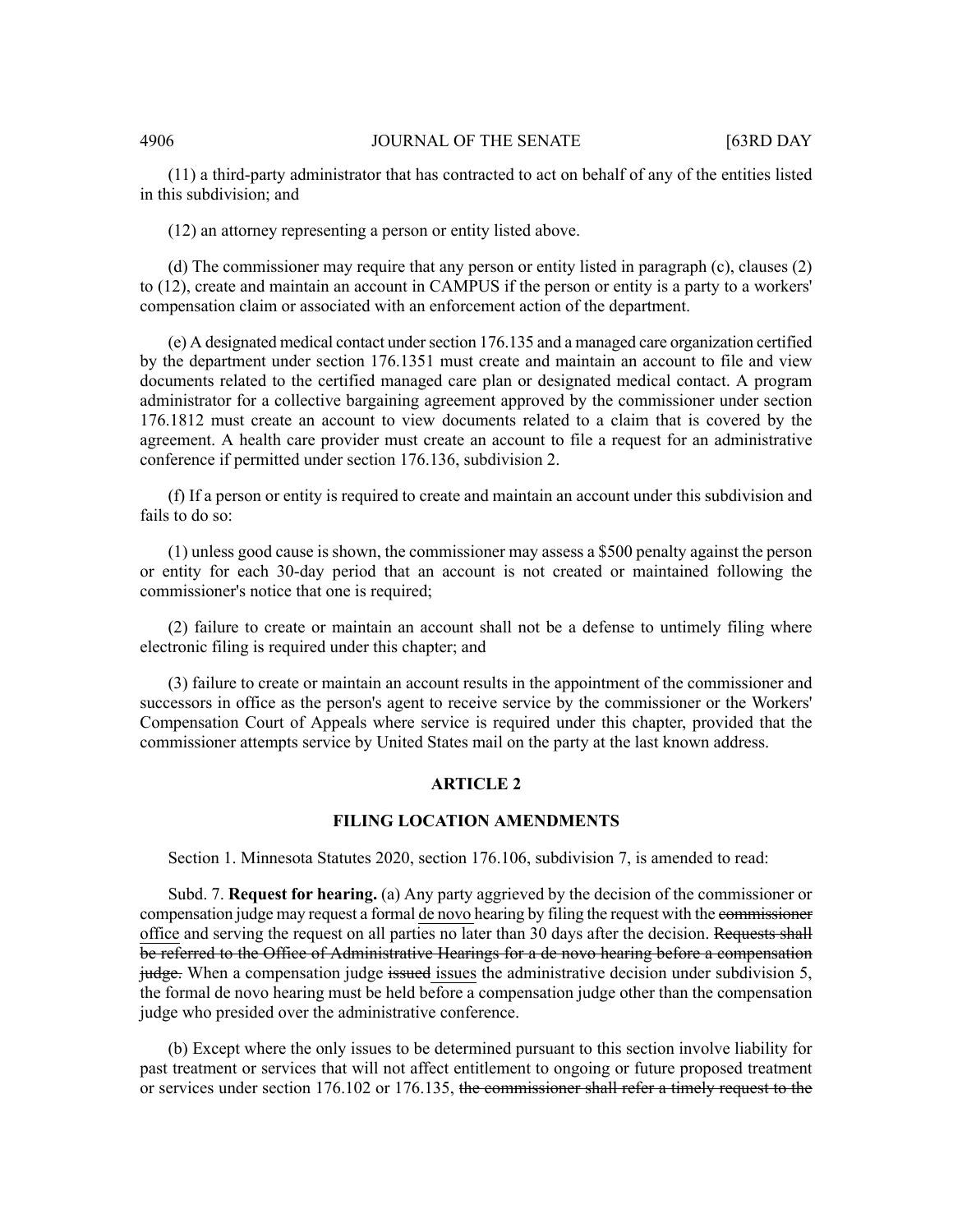(11) a third-party administrator that has contracted to act on behalf of any of the entities listed in this subdivision; and

(12) an attorney representing a person or entity listed above.

(d) The commissioner may require that any person or entity listed in paragraph (c), clauses (2) to (12), create and maintain an account in CAMPUS if the person or entity is a party to a workers' compensation claim or associated with an enforcement action of the department.

(e) A designated medical contact under section 176.135 and a managed care organization certified by the department under section 176.1351 must create and maintain an account to file and view documents related to the certified managed care plan or designated medical contact. A program administrator for a collective bargaining agreement approved by the commissioner under section 176.1812 must create an account to view documents related to a claim that is covered by the agreement. A health care provider must create an account to file a request for an administrative conference if permitted under section 176.136, subdivision 2.

(f) If a person or entity is required to create and maintain an account under this subdivision and fails to do so:

(1) unless good cause is shown, the commissioner may assess a $500 penalty against the person or entity for each 30-day period that an account is not created or maintained following the commissioner's notice that one is required;

(2) failure to create or maintain an account shall not be a defense to untimely filing where electronic filing is required under this chapter; and

(3) failure to create or maintain an account results in the appointment of the commissioner and successors in office as the person's agent to receive service by the commissioner or the Workers' Compensation Court of Appeals where service is required under this chapter, provided that the commissioner attempts service by United States mail on the party at the last known address.

## ARTICLE 2

## FILING LOCATION AMENDMENTS

Section 1. Minnesota Statutes 2020, section 176.106, subdivision 7, is amended to read:

Subd. 7. **Request for hearing.** (a) Any party aggrieved by the decision of the commissioner or compensation judge may request a formal de novo hearing by filing the request with the ~~commissioner~~ office and serving the request on all parties no later than 30 days after the decision. ~~Requests shall be referred to the Office of Administrative Hearings for a de novo hearing before a compensation judge.~~ When a compensation judge ~~issued~~ issues the administrative decision under subdivision 5, the formal de novo hearing must be held before a compensation judge other than the compensation judge who presided over the administrative conference.

(b) Except where the only issues to be determined pursuant to this section involve liability for past treatment or services that will not affect entitlement to ongoing or future proposed treatment or services under section 176.102 or 176.135, ~~the commissioner shall refer a timely request to the~~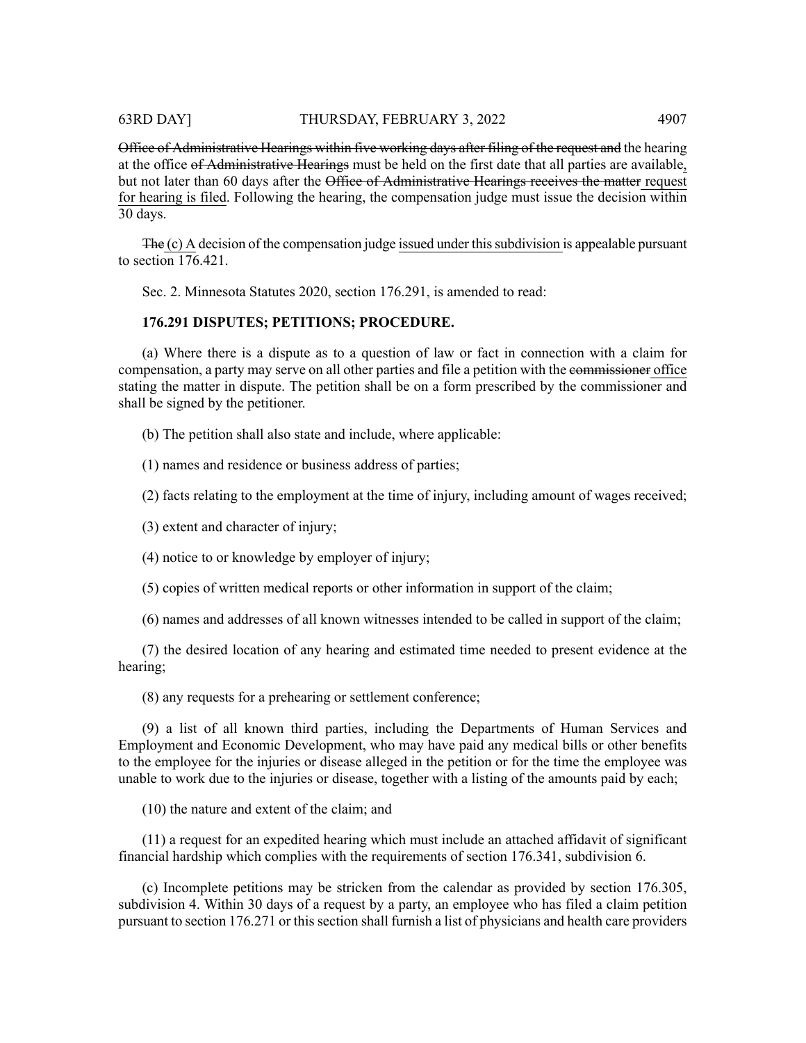~~Office of Administrative Hearings within five working days after filing of the request and~~ the hearing at the office ~~of Administrative Hearings~~ must be held on the first date that all parties are available, but not later than 60 days after the ~~Office of Administrative Hearings receives the matter~~ request for hearing is filed. Following the hearing, the compensation judge must issue the decision within 30 days.

~~The~~ (c) A decision of the compensation judge issued under this subdivision is appealable pursuant to section 176.421.

Sec. 2. Minnesota Statutes 2020, section 176.291, is amended to read:

**176.291 DISPUTES; PETITIONS; PROCEDURE.**

(a) Where there is a dispute as to a question of law or fact in connection with a claim for compensation, a party may serve on all other parties and file a petition with the ~~commissioner~~ office stating the matter in dispute. The petition shall be on a form prescribed by the commissioner and shall be signed by the petitioner.

(b) The petition shall also state and include, where applicable:

(1) names and residence or business address of parties;

(2) facts relating to the employment at the time of injury, including amount of wages received;

(3) extent and character of injury;

(4) notice to or knowledge by employer of injury;

(5) copies of written medical reports or other information in support of the claim;

(6) names and addresses of all known witnesses intended to be called in support of the claim;

(7) the desired location of any hearing and estimated time needed to present evidence at the hearing;

(8) any requests for a prehearing or settlement conference;

(9) a list of all known third parties, including the Departments of Human Services and Employment and Economic Development, who may have paid any medical bills or other benefits to the employee for the injuries or disease alleged in the petition or for the time the employee was unable to work due to the injuries or disease, together with a listing of the amounts paid by each;

(10) the nature and extent of the claim; and

(11) a request for an expedited hearing which must include an attached affidavit of significant financial hardship which complies with the requirements of section 176.341, subdivision 6.

(c) Incomplete petitions may be stricken from the calendar as provided by section 176.305, subdivision 4. Within 30 days of a request by a party, an employee who has filed a claim petition pursuant to section 176.271 or this section shall furnish a list of physicians and health care providers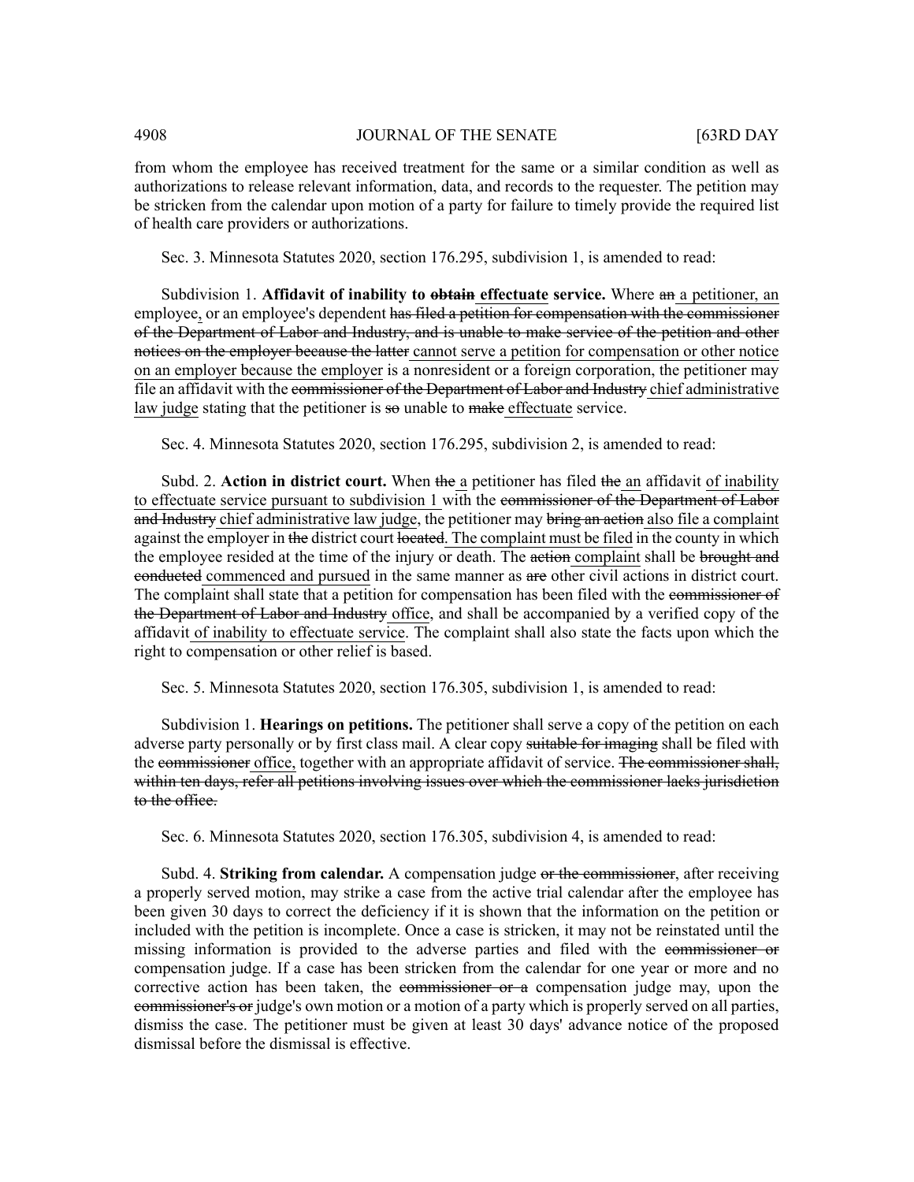from whom the employee has received treatment for the same or a similar condition as well as authorizations to release relevant information, data, and records to the requester. The petition may be stricken from the calendar upon motion of a party for failure to timely provide the required list of health care providers or authorizations.

Sec. 3. Minnesota Statutes 2020, section 176.295, subdivision 1, is amended to read:

Subdivision 1. **Affidavit of inability to ~~obtain~~ <u>effectuate</u> service.** Where ~~an~~ <u>a petitioner, an</u> employee<u>,</u> or an employee's dependent ~~has filed a petition for compensation with the commissioner of the Department of Labor and Industry, and is unable to make service of the petition and other notices on the employer because the latter~~ <u>cannot serve a petition for compensation or other notice on an employer because the employer</u> is a nonresident or a foreign corporation, the petitioner may file an affidavit with the ~~commissioner of the Department of Labor and Industry~~ <u>chief administrative law judge</u> stating that the petitioner is ~~so~~ unable to ~~make~~ <u>effectuate</u> service.

Sec. 4. Minnesota Statutes 2020, section 176.295, subdivision 2, is amended to read:

Subd. 2. **Action in district court.** When ~~the~~ <u>a</u> petitioner has filed ~~the~~ <u>an</u> affidavit <u>of inability to effectuate service pursuant to subdivision 1</u> with the ~~commissioner of the Department of Labor and Industry~~ <u>chief administrative law judge</u>, the petitioner may ~~bring an action~~ <u>also file a complaint</u> against the employer in ~~the~~ district court ~~located~~<u>. The complaint must be filed</u> in the county in which the employee resided at the time of the injury or death. The ~~action~~ <u>complaint</u> shall be ~~brought and conducted~~ <u>commenced and pursued</u> in the same manner as ~~are~~ other civil actions in district court. The complaint shall state that a petition for compensation has been filed with the ~~commissioner of the Department of Labor and Industry~~ <u>office</u>, and shall be accompanied by a verified copy of the affidavit <u>of inability to effectuate service</u>. The complaint shall also state the facts upon which the right to compensation or other relief is based.

Sec. 5. Minnesota Statutes 2020, section 176.305, subdivision 1, is amended to read:

Subdivision 1. **Hearings on petitions.** The petitioner shall serve a copy of the petition on each adverse party personally or by first class mail. A clear copy ~~suitable for imaging~~ shall be filed with the ~~commissioner~~ <u>office,</u> together with an appropriate affidavit of service. ~~The commissioner shall, within ten days, refer all petitions involving issues over which the commissioner lacks jurisdiction to the office.~~

Sec. 6. Minnesota Statutes 2020, section 176.305, subdivision 4, is amended to read:

Subd. 4. **Striking from calendar.** A compensation judge ~~or the commissioner~~, after receiving a properly served motion, may strike a case from the active trial calendar after the employee has been given 30 days to correct the deficiency if it is shown that the information on the petition or included with the petition is incomplete. Once a case is stricken, it may not be reinstated until the missing information is provided to the adverse parties and filed with the ~~commissioner or~~ compensation judge. If a case has been stricken from the calendar for one year or more and no corrective action has been taken, the ~~commissioner or a~~ compensation judge may, upon the ~~commissioner's or~~ judge's own motion or a motion of a party which is properly served on all parties, dismiss the case. The petitioner must be given at least 30 days' advance notice of the proposed dismissal before the dismissal is effective.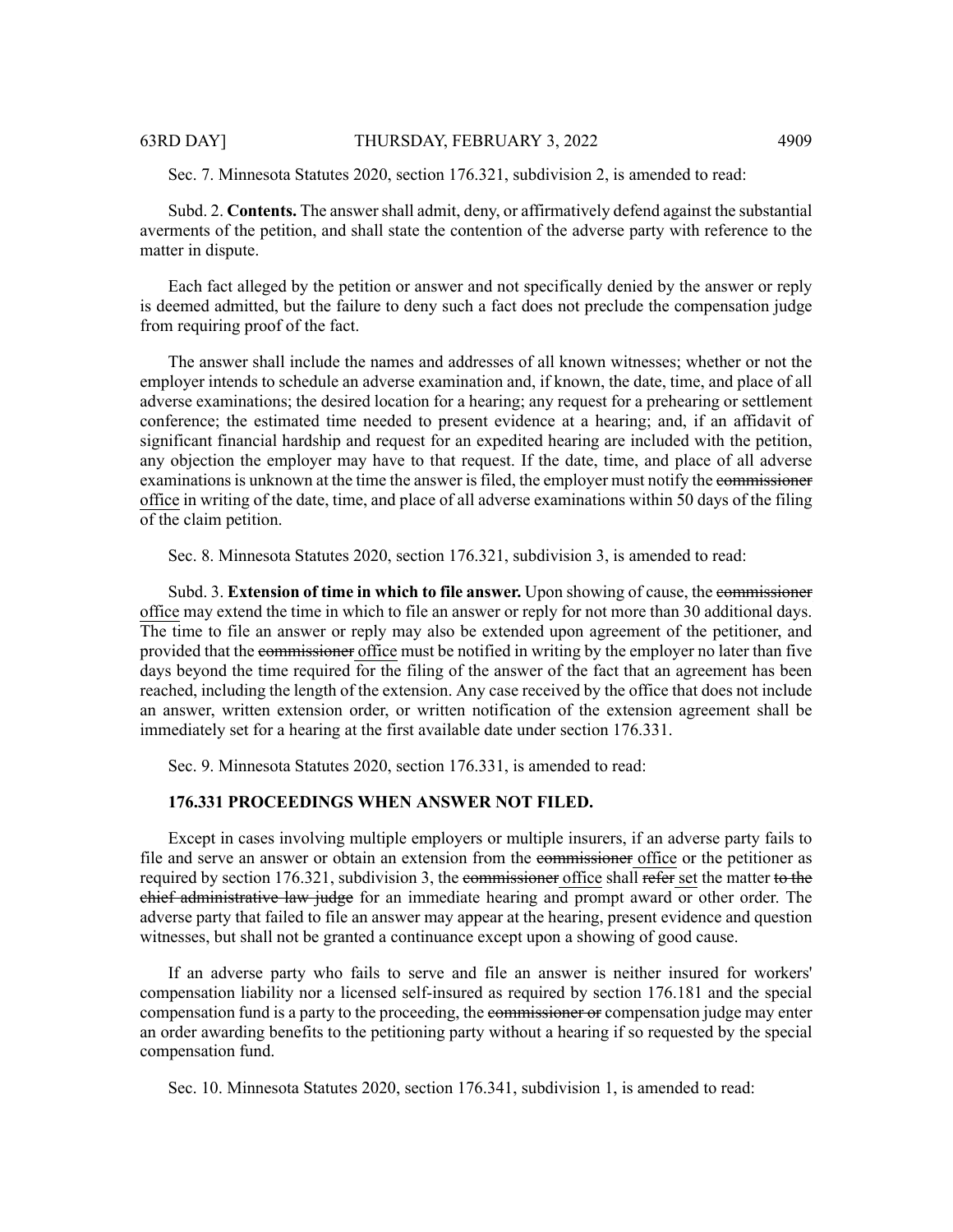Sec. 7. Minnesota Statutes 2020, section 176.321, subdivision 2, is amended to read:

Subd. 2. **Contents.** The answer shall admit, deny, or affirmatively defend against the substantial averments of the petition, and shall state the contention of the adverse party with reference to the matter in dispute.

Each fact alleged by the petition or answer and not specifically denied by the answer or reply is deemed admitted, but the failure to deny such a fact does not preclude the compensation judge from requiring proof of the fact.

The answer shall include the names and addresses of all known witnesses; whether or not the employer intends to schedule an adverse examination and, if known, the date, time, and place of all adverse examinations; the desired location for a hearing; any request for a prehearing or settlement conference; the estimated time needed to present evidence at a hearing; and, if an affidavit of significant financial hardship and request for an expedited hearing are included with the petition, any objection the employer may have to that request. If the date, time, and place of all adverse examinations is unknown at the time the answer is filed, the employer must notify the ~~commissioner~~ <u>office</u> in writing of the date, time, and place of all adverse examinations within 50 days of the filing of the claim petition.

Sec. 8. Minnesota Statutes 2020, section 176.321, subdivision 3, is amended to read:

Subd. 3. **Extension of time in which to file answer.** Upon showing of cause, the ~~commissioner~~ <u>office</u> may extend the time in which to file an answer or reply for not more than 30 additional days. The time to file an answer or reply may also be extended upon agreement of the petitioner, and provided that the ~~commissioner~~ <u>office</u> must be notified in writing by the employer no later than five days beyond the time required for the filing of the answer of the fact that an agreement has been reached, including the length of the extension. Any case received by the office that does not include an answer, written extension order, or written notification of the extension agreement shall be immediately set for a hearing at the first available date under section 176.331.

Sec. 9. Minnesota Statutes 2020, section 176.331, is amended to read:

**176.331 PROCEEDINGS WHEN ANSWER NOT FILED.**

Except in cases involving multiple employers or multiple insurers, if an adverse party fails to file and serve an answer or obtain an extension from the ~~commissioner~~ <u>office</u> or the petitioner as required by section 176.321, subdivision 3, the ~~commissioner~~ <u>office</u> shall ~~refer~~ <u>set</u> the matter ~~to the chief administrative law judge~~ for an immediate hearing and prompt award or other order. The adverse party that failed to file an answer may appear at the hearing, present evidence and question witnesses, but shall not be granted a continuance except upon a showing of good cause.

If an adverse party who fails to serve and file an answer is neither insured for workers' compensation liability nor a licensed self-insured as required by section 176.181 and the special compensation fund is a party to the proceeding, the ~~commissioner or~~ compensation judge may enter an order awarding benefits to the petitioning party without a hearing if so requested by the special compensation fund.

Sec. 10. Minnesota Statutes 2020, section 176.341, subdivision 1, is amended to read: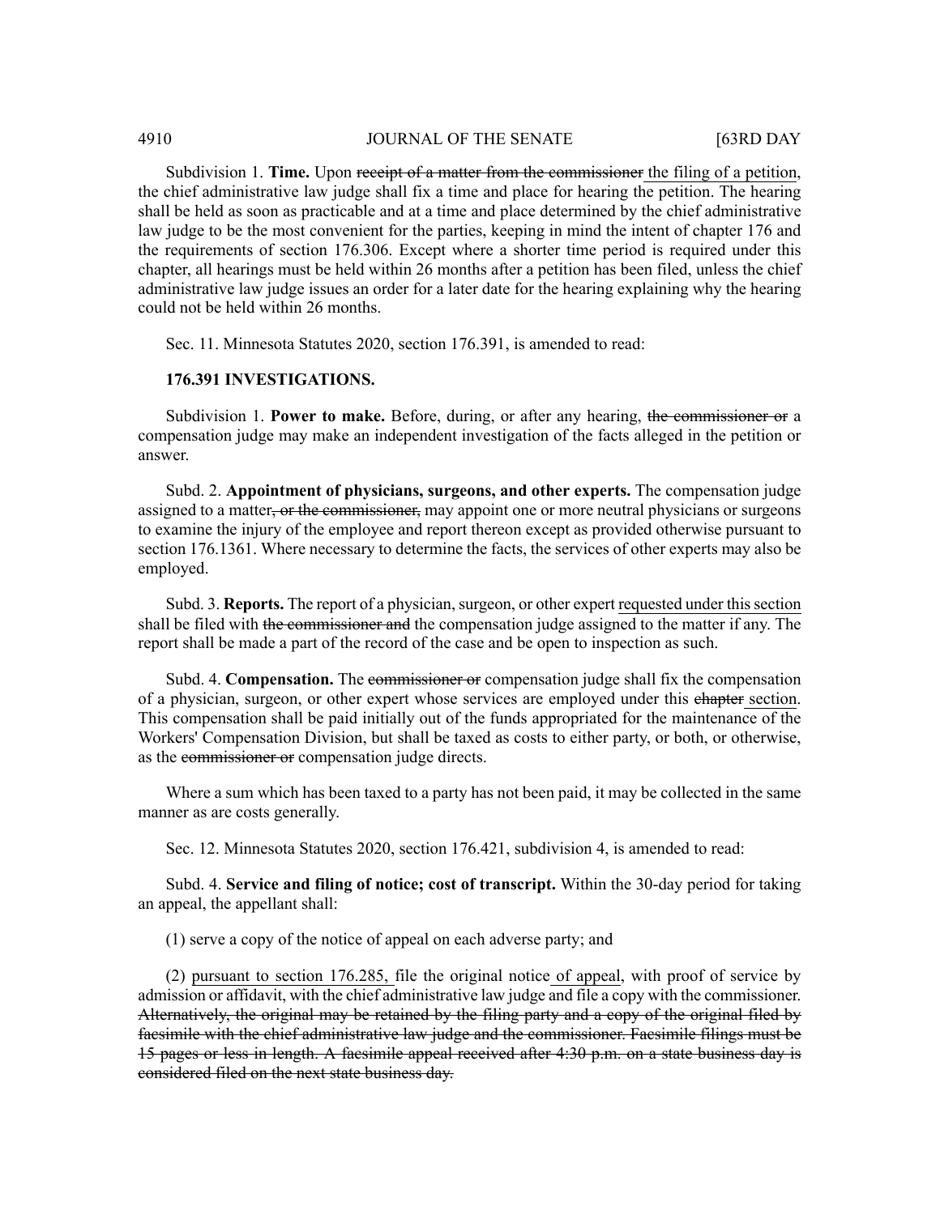Subdivision 1. **Time.** Upon ~~receipt of a matter from the commissioner~~ the filing of a petition, the chief administrative law judge shall fix a time and place for hearing the petition. The hearing shall be held as soon as practicable and at a time and place determined by the chief administrative law judge to be the most convenient for the parties, keeping in mind the intent of chapter 176 and the requirements of section 176.306. Except where a shorter time period is required under this chapter, all hearings must be held within 26 months after a petition has been filed, unless the chief administrative law judge issues an order for a later date for the hearing explaining why the hearing could not be held within 26 months.

Sec. 11. Minnesota Statutes 2020, section 176.391, is amended to read:

**176.391 INVESTIGATIONS.**

Subdivision 1. **Power to make.** Before, during, or after any hearing, ~~the commissioner or~~ a compensation judge may make an independent investigation of the facts alleged in the petition or answer.

Subd. 2. **Appointment of physicians, surgeons, and other experts.** The compensation judge assigned to a matter~~, or the commissioner,~~ may appoint one or more neutral physicians or surgeons to examine the injury of the employee and report thereon except as provided otherwise pursuant to section 176.1361. Where necessary to determine the facts, the services of other experts may also be employed.

Subd. 3. **Reports.** The report of a physician, surgeon, or other expert requested under this section shall be filed with ~~the commissioner and~~ the compensation judge assigned to the matter if any. The report shall be made a part of the record of the case and be open to inspection as such.

Subd. 4. **Compensation.** The ~~commissioner or~~ compensation judge shall fix the compensation of a physician, surgeon, or other expert whose services are employed under this ~~chapter~~ section. This compensation shall be paid initially out of the funds appropriated for the maintenance of the Workers' Compensation Division, but shall be taxed as costs to either party, or both, or otherwise, as the ~~commissioner or~~ compensation judge directs.

Where a sum which has been taxed to a party has not been paid, it may be collected in the same manner as are costs generally.

Sec. 12. Minnesota Statutes 2020, section 176.421, subdivision 4, is amended to read:

Subd. 4. **Service and filing of notice; cost of transcript.** Within the 30-day period for taking an appeal, the appellant shall:

(1) serve a copy of the notice of appeal on each adverse party; and

(2) pursuant to section 176.285, file the original notice of appeal, with proof of service by admission or affidavit, with the chief administrative law judge and file a copy with the commissioner. ~~Alternatively, the original may be retained by the filing party and a copy of the original filed by facsimile with the chief administrative law judge and the commissioner. Facsimile filings must be 15 pages or less in length. A facsimile appeal received after 4:30 p.m. on a state business day is considered filed on the next state business day.~~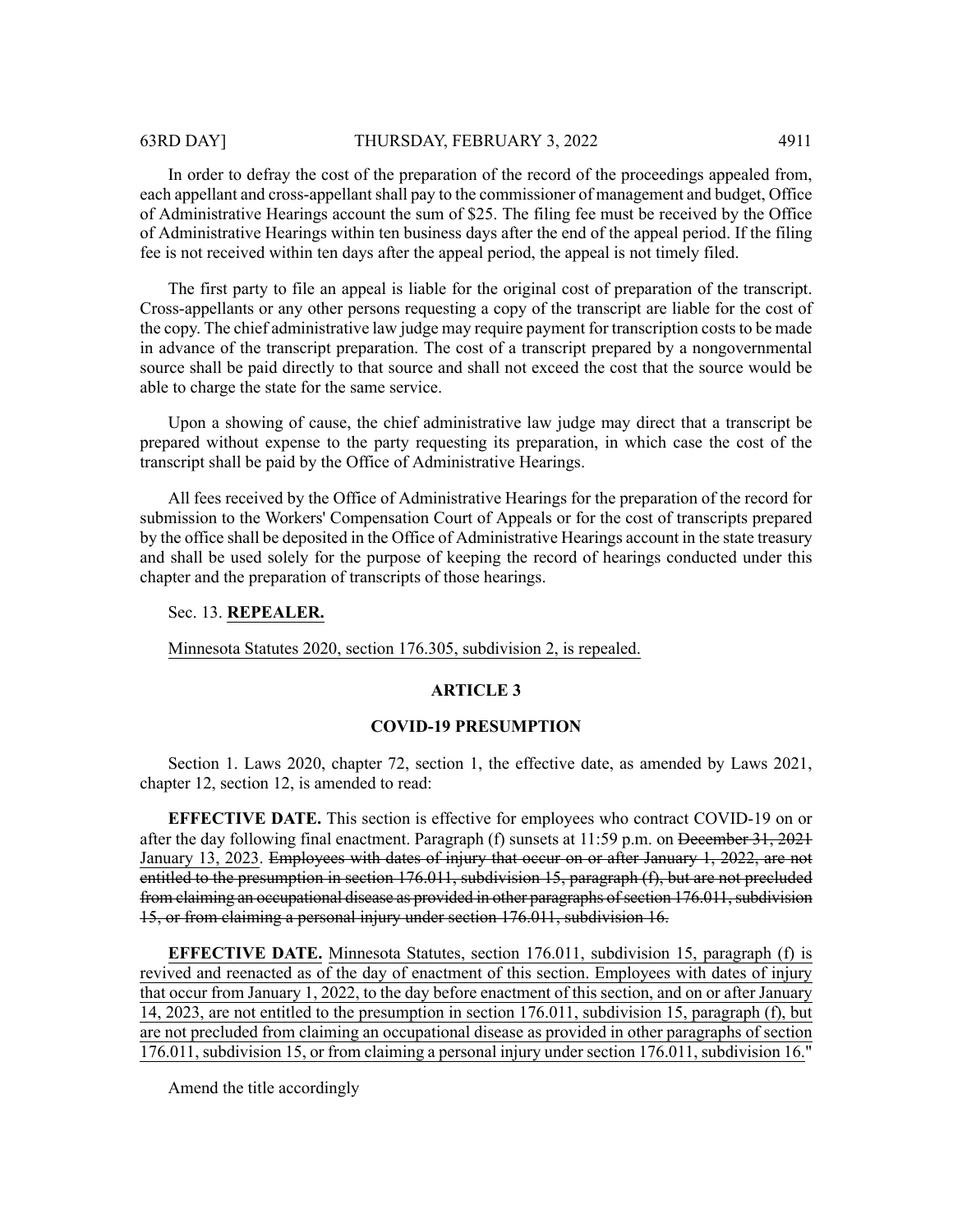In order to defray the cost of the preparation of the record of the proceedings appealed from, each appellant and cross-appellant shall pay to the commissioner of management and budget, Office of Administrative Hearings account the sum of $25. The filing fee must be received by the Office of Administrative Hearings within ten business days after the end of the appeal period. If the filing fee is not received within ten days after the appeal period, the appeal is not timely filed.

The first party to file an appeal is liable for the original cost of preparation of the transcript. Cross-appellants or any other persons requesting a copy of the transcript are liable for the cost of the copy. The chief administrative law judge may require payment for transcription costs to be made in advance of the transcript preparation. The cost of a transcript prepared by a nongovernmental source shall be paid directly to that source and shall not exceed the cost that the source would be able to charge the state for the same service.

Upon a showing of cause, the chief administrative law judge may direct that a transcript be prepared without expense to the party requesting its preparation, in which case the cost of the transcript shall be paid by the Office of Administrative Hearings.

All fees received by the Office of Administrative Hearings for the preparation of the record for submission to the Workers' Compensation Court of Appeals or for the cost of transcripts prepared by the office shall be deposited in the Office of Administrative Hearings account in the state treasury and shall be used solely for the purpose of keeping the record of hearings conducted under this chapter and the preparation of transcripts of those hearings.

Sec. 13. **REPEALER.**

Minnesota Statutes 2020, section 176.305, subdivision 2, is repealed.

**ARTICLE 3**

**COVID-19 PRESUMPTION**

Section 1. Laws 2020, chapter 72, section 1, the effective date, as amended by Laws 2021, chapter 12, section 12, is amended to read:

**EFFECTIVE DATE.** This section is effective for employees who contract COVID-19 on or after the day following final enactment. Paragraph (f) sunsets at 11:59 p.m. on ~~December 31, 2021~~ January 13, 2023. ~~Employees with dates of injury that occur on or after January 1, 2022, are not entitled to the presumption in section 176.011, subdivision 15, paragraph (f), but are not precluded from claiming an occupational disease as provided in other paragraphs of section 176.011, subdivision 15, or from claiming a personal injury under section 176.011, subdivision 16.~~

**EFFECTIVE DATE.** Minnesota Statutes, section 176.011, subdivision 15, paragraph (f) is revived and reenacted as of the day of enactment of this section. Employees with dates of injury that occur from January 1, 2022, to the day before enactment of this section, and on or after January 14, 2023, are not entitled to the presumption in section 176.011, subdivision 15, paragraph (f), but are not precluded from claiming an occupational disease as provided in other paragraphs of section 176.011, subdivision 15, or from claiming a personal injury under section 176.011, subdivision 16."

Amend the title accordingly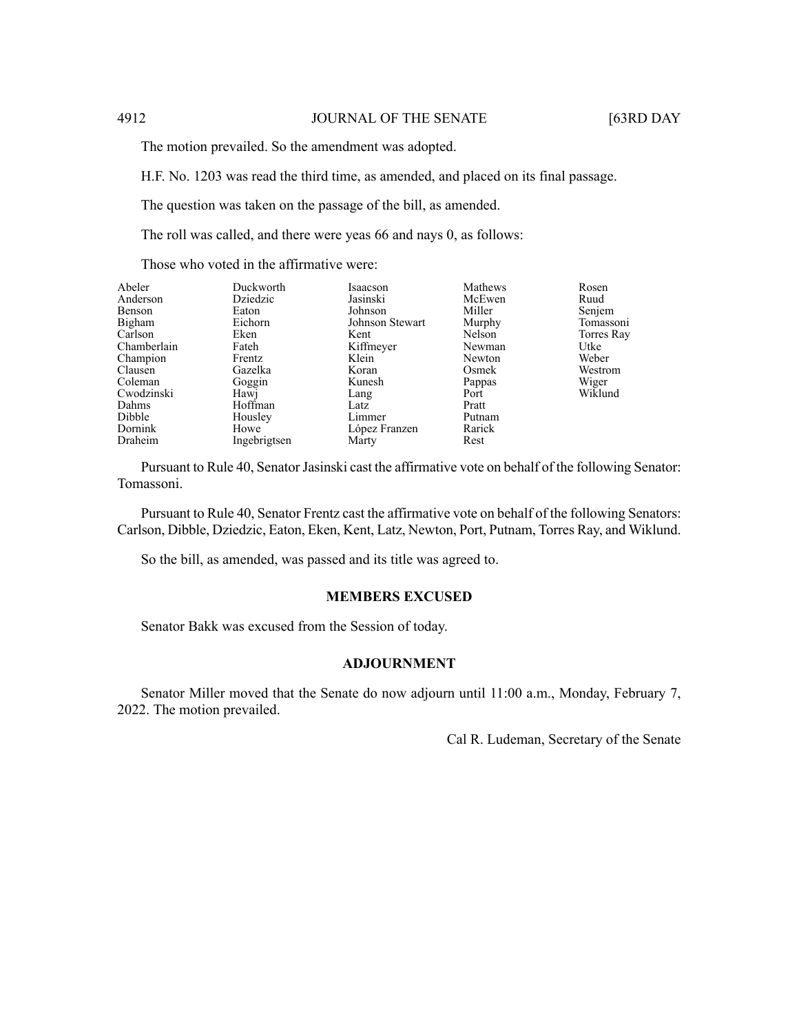The motion prevailed. So the amendment was adopted.

H.F. No. 1203 was read the third time, as amended, and placed on its final passage.

The question was taken on the passage of the bill, as amended.

The roll was called, and there were yeas 66 and nays 0, as follows:

Those who voted in the affirmative were:

| | | | | |
|---|---|---|---|---|
| Abeler | Duckworth | Isaacson | Mathews | Rosen |
| Anderson | Dziedzic | Jasinski | McEwen | Ruud |
| Benson | Eaton | Johnson | Miller | Senjem |
| Bigham | Eichorn | Johnson Stewart | Murphy | Tomassoni |
| Carlson | Eken | Kent | Nelson | Torres Ray |
| Chamberlain | Fateh | Kiffmeyer | Newman | Utke |
| Champion | Frentz | Klein | Newton | Weber |
| Clausen | Gazelka | Koran | Osmek | Westrom |
| Coleman | Goggin | Kunesh | Pappas | Wiger |
| Cwodzinski | Hawj | Lang | Port | Wiklund |
| Dahms | Hoffman | Latz | Pratt | |
| Dibble | Housley | Limmer | Putnam | |
| Dornink | Howe | López Franzen | Rarick | |
| Draheim | Ingebrigtsen | Marty | Rest | |

Pursuant to Rule 40, Senator Jasinski cast the affirmative vote on behalf of the following Senator: Tomassoni.

Pursuant to Rule 40, Senator Frentz cast the affirmative vote on behalf of the following Senators: Carlson, Dibble, Dziedzic, Eaton, Eken, Kent, Latz, Newton, Port, Putnam, Torres Ray, and Wiklund.

So the bill, as amended, was passed and its title was agreed to.

## MEMBERS EXCUSED

Senator Bakk was excused from the Session of today.

## ADJOURNMENT

Senator Miller moved that the Senate do now adjourn until 11:00 a.m., Monday, February 7, 2022. The motion prevailed.

Cal R. Ludeman, Secretary of the Senate